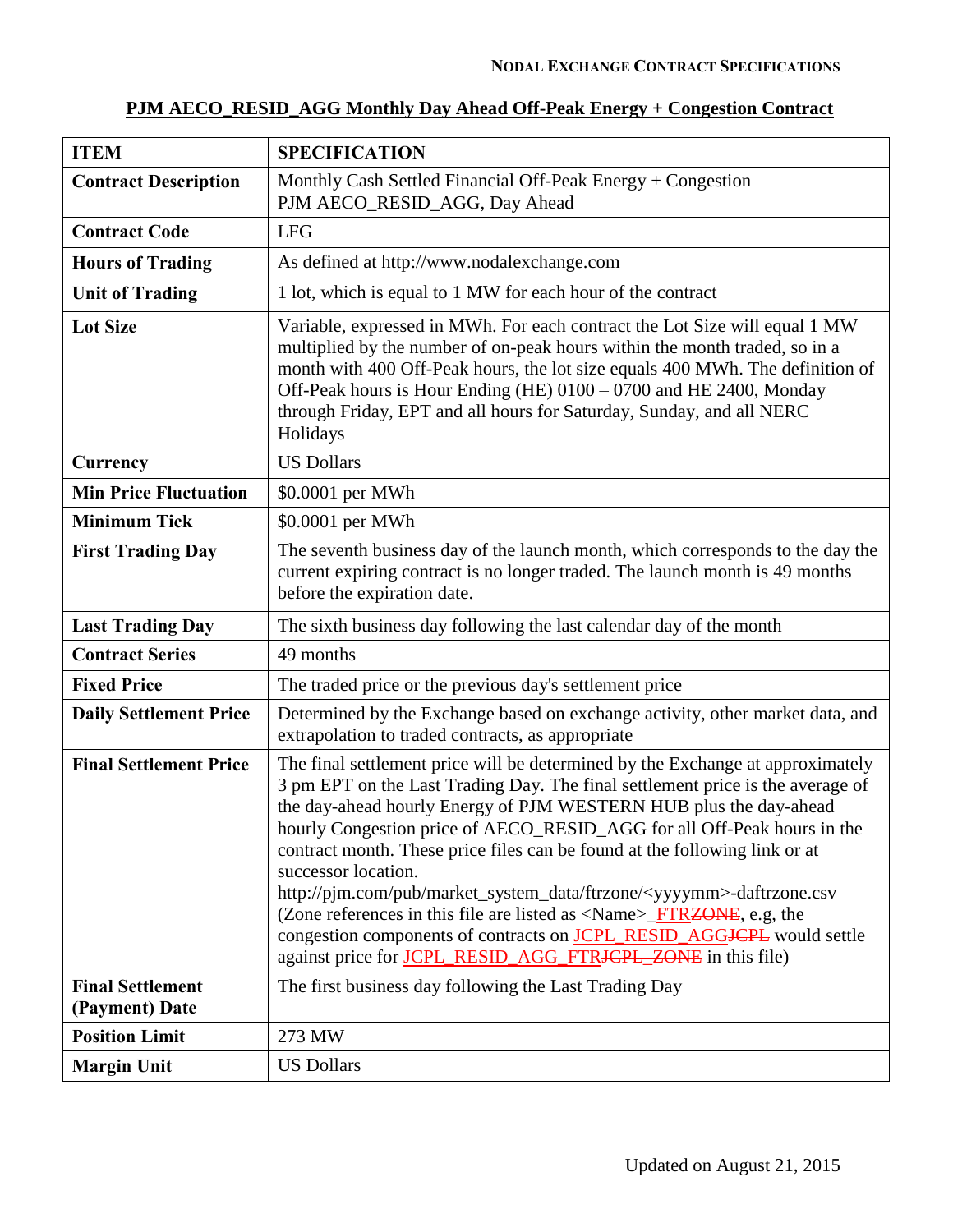## PJM AECO_RESID_AGG Monthly Day Ahead Off-Peak Energy + Congestion Contract

| ITEM | SPECIFICATION |
|---|---|
| **Contract Description** | Monthly Cash Settled Financial Off-Peak Energy + Congestion PJM AECO_RESID_AGG, Day Ahead |
| **Contract Code** | LFG |
| **Hours of Trading** | As defined at http://www.nodalexchange.com |
| **Unit of Trading** | 1 lot, which is equal to 1 MW for each hour of the contract |
| **Lot Size** | Variable, expressed in MWh. For each contract the Lot Size will equal 1 MW multiplied by the number of on-peak hours within the month traded, so in a month with 400 Off-Peak hours, the lot size equals 400 MWh. The definition of Off-Peak hours is Hour Ending (HE) 0100 – 0700 and HE 2400, Monday through Friday, EPT and all hours for Saturday, Sunday, and all NERC Holidays |
| **Currency** | US Dollars |
| **Min Price Fluctuation** | $0.0001 per MWh |
| **Minimum Tick** | $0.0001 per MWh |
| **First Trading Day** | The seventh business day of the launch month, which corresponds to the day the current expiring contract is no longer traded. The launch month is 49 months before the expiration date. |
| **Last Trading Day** | The sixth business day following the last calendar day of the month |
| **Contract Series** | 49 months |
| **Fixed Price** | The traded price or the previous day's settlement price |
| **Daily Settlement Price** | Determined by the Exchange based on exchange activity, other market data, and extrapolation to traded contracts, as appropriate |
| **Final Settlement Price** | The final settlement price will be determined by the Exchange at approximately 3 pm EPT on the Last Trading Day. The final settlement price is the average of the day-ahead hourly Energy of PJM WESTERN HUB plus the day-ahead hourly Congestion price of AECO_RESID_AGG for all Off-Peak hours in the contract month. These price files can be found at the following link or at successor location. http://pjm.com/pub/market_system_data/ftrzone/<yyyymm>-daftrzone.csv (Zone references in this file are listed as <Name>_FTR~~ZONE~~, e.g, the congestion components of contracts on JCPL_RESID_AGG~~JCPL~~ would settle against price for JCPL_RESID_AGG_FTR~~JCPL_ZONE~~ in this file) |
| **Final Settlement (Payment) Date** | The first business day following the Last Trading Day |
| **Position Limit** | 273 MW |
| **Margin Unit** | US Dollars |

Updated on August 21, 2015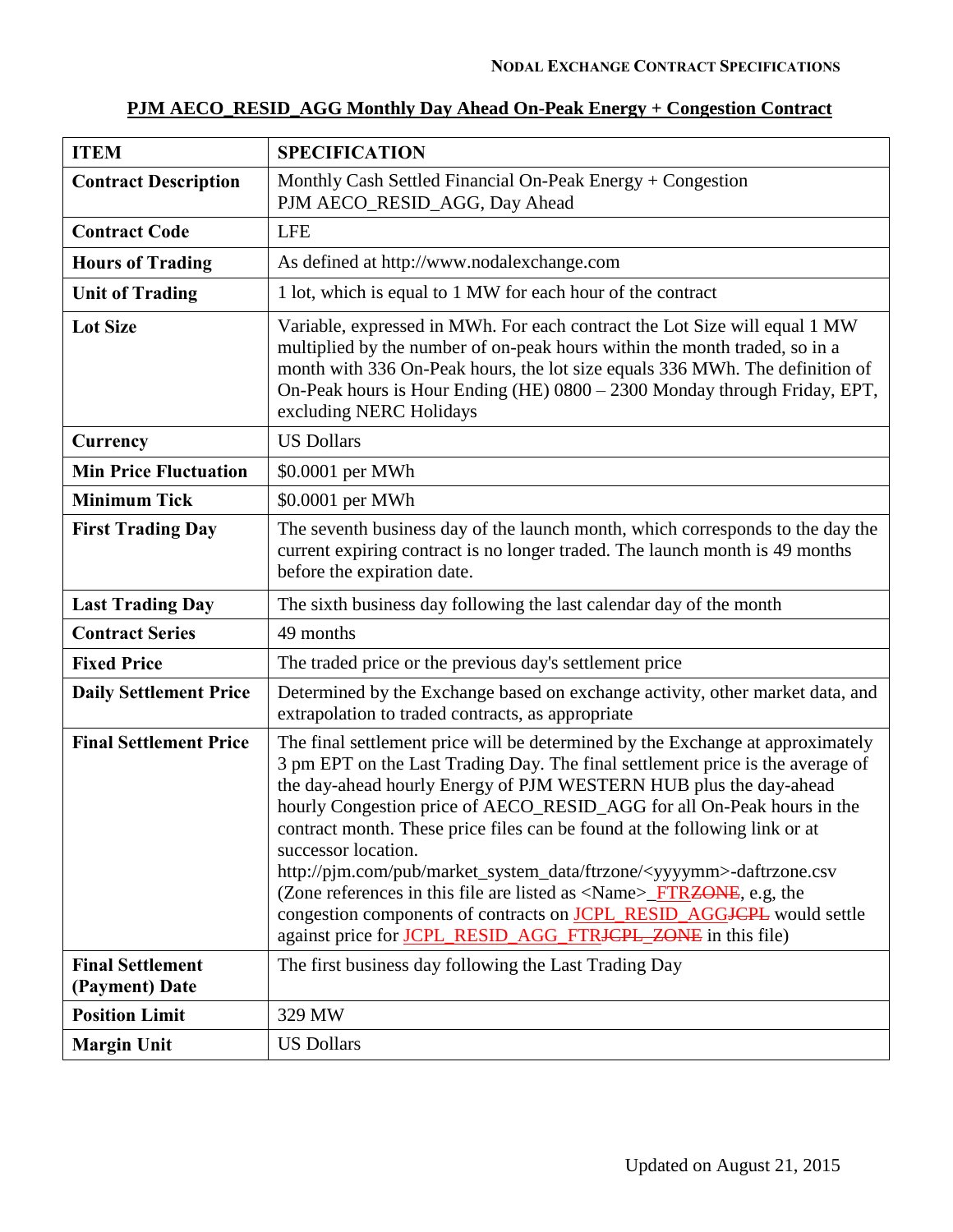**PJM AECO_RESID_AGG Monthly Day Ahead On-Peak Energy + Congestion Contract**

| ITEM | SPECIFICATION |
|---|---|
| **Contract Description** | Monthly Cash Settled Financial On-Peak Energy + Congestion PJM AECO_RESID_AGG, Day Ahead |
| **Contract Code** | LFE |
| **Hours of Trading** | As defined at http://www.nodalexchange.com |
| **Unit of Trading** | 1 lot, which is equal to 1 MW for each hour of the contract |
| **Lot Size** | Variable, expressed in MWh. For each contract the Lot Size will equal 1 MW multiplied by the number of on-peak hours within the month traded, so in a month with 336 On-Peak hours, the lot size equals 336 MWh. The definition of On-Peak hours is Hour Ending (HE) 0800 – 2300 Monday through Friday, EPT, excluding NERC Holidays |
| **Currency** | US Dollars |
| **Min Price Fluctuation** | $0.0001 per MWh |
| **Minimum Tick** | $0.0001 per MWh |
| **First Trading Day** | The seventh business day of the launch month, which corresponds to the day the current expiring contract is no longer traded. The launch month is 49 months before the expiration date. |
| **Last Trading Day** | The sixth business day following the last calendar day of the month |
| **Contract Series** | 49 months |
| **Fixed Price** | The traded price or the previous day's settlement price |
| **Daily Settlement Price** | Determined by the Exchange based on exchange activity, other market data, and extrapolation to traded contracts, as appropriate |
| **Final Settlement Price** | The final settlement price will be determined by the Exchange at approximately 3 pm EPT on the Last Trading Day. The final settlement price is the average of the day-ahead hourly Energy of PJM WESTERN HUB plus the day-ahead hourly Congestion price of AECO_RESID_AGG for all On-Peak hours in the contract month. These price files can be found at the following link or at successor location. http://pjm.com/pub/market_system_data/ftrzone/<yyyymm>-daftrzone.csv (Zone references in this file are listed as <Name>_FTR~~ZONE~~, e.g, the congestion components of contracts on JCPL_RESID_AGG~~JCPL~~ would settle against price for JCPL_RESID_AGG_FTR~~JCPL_ZONE~~ in this file) |
| **Final Settlement (Payment) Date** | The first business day following the Last Trading Day |
| **Position Limit** | 329 MW |
| **Margin Unit** | US Dollars |

Updated on August 21, 2015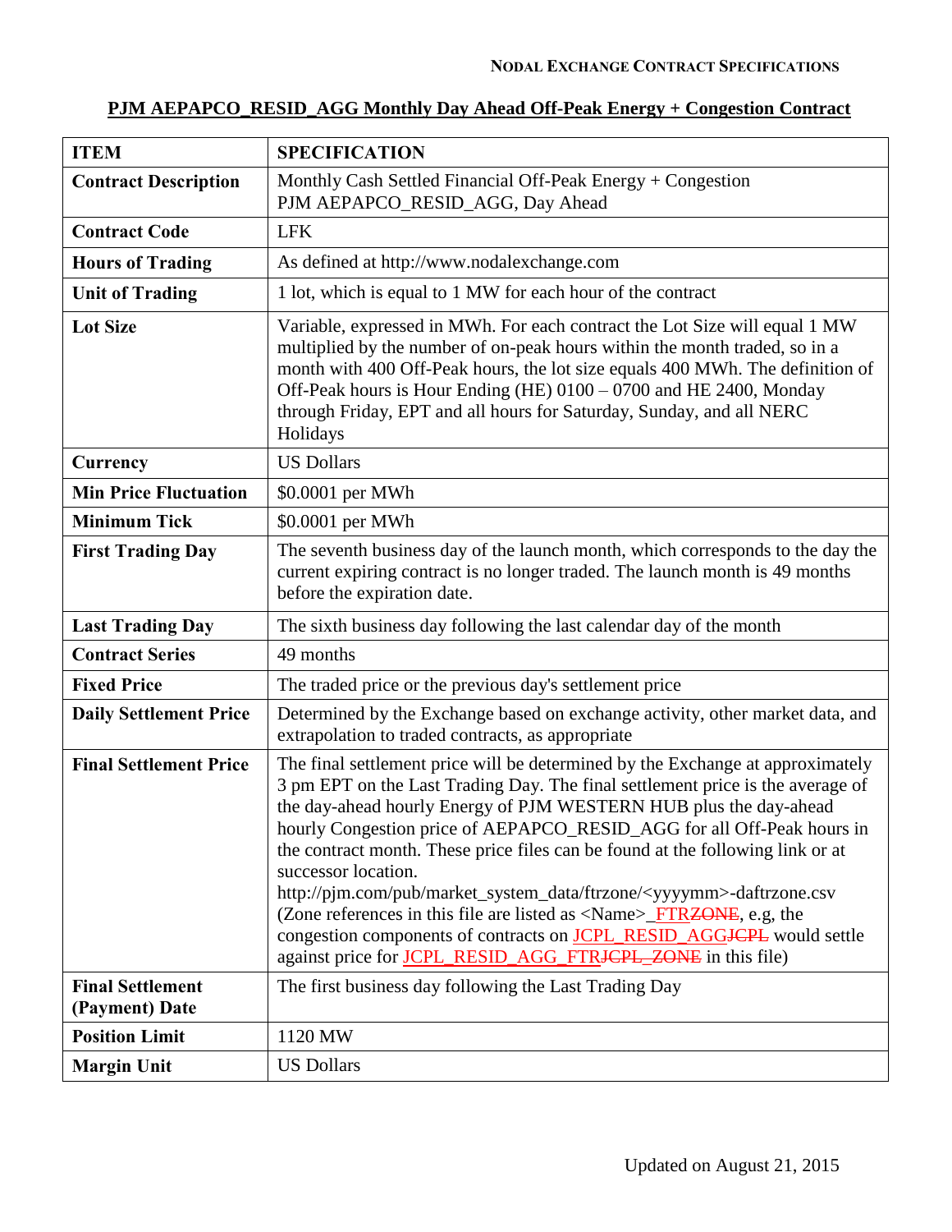**Nodal Exchange Contract Specifications**

## PJM AEPAPCO_RESID_AGG Monthly Day Ahead Off-Peak Energy + Congestion Contract

| ITEM | SPECIFICATION |
|---|---|
| **Contract Description** | Monthly Cash Settled Financial Off-Peak Energy + Congestion<br>PJM AEPAPCO_RESID_AGG, Day Ahead |
| **Contract Code** | LFK |
| **Hours of Trading** | As defined at http://www.nodalexchange.com |
| **Unit of Trading** | 1 lot, which is equal to 1 MW for each hour of the contract |
| **Lot Size** | Variable, expressed in MWh. For each contract the Lot Size will equal 1 MW multiplied by the number of on-peak hours within the month traded, so in a month with 400 Off-Peak hours, the lot size equals 400 MWh. The definition of Off-Peak hours is Hour Ending (HE) 0100 – 0700 and HE 2400, Monday through Friday, EPT and all hours for Saturday, Sunday, and all NERC Holidays |
| **Currency** | US Dollars |
| **Min Price Fluctuation** | $0.0001 per MWh |
| **Minimum Tick** | $0.0001 per MWh |
| **First Trading Day** | The seventh business day of the launch month, which corresponds to the day the current expiring contract is no longer traded. The launch month is 49 months before the expiration date. |
| **Last Trading Day** | The sixth business day following the last calendar day of the month |
| **Contract Series** | 49 months |
| **Fixed Price** | The traded price or the previous day's settlement price |
| **Daily Settlement Price** | Determined by the Exchange based on exchange activity, other market data, and extrapolation to traded contracts, as appropriate |
| **Final Settlement Price** | The final settlement price will be determined by the Exchange at approximately 3 pm EPT on the Last Trading Day. The final settlement price is the average of the day-ahead hourly Energy of PJM WESTERN HUB plus the day-ahead hourly Congestion price of AEPAPCO_RESID_AGG for all Off-Peak hours in the contract month. These price files can be found at the following link or at successor location.<br>http://pjm.com/pub/market_system_data/ftrzone/<yyyymm>-daftrzone.csv (Zone references in this file are listed as <Name>_FTR~~ZONE~~, e.g, the congestion components of contracts on JCPL_RESID_AGG~~JCPL~~ would settle against price for JCPL_RESID_AGG_FTR~~JCPL_ZONE~~ in this file) |
| **Final Settlement (Payment) Date** | The first business day following the Last Trading Day |
| **Position Limit** | 1120 MW |
| **Margin Unit** | US Dollars |

Updated on August 21, 2015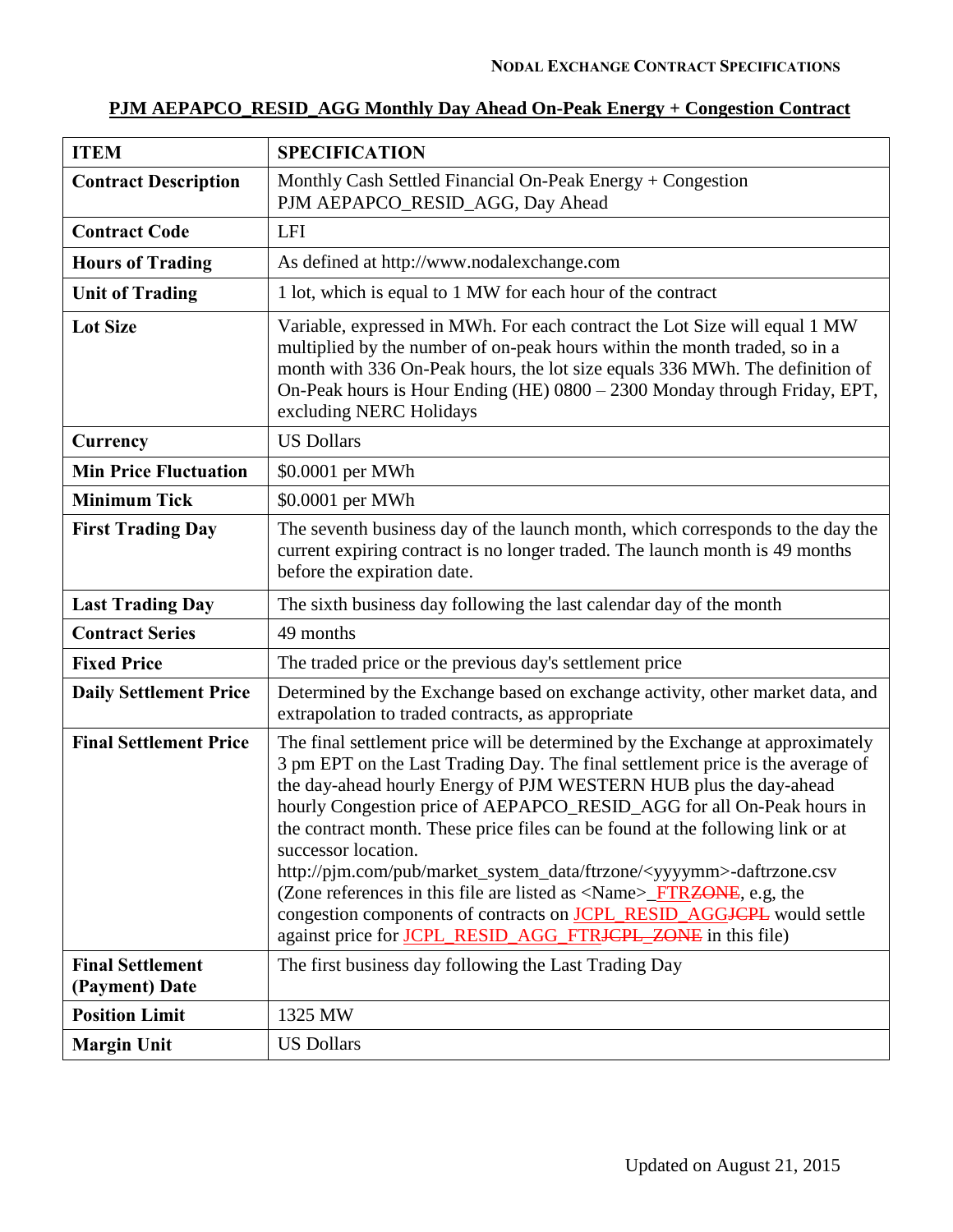# PJM AEPAPCO_RESID_AGG Monthly Day Ahead On-Peak Energy + Congestion Contract

| ITEM | SPECIFICATION |
| --- | --- |
| **Contract Description** | Monthly Cash Settled Financial On-Peak Energy + Congestion PJM AEPAPCO_RESID_AGG, Day Ahead |
| **Contract Code** | LFI |
| **Hours of Trading** | As defined at http://www.nodalexchange.com |
| **Unit of Trading** | 1 lot, which is equal to 1 MW for each hour of the contract |
| **Lot Size** | Variable, expressed in MWh. For each contract the Lot Size will equal 1 MW multiplied by the number of on-peak hours within the month traded, so in a month with 336 On-Peak hours, the lot size equals 336 MWh. The definition of On-Peak hours is Hour Ending (HE) 0800 – 2300 Monday through Friday, EPT, excluding NERC Holidays |
| **Currency** | US Dollars |
| **Min Price Fluctuation** | $0.0001 per MWh |
| **Minimum Tick** | $0.0001 per MWh |
| **First Trading Day** | The seventh business day of the launch month, which corresponds to the day the current expiring contract is no longer traded. The launch month is 49 months before the expiration date. |
| **Last Trading Day** | The sixth business day following the last calendar day of the month |
| **Contract Series** | 49 months |
| **Fixed Price** | The traded price or the previous day's settlement price |
| **Daily Settlement Price** | Determined by the Exchange based on exchange activity, other market data, and extrapolation to traded contracts, as appropriate |
| **Final Settlement Price** | The final settlement price will be determined by the Exchange at approximately 3 pm EPT on the Last Trading Day. The final settlement price is the average of the day-ahead hourly Energy of PJM WESTERN HUB plus the day-ahead hourly Congestion price of AEPAPCO_RESID_AGG for all On-Peak hours in the contract month. These price files can be found at the following link or at successor location. http://pjm.com/pub/market_system_data/ftrzone/<yyyymm>-daftrzone.csv (Zone references in this file are listed as <Name>_FTR~~ZONE~~, e.g, the congestion components of contracts on JCPL_RESID_AGG~~JCPL~~ would settle against price for JCPL_RESID_AGG_FTR~~JCPL_ZONE~~ in this file) |
| **Final Settlement (Payment) Date** | The first business day following the Last Trading Day |
| **Position Limit** | 1325 MW |
| **Margin Unit** | US Dollars |

Updated on August 21, 2015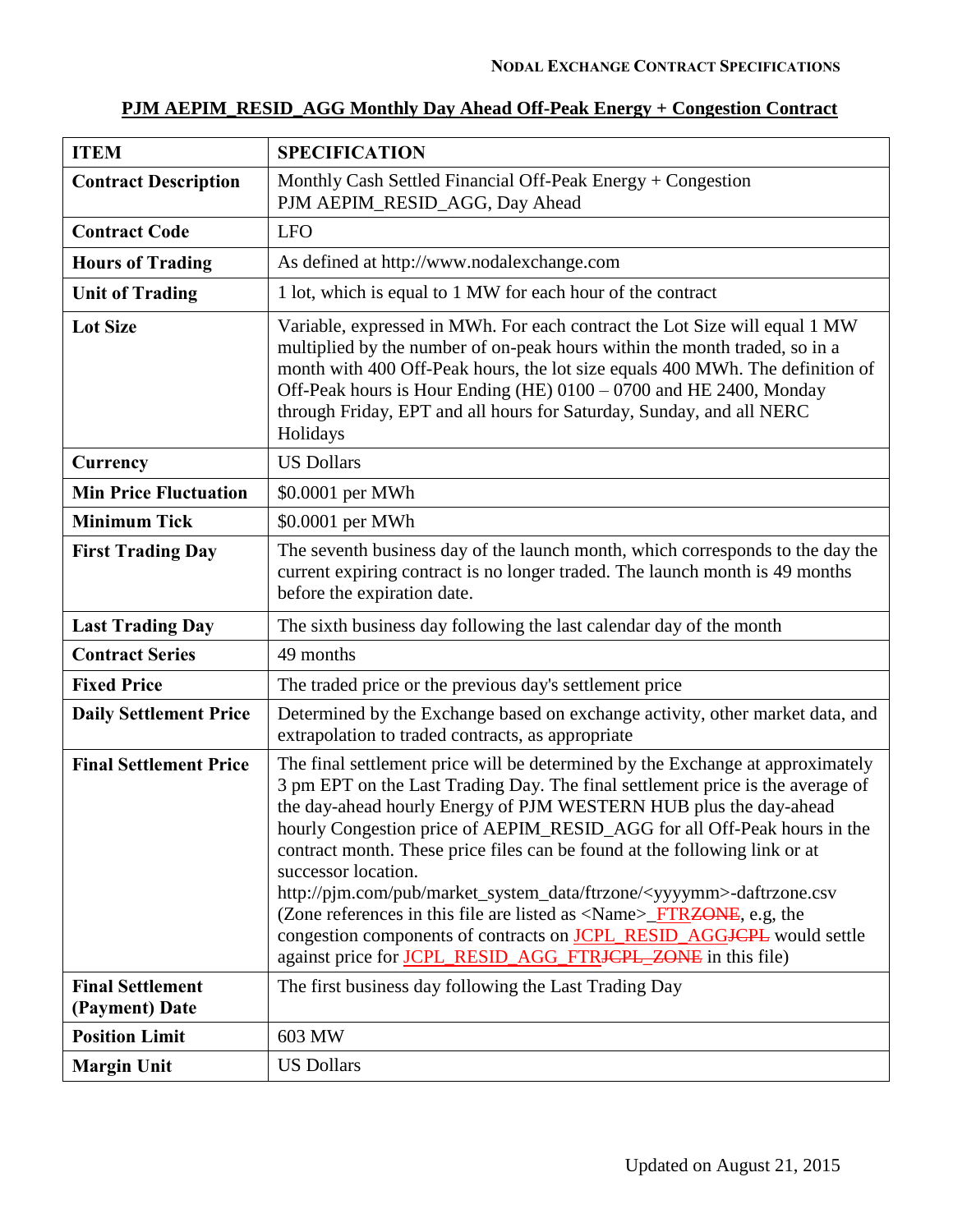**NODAL EXCHANGE CONTRACT SPECIFICATIONS**

## PJM AEPIM_RESID_AGG Monthly Day Ahead Off-Peak Energy + Congestion Contract

| ITEM | SPECIFICATION |
|---|---|
| **Contract Description** | Monthly Cash Settled Financial Off-Peak Energy + Congestion PJM AEPIM_RESID_AGG, Day Ahead |
| **Contract Code** | LFO |
| **Hours of Trading** | As defined at http://www.nodalexchange.com |
| **Unit of Trading** | 1 lot, which is equal to 1 MW for each hour of the contract |
| **Lot Size** | Variable, expressed in MWh. For each contract the Lot Size will equal 1 MW multiplied by the number of on-peak hours within the month traded, so in a month with 400 Off-Peak hours, the lot size equals 400 MWh. The definition of Off-Peak hours is Hour Ending (HE) 0100 – 0700 and HE 2400, Monday through Friday, EPT and all hours for Saturday, Sunday, and all NERC Holidays |
| **Currency** | US Dollars |
| **Min Price Fluctuation** | $0.0001 per MWh |
| **Minimum Tick** | $0.0001 per MWh |
| **First Trading Day** | The seventh business day of the launch month, which corresponds to the day the current expiring contract is no longer traded. The launch month is 49 months before the expiration date. |
| **Last Trading Day** | The sixth business day following the last calendar day of the month |
| **Contract Series** | 49 months |
| **Fixed Price** | The traded price or the previous day's settlement price |
| **Daily Settlement Price** | Determined by the Exchange based on exchange activity, other market data, and extrapolation to traded contracts, as appropriate |
| **Final Settlement Price** | The final settlement price will be determined by the Exchange at approximately 3 pm EPT on the Last Trading Day. The final settlement price is the average of the day-ahead hourly Energy of PJM WESTERN HUB plus the day-ahead hourly Congestion price of AEPIM_RESID_AGG for all Off-Peak hours in the contract month. These price files can be found at the following link or at successor location. http://pjm.com/pub/market_system_data/ftrzone/<yyyymm>-daftrzone.csv (Zone references in this file are listed as <Name>_FTR~~ZONE~~, e.g, the congestion components of contracts on JCPL_RESID_AGG~~JCPL~~ would settle against price for JCPL_RESID_AGG_FTR~~JCPL_ZONE~~ in this file) |
| **Final Settlement (Payment) Date** | The first business day following the Last Trading Day |
| **Position Limit** | 603 MW |
| **Margin Unit** | US Dollars |

Updated on August 21, 2015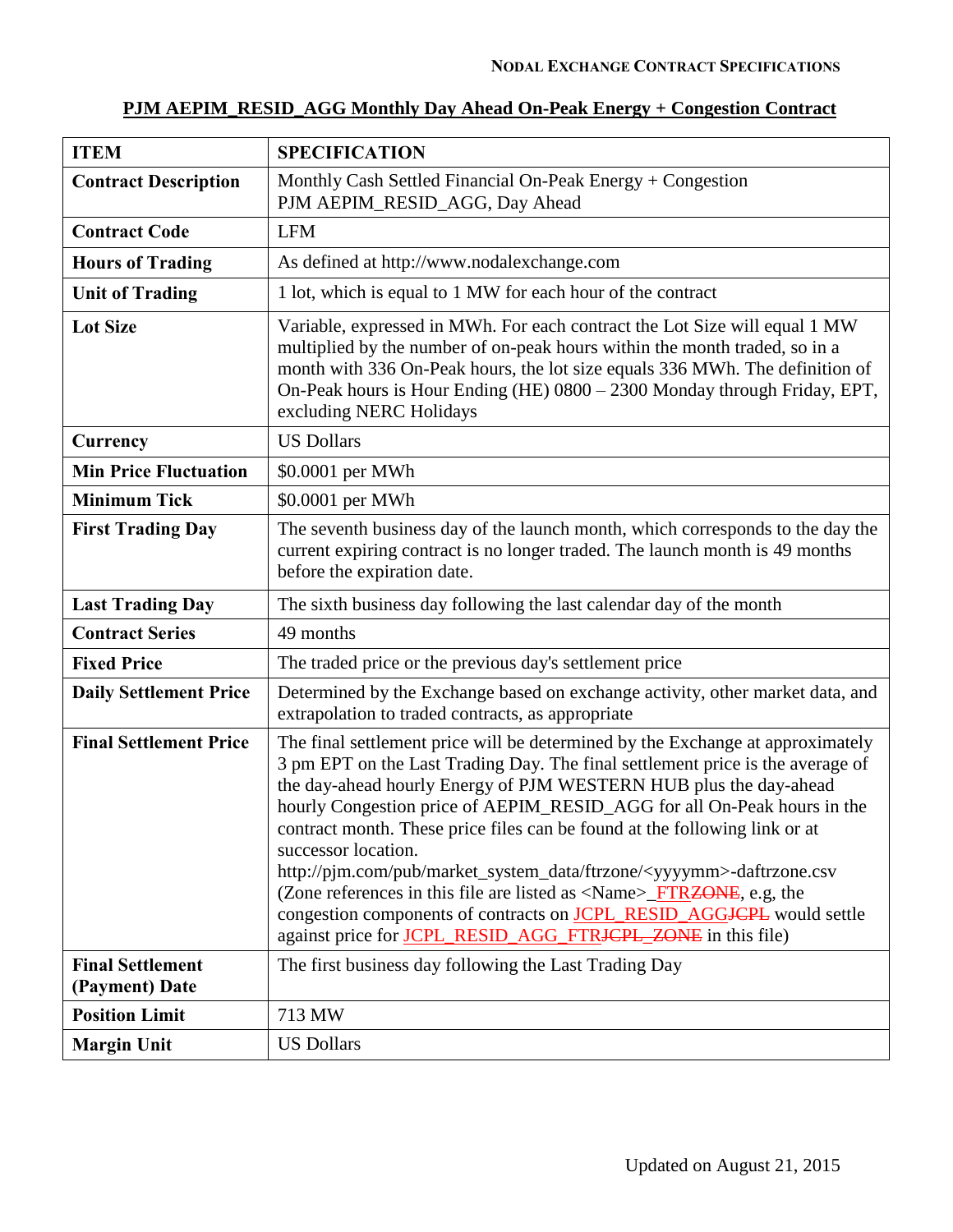**NODAL EXCHANGE CONTRACT SPECIFICATIONS**

## PJM AEPIM_RESID_AGG Monthly Day Ahead On-Peak Energy + Congestion Contract

| ITEM | SPECIFICATION |
|---|---|
| **Contract Description** | Monthly Cash Settled Financial On-Peak Energy + Congestion PJM AEPIM_RESID_AGG, Day Ahead |
| **Contract Code** | LFM |
| **Hours of Trading** | As defined at http://www.nodalexchange.com |
| **Unit of Trading** | 1 lot, which is equal to 1 MW for each hour of the contract |
| **Lot Size** | Variable, expressed in MWh. For each contract the Lot Size will equal 1 MW multiplied by the number of on-peak hours within the month traded, so in a month with 336 On-Peak hours, the lot size equals 336 MWh. The definition of On-Peak hours is Hour Ending (HE) 0800 – 2300 Monday through Friday, EPT, excluding NERC Holidays |
| **Currency** | US Dollars |
| **Min Price Fluctuation** | $0.0001 per MWh |
| **Minimum Tick** | $0.0001 per MWh |
| **First Trading Day** | The seventh business day of the launch month, which corresponds to the day the current expiring contract is no longer traded. The launch month is 49 months before the expiration date. |
| **Last Trading Day** | The sixth business day following the last calendar day of the month |
| **Contract Series** | 49 months |
| **Fixed Price** | The traded price or the previous day's settlement price |
| **Daily Settlement Price** | Determined by the Exchange based on exchange activity, other market data, and extrapolation to traded contracts, as appropriate |
| **Final Settlement Price** | The final settlement price will be determined by the Exchange at approximately 3 pm EPT on the Last Trading Day. The final settlement price is the average of the day-ahead hourly Energy of PJM WESTERN HUB plus the day-ahead hourly Congestion price of AEPIM_RESID_AGG for all On-Peak hours in the contract month. These price files can be found at the following link or at successor location. http://pjm.com/pub/market_system_data/ftrzone/<yyyymm>-daftrzone.csv (Zone references in this file are listed as <Name>_FTR~~ZONE~~, e.g, the congestion components of contracts on JCPL_RESID_AGG~~JCPL~~ would settle against price for JCPL_RESID_AGG_FTR~~JCPL_ZONE~~ in this file) |
| **Final Settlement (Payment) Date** | The first business day following the Last Trading Day |
| **Position Limit** | 713 MW |
| **Margin Unit** | US Dollars |

Updated on August 21, 2015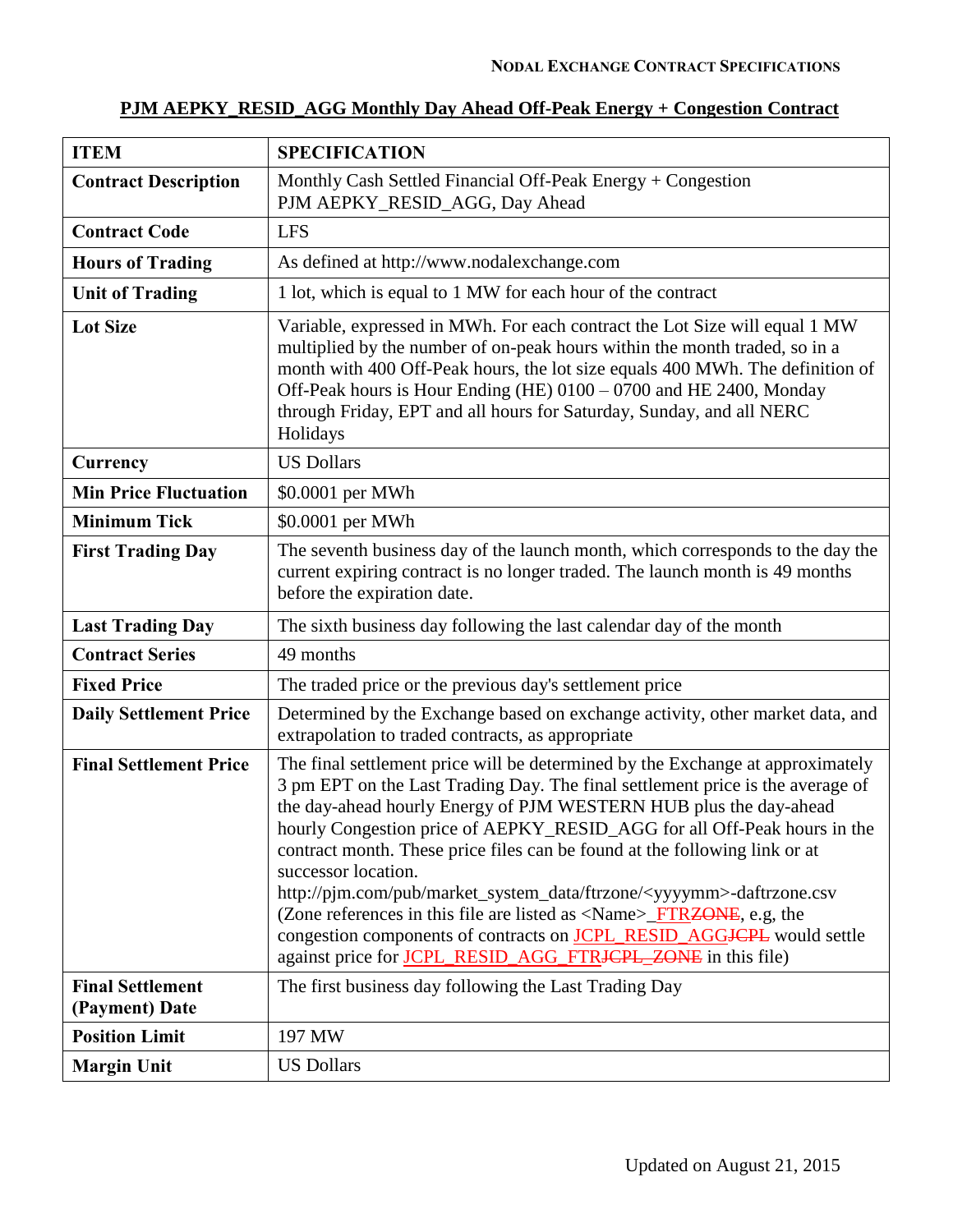**Nodal Exchange Contract Specifications**

# PJM AEPKY_RESID_AGG Monthly Day Ahead Off-Peak Energy + Congestion Contract

| ITEM | SPECIFICATION |
|---|---|
| **Contract Description** | Monthly Cash Settled Financial Off-Peak Energy + Congestion PJM AEPKY_RESID_AGG, Day Ahead |
| **Contract Code** | LFS |
| **Hours of Trading** | As defined at http://www.nodalexchange.com |
| **Unit of Trading** | 1 lot, which is equal to 1 MW for each hour of the contract |
| **Lot Size** | Variable, expressed in MWh. For each contract the Lot Size will equal 1 MW multiplied by the number of on-peak hours within the month traded, so in a month with 400 Off-Peak hours, the lot size equals 400 MWh. The definition of Off-Peak hours is Hour Ending (HE) 0100 – 0700 and HE 2400, Monday through Friday, EPT and all hours for Saturday, Sunday, and all NERC Holidays |
| **Currency** | US Dollars |
| **Min Price Fluctuation** | $0.0001 per MWh |
| **Minimum Tick** | $0.0001 per MWh |
| **First Trading Day** | The seventh business day of the launch month, which corresponds to the day the current expiring contract is no longer traded. The launch month is 49 months before the expiration date. |
| **Last Trading Day** | The sixth business day following the last calendar day of the month |
| **Contract Series** | 49 months |
| **Fixed Price** | The traded price or the previous day's settlement price |
| **Daily Settlement Price** | Determined by the Exchange based on exchange activity, other market data, and extrapolation to traded contracts, as appropriate |
| **Final Settlement Price** | The final settlement price will be determined by the Exchange at approximately 3 pm EPT on the Last Trading Day. The final settlement price is the average of the day-ahead hourly Energy of PJM WESTERN HUB plus the day-ahead hourly Congestion price of AEPKY_RESID_AGG for all Off-Peak hours in the contract month. These price files can be found at the following link or at successor location. http://pjm.com/pub/market_system_data/ftrzone/<yyyymm>-daftrzone.csv (Zone references in this file are listed as <Name>_FTR~~ZONE~~, e.g, the congestion components of contracts on JCPL_RESID_AGG~~JCPL~~ would settle against price for JCPL_RESID_AGG_FTR~~JCPL_ZONE~~ in this file) |
| **Final Settlement (Payment) Date** | The first business day following the Last Trading Day |
| **Position Limit** | 197 MW |
| **Margin Unit** | US Dollars |

Updated on August 21, 2015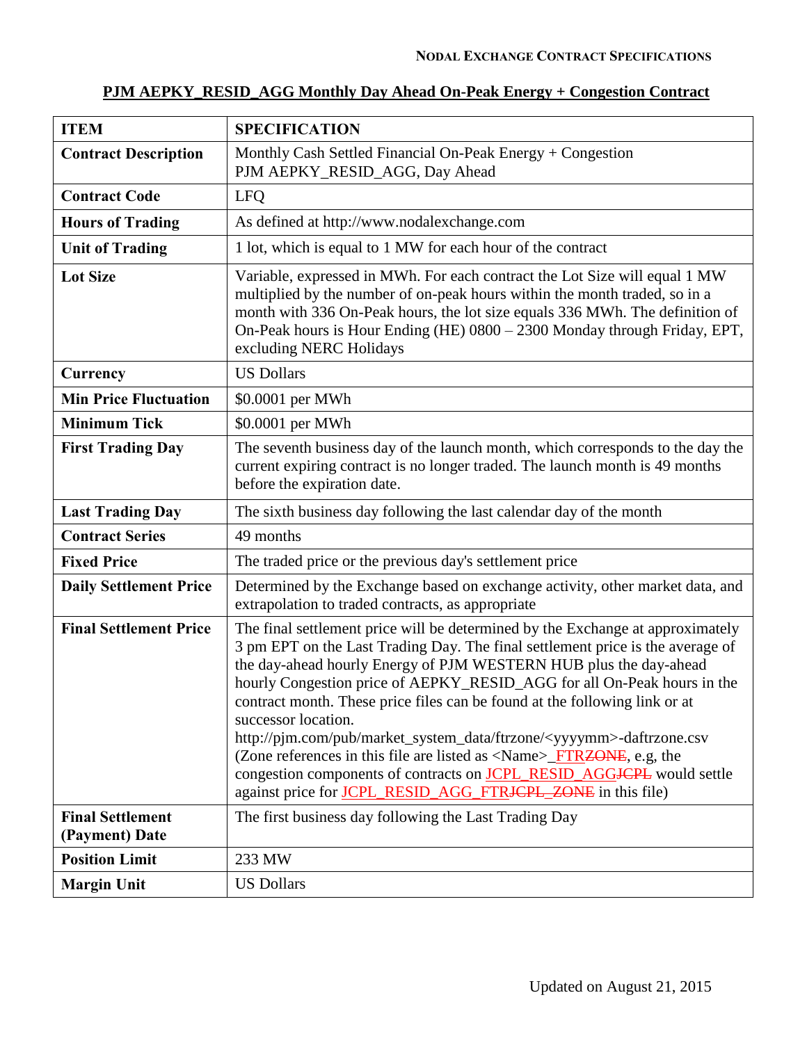NODAL EXCHANGE CONTRACT SPECIFICATIONS

## PJM AEPKY_RESID_AGG Monthly Day Ahead On-Peak Energy + Congestion Contract

| ITEM | SPECIFICATION |
|---|---|
| **Contract Description** | Monthly Cash Settled Financial On-Peak Energy + Congestion PJM AEPKY_RESID_AGG, Day Ahead |
| **Contract Code** | LFQ |
| **Hours of Trading** | As defined at http://www.nodalexchange.com |
| **Unit of Trading** | 1 lot, which is equal to 1 MW for each hour of the contract |
| **Lot Size** | Variable, expressed in MWh. For each contract the Lot Size will equal 1 MW multiplied by the number of on-peak hours within the month traded, so in a month with 336 On-Peak hours, the lot size equals 336 MWh. The definition of On-Peak hours is Hour Ending (HE) 0800 – 2300 Monday through Friday, EPT, excluding NERC Holidays |
| **Currency** | US Dollars |
| **Min Price Fluctuation** | $0.0001 per MWh |
| **Minimum Tick** | $0.0001 per MWh |
| **First Trading Day** | The seventh business day of the launch month, which corresponds to the day the current expiring contract is no longer traded. The launch month is 49 months before the expiration date. |
| **Last Trading Day** | The sixth business day following the last calendar day of the month |
| **Contract Series** | 49 months |
| **Fixed Price** | The traded price or the previous day's settlement price |
| **Daily Settlement Price** | Determined by the Exchange based on exchange activity, other market data, and extrapolation to traded contracts, as appropriate |
| **Final Settlement Price** | The final settlement price will be determined by the Exchange at approximately 3 pm EPT on the Last Trading Day. The final settlement price is the average of the day-ahead hourly Energy of PJM WESTERN HUB plus the day-ahead hourly Congestion price of AEPKY_RESID_AGG for all On-Peak hours in the contract month. These price files can be found at the following link or at successor location. http://pjm.com/pub/market_system_data/ftrzone/<yyyymm>-daftrzone.csv (Zone references in this file are listed as <Name>_FTR~~ZONE~~, e.g, the congestion components of contracts on JCPL_RESID_AGG~~JCPL~~ would settle against price for JCPL_RESID_AGG_FTR~~JCPL_ZONE~~ in this file) |
| **Final Settlement (Payment) Date** | The first business day following the Last Trading Day |
| **Position Limit** | 233 MW |
| **Margin Unit** | US Dollars |

Updated on August 21, 2015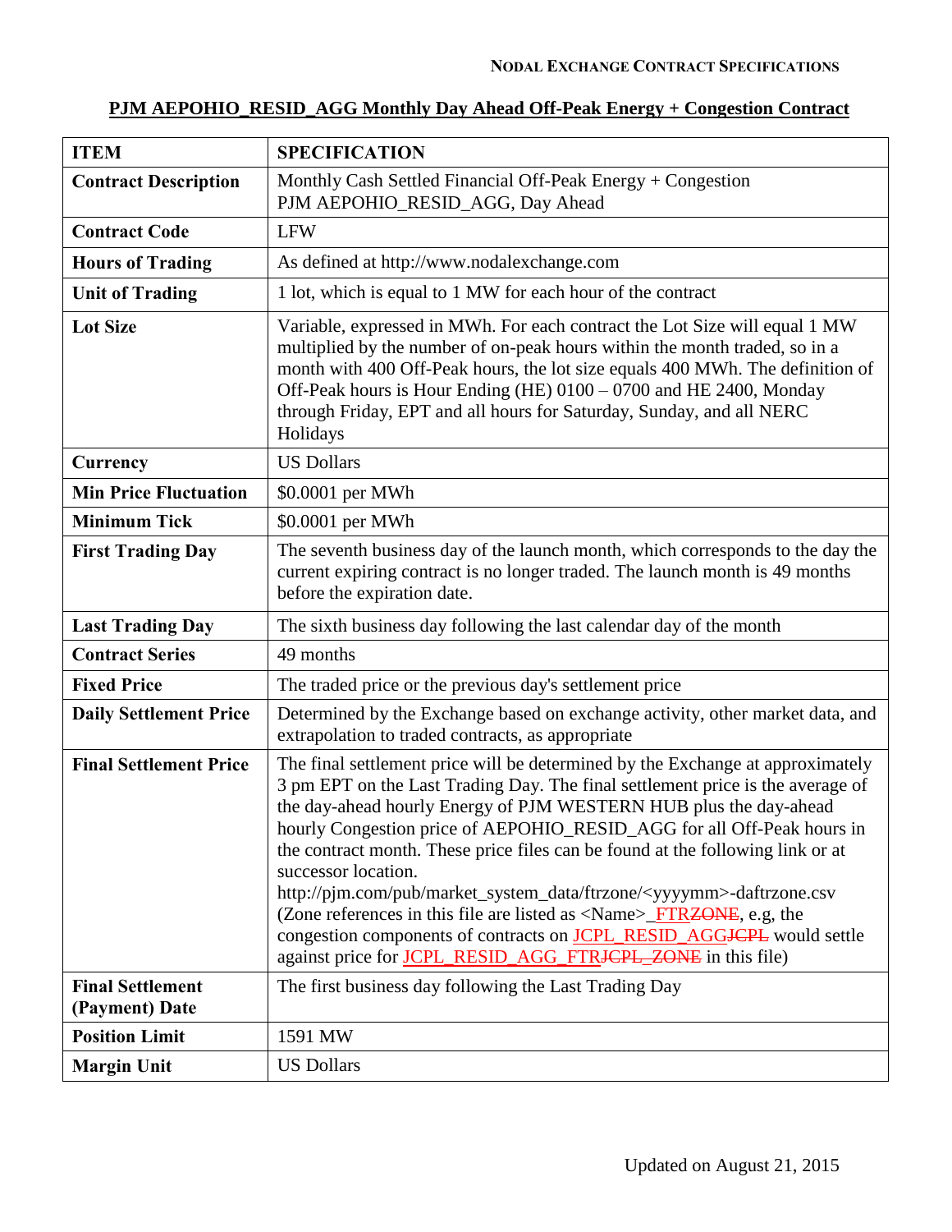**PJM AEPOHIO_RESID_AGG Monthly Day Ahead Off-Peak Energy + Congestion Contract**

| ITEM | SPECIFICATION |
|---|---|
| **Contract Description** | Monthly Cash Settled Financial Off-Peak Energy + Congestion PJM AEPOHIO_RESID_AGG, Day Ahead |
| **Contract Code** | LFW |
| **Hours of Trading** | As defined at http://www.nodalexchange.com |
| **Unit of Trading** | 1 lot, which is equal to 1 MW for each hour of the contract |
| **Lot Size** | Variable, expressed in MWh. For each contract the Lot Size will equal 1 MW multiplied by the number of on-peak hours within the month traded, so in a month with 400 Off-Peak hours, the lot size equals 400 MWh. The definition of Off-Peak hours is Hour Ending (HE) 0100 – 0700 and HE 2400, Monday through Friday, EPT and all hours for Saturday, Sunday, and all NERC Holidays |
| **Currency** | US Dollars |
| **Min Price Fluctuation** | $0.0001 per MWh |
| **Minimum Tick** | $0.0001 per MWh |
| **First Trading Day** | The seventh business day of the launch month, which corresponds to the day the current expiring contract is no longer traded. The launch month is 49 months before the expiration date. |
| **Last Trading Day** | The sixth business day following the last calendar day of the month |
| **Contract Series** | 49 months |
| **Fixed Price** | The traded price or the previous day's settlement price |
| **Daily Settlement Price** | Determined by the Exchange based on exchange activity, other market data, and extrapolation to traded contracts, as appropriate |
| **Final Settlement Price** | The final settlement price will be determined by the Exchange at approximately 3 pm EPT on the Last Trading Day. The final settlement price is the average of the day-ahead hourly Energy of PJM WESTERN HUB plus the day-ahead hourly Congestion price of AEPOHIO_RESID_AGG for all Off-Peak hours in the contract month. These price files can be found at the following link or at successor location. http://pjm.com/pub/market_system_data/ftrzone/<yyyymm>-daftrzone.csv (Zone references in this file are listed as <Name>_FTR~~ZONE~~, e.g, the congestion components of contracts on JCPL_RESID_AGG~~JCPL~~ would settle against price for JCPL_RESID_AGG_FTR~~JCPL_ZONE~~ in this file) |
| **Final Settlement (Payment) Date** | The first business day following the Last Trading Day |
| **Position Limit** | 1591 MW |
| **Margin Unit** | US Dollars |

Updated on August 21, 2015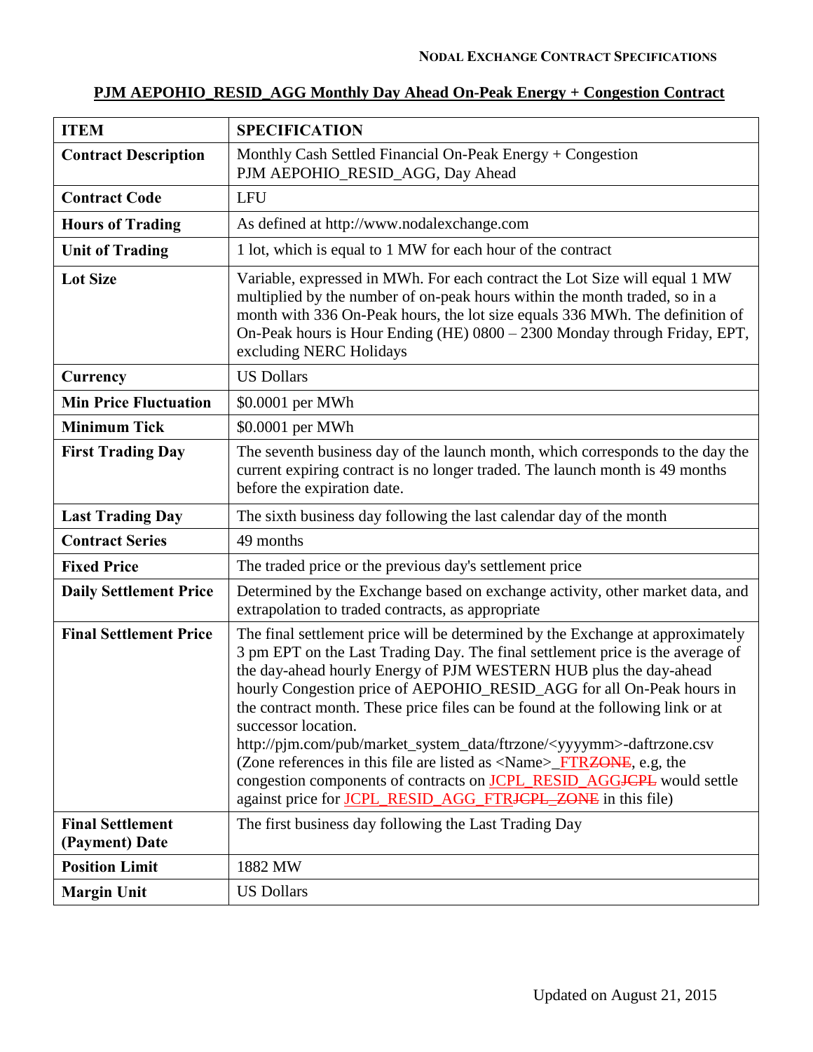## PJM AEPOHIO_RESID_AGG Monthly Day Ahead On-Peak Energy + Congestion Contract

| ITEM | SPECIFICATION |
| --- | --- |
| **Contract Description** | Monthly Cash Settled Financial On-Peak Energy + Congestion PJM AEPOHIO_RESID_AGG, Day Ahead |
| **Contract Code** | LFU |
| **Hours of Trading** | As defined at http://www.nodalexchange.com |
| **Unit of Trading** | 1 lot, which is equal to 1 MW for each hour of the contract |
| **Lot Size** | Variable, expressed in MWh. For each contract the Lot Size will equal 1 MW multiplied by the number of on-peak hours within the month traded, so in a month with 336 On-Peak hours, the lot size equals 336 MWh. The definition of On-Peak hours is Hour Ending (HE) 0800 – 2300 Monday through Friday, EPT, excluding NERC Holidays |
| **Currency** | US Dollars |
| **Min Price Fluctuation** | $0.0001 per MWh |
| **Minimum Tick** | $0.0001 per MWh |
| **First Trading Day** | The seventh business day of the launch month, which corresponds to the day the current expiring contract is no longer traded. The launch month is 49 months before the expiration date. |
| **Last Trading Day** | The sixth business day following the last calendar day of the month |
| **Contract Series** | 49 months |
| **Fixed Price** | The traded price or the previous day's settlement price |
| **Daily Settlement Price** | Determined by the Exchange based on exchange activity, other market data, and extrapolation to traded contracts, as appropriate |
| **Final Settlement Price** | The final settlement price will be determined by the Exchange at approximately 3 pm EPT on the Last Trading Day. The final settlement price is the average of the day-ahead hourly Energy of PJM WESTERN HUB plus the day-ahead hourly Congestion price of AEPOHIO_RESID_AGG for all On-Peak hours in the contract month. These price files can be found at the following link or at successor location. http://pjm.com/pub/market_system_data/ftrzone/<yyyymm>-daftrzone.csv (Zone references in this file are listed as <Name>_FTR~~ZONE~~, e.g, the congestion components of contracts on JCPL_RESID_AGG~~JCPL~~ would settle against price for JCPL_RESID_AGG_FTR~~JCPL_ZONE~~ in this file) |
| **Final Settlement (Payment) Date** | The first business day following the Last Trading Day |
| **Position Limit** | 1882 MW |
| **Margin Unit** | US Dollars |

Updated on August 21, 2015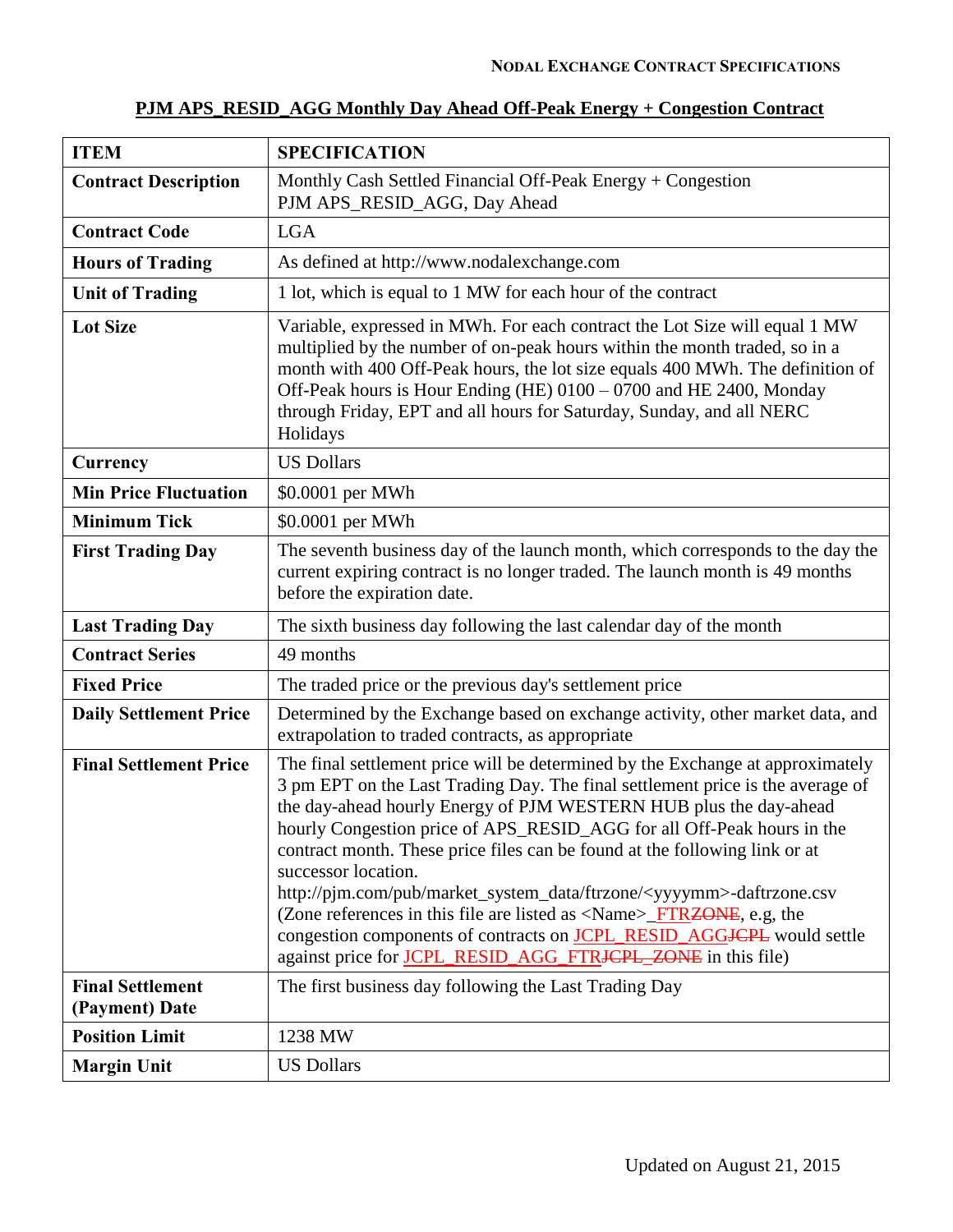**NODAL EXCHANGE CONTRACT SPECIFICATIONS**

## PJM APS_RESID_AGG Monthly Day Ahead Off-Peak Energy + Congestion Contract

| ITEM | SPECIFICATION |
|---|---|
| **Contract Description** | Monthly Cash Settled Financial Off-Peak Energy + Congestion<br>PJM APS_RESID_AGG, Day Ahead |
| **Contract Code** | LGA |
| **Hours of Trading** | As defined at http://www.nodalexchange.com |
| **Unit of Trading** | 1 lot, which is equal to 1 MW for each hour of the contract |
| **Lot Size** | Variable, expressed in MWh. For each contract the Lot Size will equal 1 MW multiplied by the number of on-peak hours within the month traded, so in a month with 400 Off-Peak hours, the lot size equals 400 MWh. The definition of Off-Peak hours is Hour Ending (HE) 0100 – 0700 and HE 2400, Monday through Friday, EPT and all hours for Saturday, Sunday, and all NERC Holidays |
| **Currency** | US Dollars |
| **Min Price Fluctuation** | $0.0001 per MWh |
| **Minimum Tick** | $0.0001 per MWh |
| **First Trading Day** | The seventh business day of the launch month, which corresponds to the day the current expiring contract is no longer traded. The launch month is 49 months before the expiration date. |
| **Last Trading Day** | The sixth business day following the last calendar day of the month |
| **Contract Series** | 49 months |
| **Fixed Price** | The traded price or the previous day's settlement price |
| **Daily Settlement Price** | Determined by the Exchange based on exchange activity, other market data, and extrapolation to traded contracts, as appropriate |
| **Final Settlement Price** | The final settlement price will be determined by the Exchange at approximately 3 pm EPT on the Last Trading Day. The final settlement price is the average of the day-ahead hourly Energy of PJM WESTERN HUB plus the day-ahead hourly Congestion price of APS_RESID_AGG for all Off-Peak hours in the contract month. These price files can be found at the following link or at successor location.<br>http://pjm.com/pub/market_system_data/ftrzone/<yyyymm>-daftrzone.csv (Zone references in this file are listed as <Name>_FTR~~ZONE~~, e.g, the congestion components of contracts on JCPL_RESID_AGG~~JCPL~~ would settle against price for JCPL_RESID_AGG_FTR~~JCPL_ZONE~~ in this file) |
| **Final Settlement (Payment) Date** | The first business day following the Last Trading Day |
| **Position Limit** | 1238 MW |
| **Margin Unit** | US Dollars |

Updated on August 21, 2015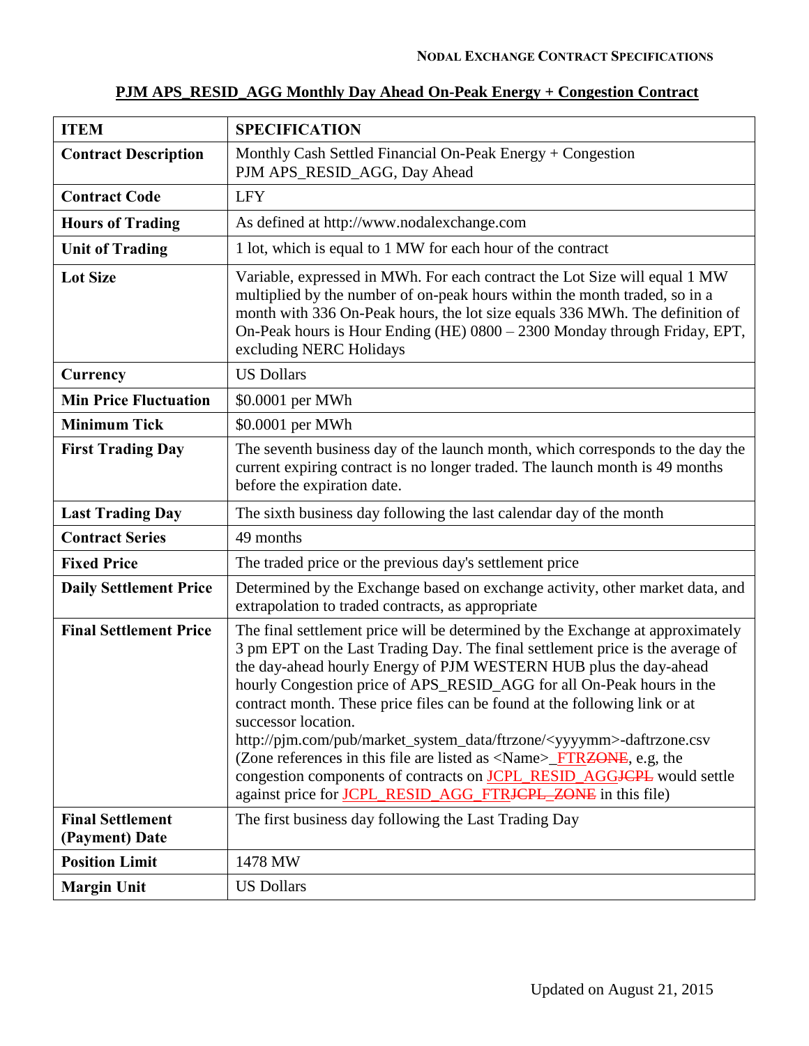## PJM APS_RESID_AGG Monthly Day Ahead On-Peak Energy + Congestion Contract

| ITEM | SPECIFICATION |
|---|---|
| **Contract Description** | Monthly Cash Settled Financial On-Peak Energy + Congestion PJM APS_RESID_AGG, Day Ahead |
| **Contract Code** | LFY |
| **Hours of Trading** | As defined at http://www.nodalexchange.com |
| **Unit of Trading** | 1 lot, which is equal to 1 MW for each hour of the contract |
| **Lot Size** | Variable, expressed in MWh. For each contract the Lot Size will equal 1 MW multiplied by the number of on-peak hours within the month traded, so in a month with 336 On-Peak hours, the lot size equals 336 MWh. The definition of On-Peak hours is Hour Ending (HE) 0800 – 2300 Monday through Friday, EPT, excluding NERC Holidays |
| **Currency** | US Dollars |
| **Min Price Fluctuation** | $0.0001 per MWh |
| **Minimum Tick** | $0.0001 per MWh |
| **First Trading Day** | The seventh business day of the launch month, which corresponds to the day the current expiring contract is no longer traded. The launch month is 49 months before the expiration date. |
| **Last Trading Day** | The sixth business day following the last calendar day of the month |
| **Contract Series** | 49 months |
| **Fixed Price** | The traded price or the previous day's settlement price |
| **Daily Settlement Price** | Determined by the Exchange based on exchange activity, other market data, and extrapolation to traded contracts, as appropriate |
| **Final Settlement Price** | The final settlement price will be determined by the Exchange at approximately 3 pm EPT on the Last Trading Day. The final settlement price is the average of the day-ahead hourly Energy of PJM WESTERN HUB plus the day-ahead hourly Congestion price of APS_RESID_AGG for all On-Peak hours in the contract month. These price files can be found at the following link or at successor location. http://pjm.com/pub/market_system_data/ftrzone/<yyyymm>-daftrzone.csv (Zone references in this file are listed as <Name>_FTR~~ZONE~~, e.g, the congestion components of contracts on JCPL_RESID_AGG~~JCPL~~ would settle against price for JCPL_RESID_AGG_FTR~~JCPL_ZONE~~ in this file) |
| **Final Settlement (Payment) Date** | The first business day following the Last Trading Day |
| **Position Limit** | 1478 MW |
| **Margin Unit** | US Dollars |

Updated on August 21, 2015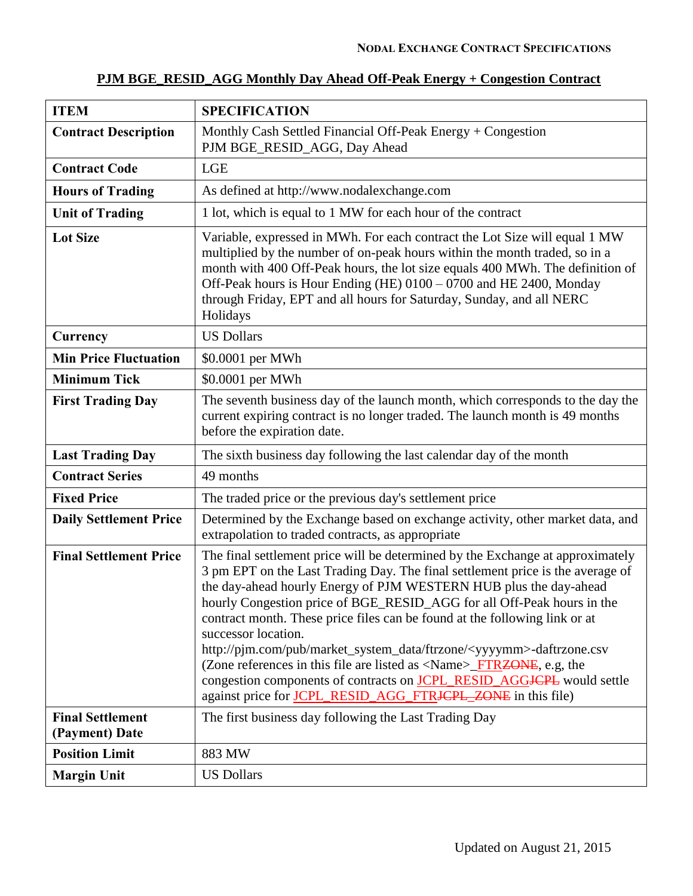## PJM BGE_RESID_AGG Monthly Day Ahead Off-Peak Energy + Congestion Contract

| ITEM | SPECIFICATION |
|---|---|
| **Contract Description** | Monthly Cash Settled Financial Off-Peak Energy + Congestion<br>PJM BGE_RESID_AGG, Day Ahead |
| **Contract Code** | LGE |
| **Hours of Trading** | As defined at http://www.nodalexchange.com |
| **Unit of Trading** | 1 lot, which is equal to 1 MW for each hour of the contract |
| **Lot Size** | Variable, expressed in MWh. For each contract the Lot Size will equal 1 MW multiplied by the number of on-peak hours within the month traded, so in a month with 400 Off-Peak hours, the lot size equals 400 MWh. The definition of Off-Peak hours is Hour Ending (HE) 0100 – 0700 and HE 2400, Monday through Friday, EPT and all hours for Saturday, Sunday, and all NERC Holidays |
| **Currency** | US Dollars |
| **Min Price Fluctuation** | $0.0001 per MWh |
| **Minimum Tick** | $0.0001 per MWh |
| **First Trading Day** | The seventh business day of the launch month, which corresponds to the day the current expiring contract is no longer traded. The launch month is 49 months before the expiration date. |
| **Last Trading Day** | The sixth business day following the last calendar day of the month |
| **Contract Series** | 49 months |
| **Fixed Price** | The traded price or the previous day's settlement price |
| **Daily Settlement Price** | Determined by the Exchange based on exchange activity, other market data, and extrapolation to traded contracts, as appropriate |
| **Final Settlement Price** | The final settlement price will be determined by the Exchange at approximately 3 pm EPT on the Last Trading Day. The final settlement price is the average of the day-ahead hourly Energy of PJM WESTERN HUB plus the day-ahead hourly Congestion price of BGE_RESID_AGG for all Off-Peak hours in the contract month. These price files can be found at the following link or at successor location.<br>http://pjm.com/pub/market_system_data/ftrzone/<yyyymm>-daftrzone.csv<br>(Zone references in this file are listed as <Name>_FTR~~ZONE~~, e.g, the congestion components of contracts on JCPL_RESID_AGG~~JCPL~~ would settle against price for JCPL_RESID_AGG_FTR~~JCPL_ZONE~~ in this file) |
| **Final Settlement (Payment) Date** | The first business day following the Last Trading Day |
| **Position Limit** | 883 MW |
| **Margin Unit** | US Dollars |

Updated on August 21, 2015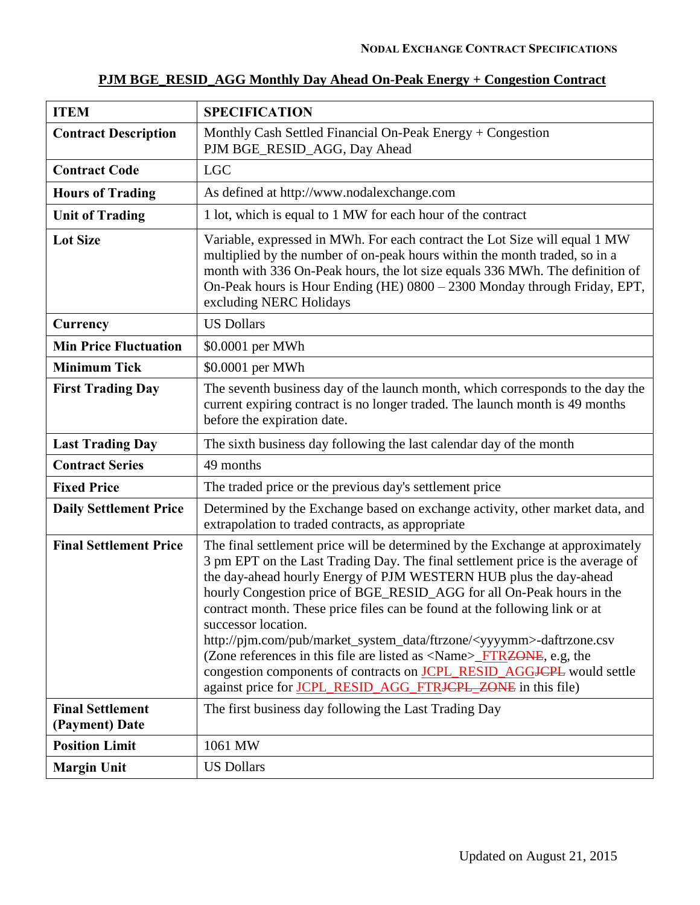**PJM BGE_RESID_AGG Monthly Day Ahead On-Peak Energy + Congestion Contract**

| ITEM | SPECIFICATION |
|---|---|
| **Contract Description** | Monthly Cash Settled Financial On-Peak Energy + Congestion PJM BGE_RESID_AGG, Day Ahead |
| **Contract Code** | LGC |
| **Hours of Trading** | As defined at http://www.nodalexchange.com |
| **Unit of Trading** | 1 lot, which is equal to 1 MW for each hour of the contract |
| **Lot Size** | Variable, expressed in MWh. For each contract the Lot Size will equal 1 MW multiplied by the number of on-peak hours within the month traded, so in a month with 336 On-Peak hours, the lot size equals 336 MWh. The definition of On-Peak hours is Hour Ending (HE) 0800 – 2300 Monday through Friday, EPT, excluding NERC Holidays |
| **Currency** | US Dollars |
| **Min Price Fluctuation** | $0.0001 per MWh |
| **Minimum Tick** | $0.0001 per MWh |
| **First Trading Day** | The seventh business day of the launch month, which corresponds to the day the current expiring contract is no longer traded. The launch month is 49 months before the expiration date. |
| **Last Trading Day** | The sixth business day following the last calendar day of the month |
| **Contract Series** | 49 months |
| **Fixed Price** | The traded price or the previous day's settlement price |
| **Daily Settlement Price** | Determined by the Exchange based on exchange activity, other market data, and extrapolation to traded contracts, as appropriate |
| **Final Settlement Price** | The final settlement price will be determined by the Exchange at approximately 3 pm EPT on the Last Trading Day. The final settlement price is the average of the day-ahead hourly Energy of PJM WESTERN HUB plus the day-ahead hourly Congestion price of BGE_RESID_AGG for all On-Peak hours in the contract month. These price files can be found at the following link or at successor location. http://pjm.com/pub/market_system_data/ftrzone/<yyyymm>-daftrzone.csv (Zone references in this file are listed as <Name>_FTR~~ZONE~~, e.g, the congestion components of contracts on JCPL_RESID_AGG~~JCPL~~ would settle against price for JCPL_RESID_AGG_FTR~~JCPL_ZONE~~ in this file) |
| **Final Settlement (Payment) Date** | The first business day following the Last Trading Day |
| **Position Limit** | 1061 MW |
| **Margin Unit** | US Dollars |

Updated on August 21, 2015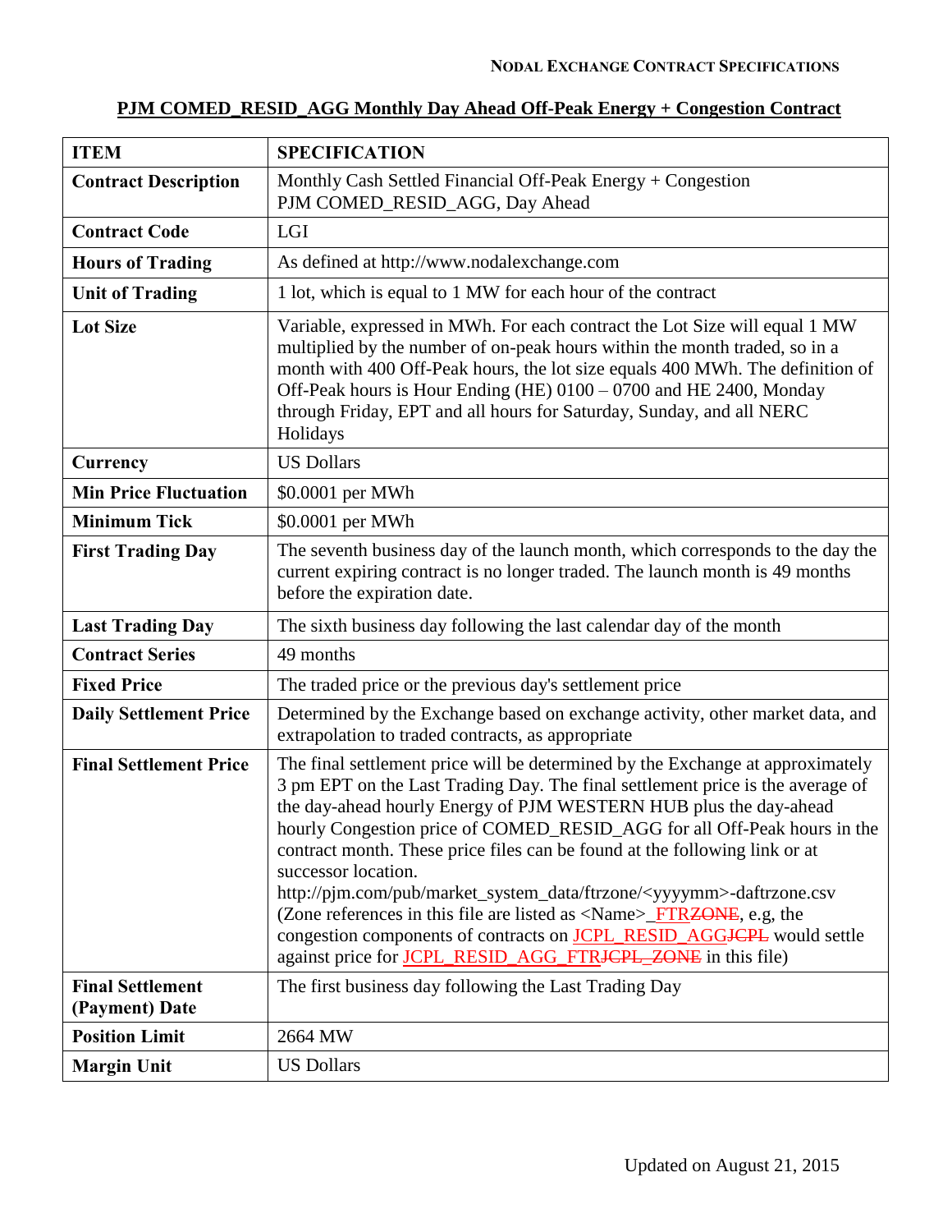**NODAL EXCHANGE CONTRACT SPECIFICATIONS**

## PJM COMED_RESID_AGG Monthly Day Ahead Off-Peak Energy + Congestion Contract

| ITEM | SPECIFICATION |
|---|---|
| **Contract Description** | Monthly Cash Settled Financial Off-Peak Energy + Congestion PJM COMED_RESID_AGG, Day Ahead |
| **Contract Code** | LGI |
| **Hours of Trading** | As defined at http://www.nodalexchange.com |
| **Unit of Trading** | 1 lot, which is equal to 1 MW for each hour of the contract |
| **Lot Size** | Variable, expressed in MWh. For each contract the Lot Size will equal 1 MW multiplied by the number of on-peak hours within the month traded, so in a month with 400 Off-Peak hours, the lot size equals 400 MWh. The definition of Off-Peak hours is Hour Ending (HE) 0100 – 0700 and HE 2400, Monday through Friday, EPT and all hours for Saturday, Sunday, and all NERC Holidays |
| **Currency** | US Dollars |
| **Min Price Fluctuation** | $0.0001 per MWh |
| **Minimum Tick** | $0.0001 per MWh |
| **First Trading Day** | The seventh business day of the launch month, which corresponds to the day the current expiring contract is no longer traded. The launch month is 49 months before the expiration date. |
| **Last Trading Day** | The sixth business day following the last calendar day of the month |
| **Contract Series** | 49 months |
| **Fixed Price** | The traded price or the previous day's settlement price |
| **Daily Settlement Price** | Determined by the Exchange based on exchange activity, other market data, and extrapolation to traded contracts, as appropriate |
| **Final Settlement Price** | The final settlement price will be determined by the Exchange at approximately 3 pm EPT on the Last Trading Day. The final settlement price is the average of the day-ahead hourly Energy of PJM WESTERN HUB plus the day-ahead hourly Congestion price of COMED_RESID_AGG for all Off-Peak hours in the contract month. These price files can be found at the following link or at successor location. http://pjm.com/pub/market_system_data/ftrzone/<yyyymm>-daftrzone.csv (Zone references in this file are listed as <Name>_FTR~~ZONE~~, e.g, the congestion components of contracts on JCPL_RESID_AGG~~JCPL~~ would settle against price for JCPL_RESID_AGG_FTR~~JCPL_ZONE~~ in this file) |
| **Final Settlement (Payment) Date** | The first business day following the Last Trading Day |
| **Position Limit** | 2664 MW |
| **Margin Unit** | US Dollars |

Updated on August 21, 2015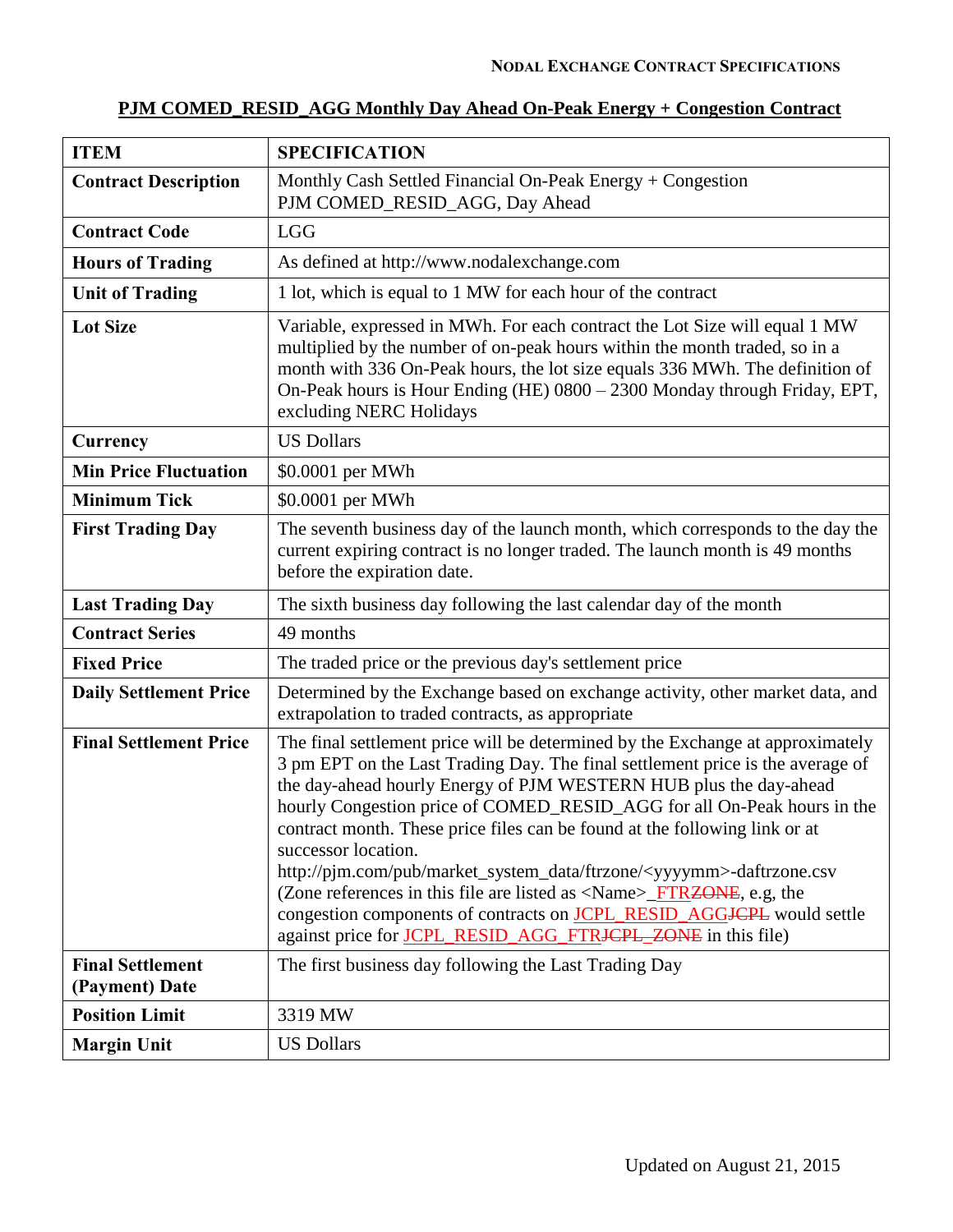**PJM COMED_RESID_AGG Monthly Day Ahead On-Peak Energy + Congestion Contract**

| ITEM | SPECIFICATION |
| --- | --- |
| **Contract Description** | Monthly Cash Settled Financial On-Peak Energy + Congestion PJM COMED_RESID_AGG, Day Ahead |
| **Contract Code** | LGG |
| **Hours of Trading** | As defined at http://www.nodalexchange.com |
| **Unit of Trading** | 1 lot, which is equal to 1 MW for each hour of the contract |
| **Lot Size** | Variable, expressed in MWh. For each contract the Lot Size will equal 1 MW multiplied by the number of on-peak hours within the month traded, so in a month with 336 On-Peak hours, the lot size equals 336 MWh. The definition of On-Peak hours is Hour Ending (HE) 0800 – 2300 Monday through Friday, EPT, excluding NERC Holidays |
| **Currency** | US Dollars |
| **Min Price Fluctuation** | $0.0001 per MWh |
| **Minimum Tick** | $0.0001 per MWh |
| **First Trading Day** | The seventh business day of the launch month, which corresponds to the day the current expiring contract is no longer traded. The launch month is 49 months before the expiration date. |
| **Last Trading Day** | The sixth business day following the last calendar day of the month |
| **Contract Series** | 49 months |
| **Fixed Price** | The traded price or the previous day's settlement price |
| **Daily Settlement Price** | Determined by the Exchange based on exchange activity, other market data, and extrapolation to traded contracts, as appropriate |
| **Final Settlement Price** | The final settlement price will be determined by the Exchange at approximately 3 pm EPT on the Last Trading Day. The final settlement price is the average of the day-ahead hourly Energy of PJM WESTERN HUB plus the day-ahead hourly Congestion price of COMED_RESID_AGG for all On-Peak hours in the contract month. These price files can be found at the following link or at successor location. http://pjm.com/pub/market_system_data/ftrzone/<yyyymm>-daftrzone.csv (Zone references in this file are listed as <Name>_FTR~~ZONE~~, e.g, the congestion components of contracts on JCPL_RESID_AGG~~JCPL~~ would settle against price for JCPL_RESID_AGG_FTR~~JCPL_ZONE~~ in this file) |
| **Final Settlement (Payment) Date** | The first business day following the Last Trading Day |
| **Position Limit** | 3319 MW |
| **Margin Unit** | US Dollars |

Updated on August 21, 2015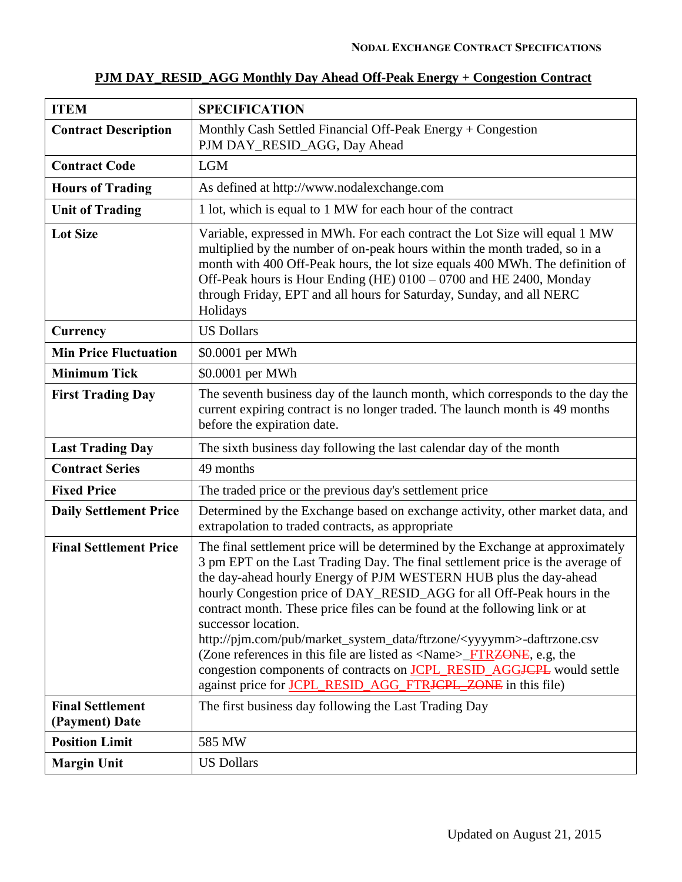## PJM DAY_RESID_AGG Monthly Day Ahead Off-Peak Energy + Congestion Contract

| ITEM | SPECIFICATION |
|---|---|
| **Contract Description** | Monthly Cash Settled Financial Off-Peak Energy + Congestion<br>PJM DAY_RESID_AGG, Day Ahead |
| **Contract Code** | LGM |
| **Hours of Trading** | As defined at http://www.nodalexchange.com |
| **Unit of Trading** | 1 lot, which is equal to 1 MW for each hour of the contract |
| **Lot Size** | Variable, expressed in MWh. For each contract the Lot Size will equal 1 MW multiplied by the number of on-peak hours within the month traded, so in a month with 400 Off-Peak hours, the lot size equals 400 MWh. The definition of Off-Peak hours is Hour Ending (HE) 0100 – 0700 and HE 2400, Monday through Friday, EPT and all hours for Saturday, Sunday, and all NERC Holidays |
| **Currency** | US Dollars |
| **Min Price Fluctuation** | $0.0001 per MWh |
| **Minimum Tick** | $0.0001 per MWh |
| **First Trading Day** | The seventh business day of the launch month, which corresponds to the day the current expiring contract is no longer traded. The launch month is 49 months before the expiration date. |
| **Last Trading Day** | The sixth business day following the last calendar day of the month |
| **Contract Series** | 49 months |
| **Fixed Price** | The traded price or the previous day's settlement price |
| **Daily Settlement Price** | Determined by the Exchange based on exchange activity, other market data, and extrapolation to traded contracts, as appropriate |
| **Final Settlement Price** | The final settlement price will be determined by the Exchange at approximately 3 pm EPT on the Last Trading Day. The final settlement price is the average of the day-ahead hourly Energy of PJM WESTERN HUB plus the day-ahead hourly Congestion price of DAY_RESID_AGG for all Off-Peak hours in the contract month. These price files can be found at the following link or at successor location.<br>http://pjm.com/pub/market_system_data/ftrzone/<yyyymm>-daftrzone.csv<br>(Zone references in this file are listed as <Name>_FTR~~ZONE~~, e.g, the congestion components of contracts on JCPL_RESID_AGG~~JCPL~~ would settle against price for JCPL_RESID_AGG_FTR~~JCPL_ZONE~~ in this file) |
| **Final Settlement (Payment) Date** | The first business day following the Last Trading Day |
| **Position Limit** | 585 MW |
| **Margin Unit** | US Dollars |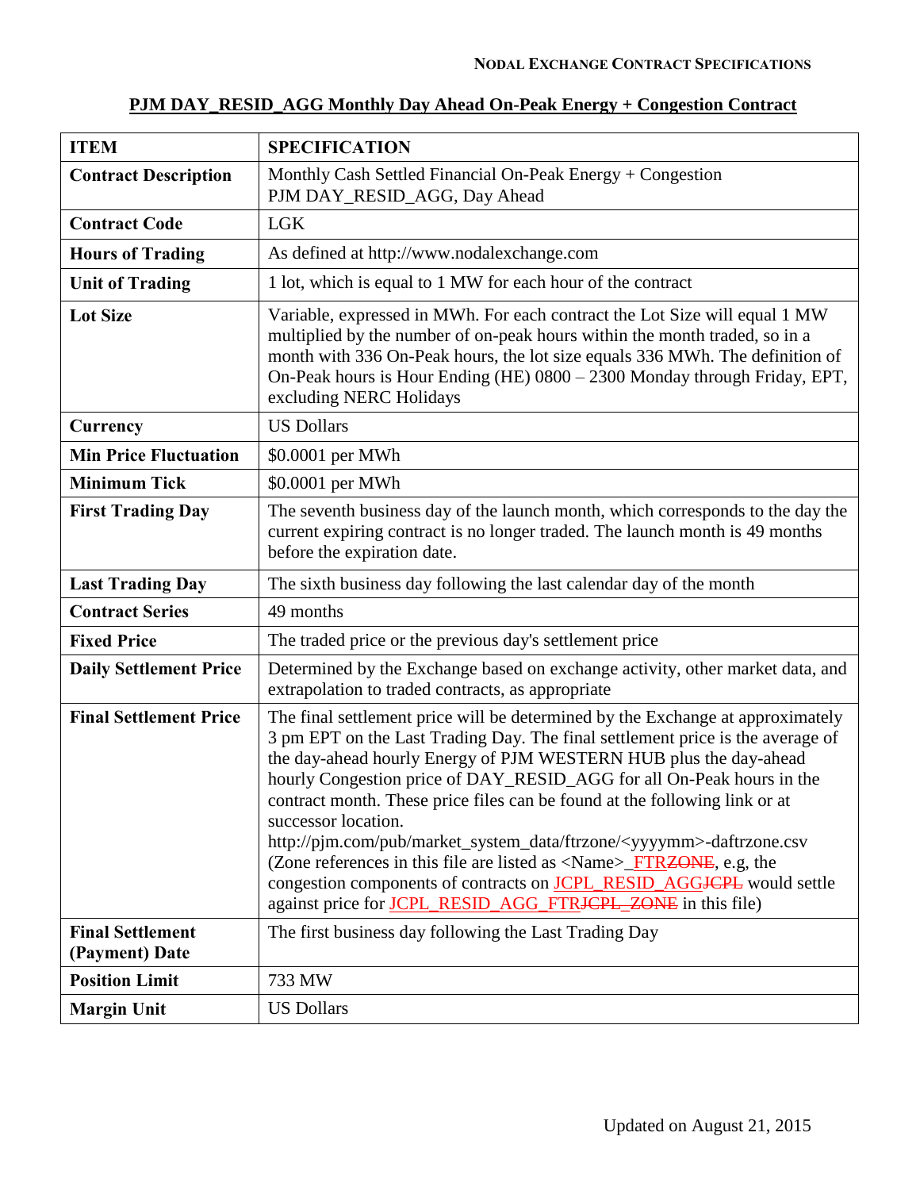# PJM DAY_RESID_AGG Monthly Day Ahead On-Peak Energy + Congestion Contract

| ITEM | SPECIFICATION |
|---|---|
| **Contract Description** | Monthly Cash Settled Financial On-Peak Energy + Congestion PJM DAY_RESID_AGG, Day Ahead |
| **Contract Code** | LGK |
| **Hours of Trading** | As defined at http://www.nodalexchange.com |
| **Unit of Trading** | 1 lot, which is equal to 1 MW for each hour of the contract |
| **Lot Size** | Variable, expressed in MWh. For each contract the Lot Size will equal 1 MW multiplied by the number of on-peak hours within the month traded, so in a month with 336 On-Peak hours, the lot size equals 336 MWh. The definition of On-Peak hours is Hour Ending (HE) 0800 – 2300 Monday through Friday, EPT, excluding NERC Holidays |
| **Currency** | US Dollars |
| **Min Price Fluctuation** | $0.0001 per MWh |
| **Minimum Tick** | $0.0001 per MWh |
| **First Trading Day** | The seventh business day of the launch month, which corresponds to the day the current expiring contract is no longer traded. The launch month is 49 months before the expiration date. |
| **Last Trading Day** | The sixth business day following the last calendar day of the month |
| **Contract Series** | 49 months |
| **Fixed Price** | The traded price or the previous day's settlement price |
| **Daily Settlement Price** | Determined by the Exchange based on exchange activity, other market data, and extrapolation to traded contracts, as appropriate |
| **Final Settlement Price** | The final settlement price will be determined by the Exchange at approximately 3 pm EPT on the Last Trading Day. The final settlement price is the average of the day-ahead hourly Energy of PJM WESTERN HUB plus the day-ahead hourly Congestion price of DAY_RESID_AGG for all On-Peak hours in the contract month. These price files can be found at the following link or at successor location. http://pjm.com/pub/market_system_data/ftrzone/<yyyymm>-daftrzone.csv (Zone references in this file are listed as <Name>_FTR~~ZONE~~, e.g, the congestion components of contracts on JCPL_RESID_AGG~~JCPL~~ would settle against price for JCPL_RESID_AGG_FTR~~JCPL_ZONE~~ in this file) |
| **Final Settlement (Payment) Date** | The first business day following the Last Trading Day |
| **Position Limit** | 733 MW |
| **Margin Unit** | US Dollars |

Updated on August 21, 2015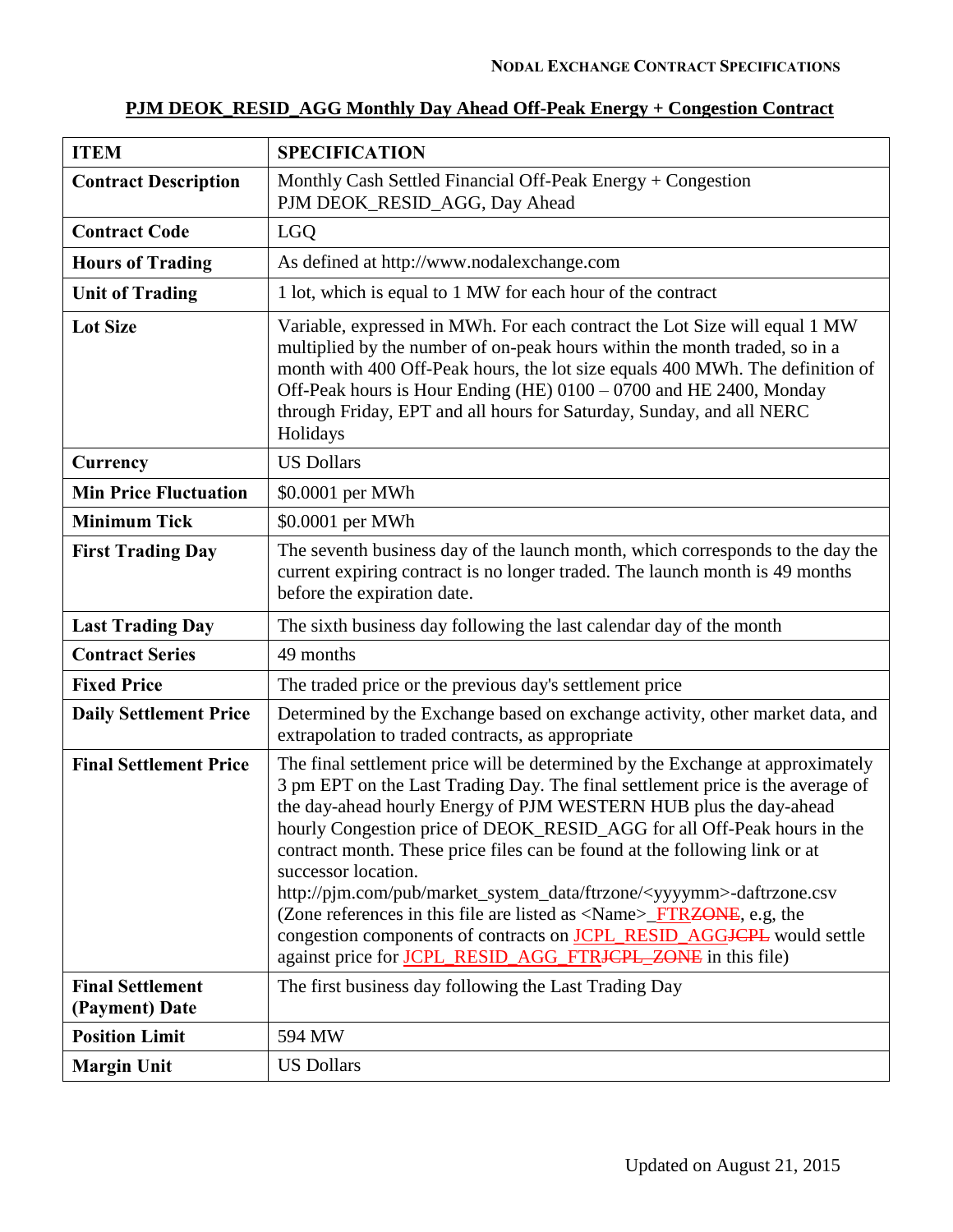**NODAL EXCHANGE CONTRACT SPECIFICATIONS**

## PJM DEOK_RESID_AGG Monthly Day Ahead Off-Peak Energy + Congestion Contract

| ITEM | SPECIFICATION |
|---|---|
| **Contract Description** | Monthly Cash Settled Financial Off-Peak Energy + Congestion PJM DEOK_RESID_AGG, Day Ahead |
| **Contract Code** | LGQ |
| **Hours of Trading** | As defined at http://www.nodalexchange.com |
| **Unit of Trading** | 1 lot, which is equal to 1 MW for each hour of the contract |
| **Lot Size** | Variable, expressed in MWh. For each contract the Lot Size will equal 1 MW multiplied by the number of on-peak hours within the month traded, so in a month with 400 Off-Peak hours, the lot size equals 400 MWh. The definition of Off-Peak hours is Hour Ending (HE) 0100 – 0700 and HE 2400, Monday through Friday, EPT and all hours for Saturday, Sunday, and all NERC Holidays |
| **Currency** | US Dollars |
| **Min Price Fluctuation** | $0.0001 per MWh |
| **Minimum Tick** | $0.0001 per MWh |
| **First Trading Day** | The seventh business day of the launch month, which corresponds to the day the current expiring contract is no longer traded. The launch month is 49 months before the expiration date. |
| **Last Trading Day** | The sixth business day following the last calendar day of the month |
| **Contract Series** | 49 months |
| **Fixed Price** | The traded price or the previous day's settlement price |
| **Daily Settlement Price** | Determined by the Exchange based on exchange activity, other market data, and extrapolation to traded contracts, as appropriate |
| **Final Settlement Price** | The final settlement price will be determined by the Exchange at approximately 3 pm EPT on the Last Trading Day. The final settlement price is the average of the day-ahead hourly Energy of PJM WESTERN HUB plus the day-ahead hourly Congestion price of DEOK_RESID_AGG for all Off-Peak hours in the contract month. These price files can be found at the following link or at successor location. http://pjm.com/pub/market_system_data/ftrzone/<yyyymm>-daftrzone.csv (Zone references in this file are listed as <Name>_FTR~~ZONE~~, e.g, the congestion components of contracts on JCPL_RESID_AGG~~JCPL~~ would settle against price for JCPL_RESID_AGG_FTR~~JCPL_ZONE~~ in this file) |
| **Final Settlement (Payment) Date** | The first business day following the Last Trading Day |
| **Position Limit** | 594 MW |
| **Margin Unit** | US Dollars |

Updated on August 21, 2015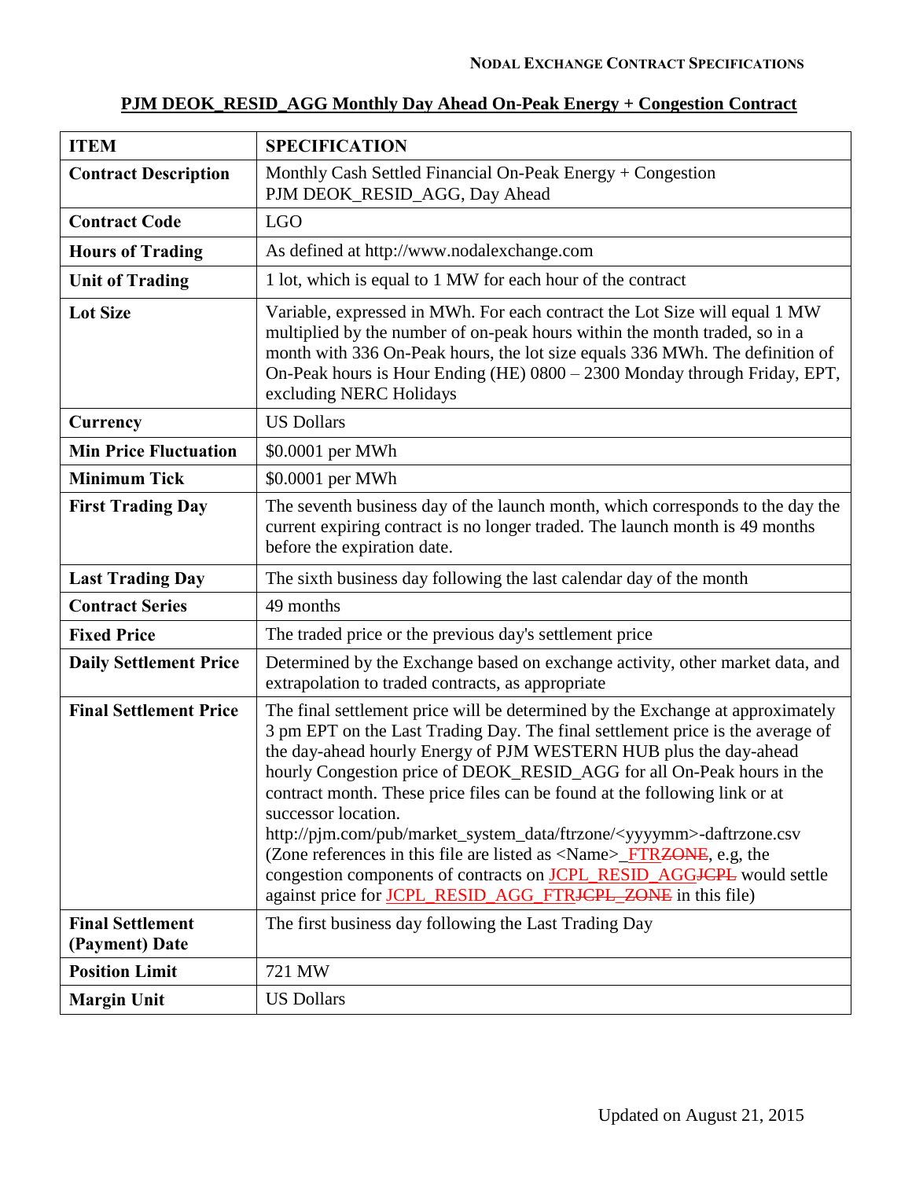**NODAL EXCHANGE CONTRACT SPECIFICATIONS**

## PJM DEOK_RESID_AGG Monthly Day Ahead On-Peak Energy + Congestion Contract

| ITEM | SPECIFICATION |
|---|---|
| **Contract Description** | Monthly Cash Settled Financial On-Peak Energy + Congestion PJM DEOK_RESID_AGG, Day Ahead |
| **Contract Code** | LGO |
| **Hours of Trading** | As defined at http://www.nodalexchange.com |
| **Unit of Trading** | 1 lot, which is equal to 1 MW for each hour of the contract |
| **Lot Size** | Variable, expressed in MWh. For each contract the Lot Size will equal 1 MW multiplied by the number of on-peak hours within the month traded, so in a month with 336 On-Peak hours, the lot size equals 336 MWh. The definition of On-Peak hours is Hour Ending (HE) 0800 – 2300 Monday through Friday, EPT, excluding NERC Holidays |
| **Currency** | US Dollars |
| **Min Price Fluctuation** | $0.0001 per MWh |
| **Minimum Tick** | $0.0001 per MWh |
| **First Trading Day** | The seventh business day of the launch month, which corresponds to the day the current expiring contract is no longer traded. The launch month is 49 months before the expiration date. |
| **Last Trading Day** | The sixth business day following the last calendar day of the month |
| **Contract Series** | 49 months |
| **Fixed Price** | The traded price or the previous day's settlement price |
| **Daily Settlement Price** | Determined by the Exchange based on exchange activity, other market data, and extrapolation to traded contracts, as appropriate |
| **Final Settlement Price** | The final settlement price will be determined by the Exchange at approximately 3 pm EPT on the Last Trading Day. The final settlement price is the average of the day-ahead hourly Energy of PJM WESTERN HUB plus the day-ahead hourly Congestion price of DEOK_RESID_AGG for all On-Peak hours in the contract month. These price files can be found at the following link or at successor location. http://pjm.com/pub/market_system_data/ftrzone/<yyyymm>-daftrzone.csv (Zone references in this file are listed as <Name>_FTR~~ZONE~~, e.g, the congestion components of contracts on JCPL_RESID_AGG~~JCPL~~ would settle against price for JCPL_RESID_AGG_FTR~~JCPL_ZONE~~ in this file) |
| **Final Settlement (Payment) Date** | The first business day following the Last Trading Day |
| **Position Limit** | 721 MW |
| **Margin Unit** | US Dollars |

Updated on August 21, 2015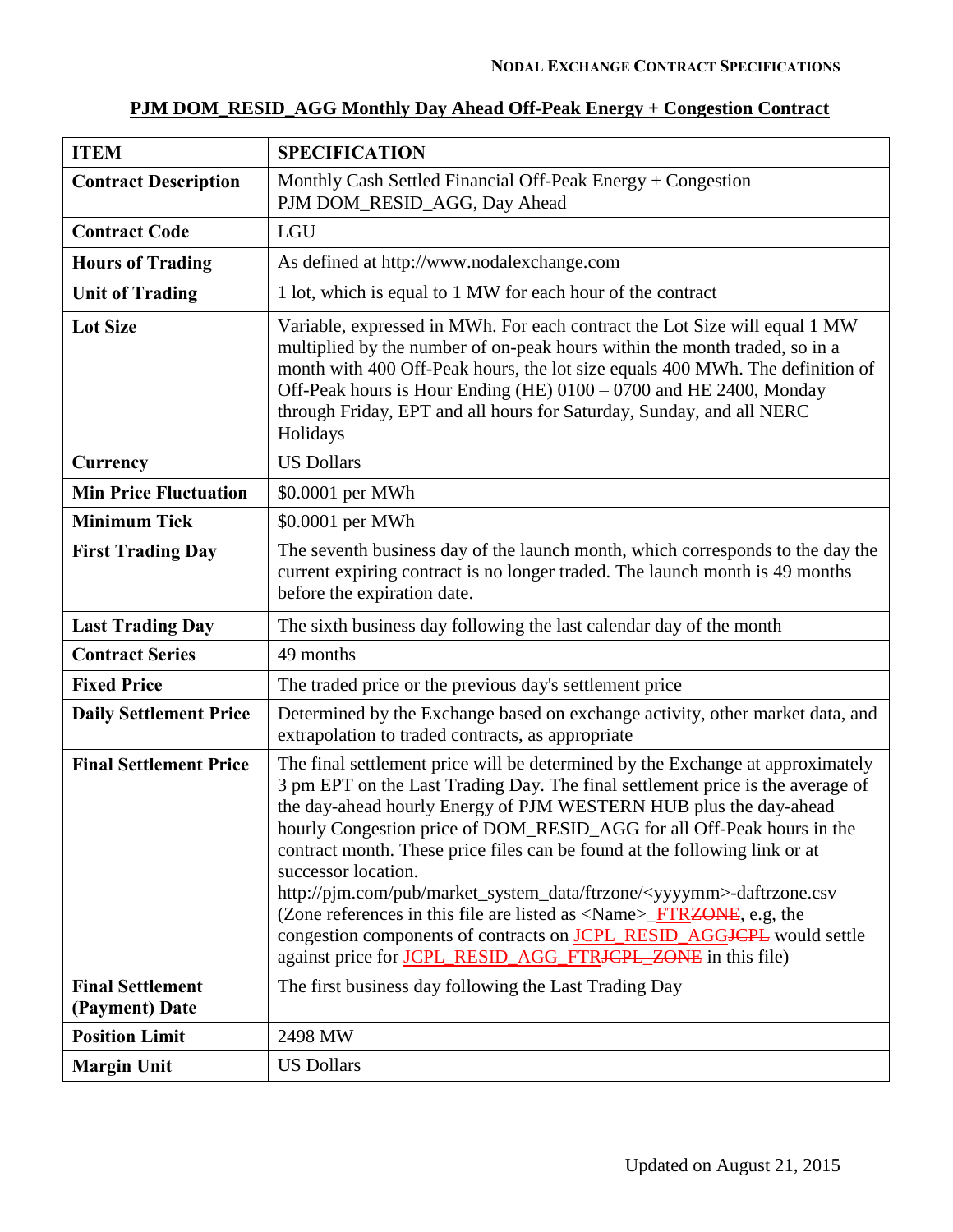## PJM DOM_RESID_AGG Monthly Day Ahead Off-Peak Energy + Congestion Contract

| ITEM | SPECIFICATION |
|---|---|
| **Contract Description** | Monthly Cash Settled Financial Off-Peak Energy + Congestion PJM DOM_RESID_AGG, Day Ahead |
| **Contract Code** | LGU |
| **Hours of Trading** | As defined at http://www.nodalexchange.com |
| **Unit of Trading** | 1 lot, which is equal to 1 MW for each hour of the contract |
| **Lot Size** | Variable, expressed in MWh. For each contract the Lot Size will equal 1 MW multiplied by the number of on-peak hours within the month traded, so in a month with 400 Off-Peak hours, the lot size equals 400 MWh. The definition of Off-Peak hours is Hour Ending (HE) 0100 – 0700 and HE 2400, Monday through Friday, EPT and all hours for Saturday, Sunday, and all NERC Holidays |
| **Currency** | US Dollars |
| **Min Price Fluctuation** | $0.0001 per MWh |
| **Minimum Tick** | $0.0001 per MWh |
| **First Trading Day** | The seventh business day of the launch month, which corresponds to the day the current expiring contract is no longer traded. The launch month is 49 months before the expiration date. |
| **Last Trading Day** | The sixth business day following the last calendar day of the month |
| **Contract Series** | 49 months |
| **Fixed Price** | The traded price or the previous day's settlement price |
| **Daily Settlement Price** | Determined by the Exchange based on exchange activity, other market data, and extrapolation to traded contracts, as appropriate |
| **Final Settlement Price** | The final settlement price will be determined by the Exchange at approximately 3 pm EPT on the Last Trading Day. The final settlement price is the average of the day-ahead hourly Energy of PJM WESTERN HUB plus the day-ahead hourly Congestion price of DOM_RESID_AGG for all Off-Peak hours in the contract month. These price files can be found at the following link or at successor location. http://pjm.com/pub/market_system_data/ftrzone/<yyyymm>-daftrzone.csv (Zone references in this file are listed as <Name>_FTR~~ZONE~~, e.g, the congestion components of contracts on JCPL_RESID_AGG~~JCPL~~ would settle against price for JCPL_RESID_AGG_FTR~~JCPL_ZONE~~ in this file) |
| **Final Settlement (Payment) Date** | The first business day following the Last Trading Day |
| **Position Limit** | 2498 MW |
| **Margin Unit** | US Dollars |

Updated on August 21, 2015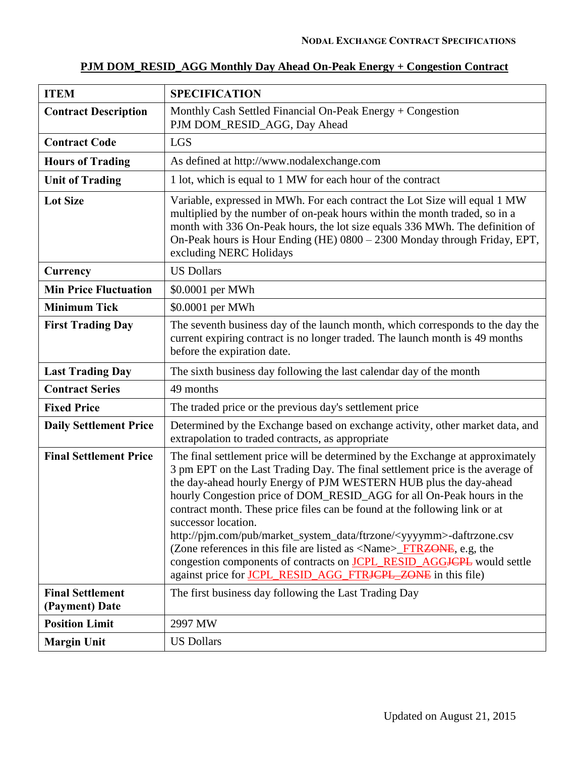**PJM DOM_RESID_AGG Monthly Day Ahead On-Peak Energy + Congestion Contract**

| ITEM | SPECIFICATION |
|---|---|
| **Contract Description** | Monthly Cash Settled Financial On-Peak Energy + Congestion PJM DOM_RESID_AGG, Day Ahead |
| **Contract Code** | LGS |
| **Hours of Trading** | As defined at http://www.nodalexchange.com |
| **Unit of Trading** | 1 lot, which is equal to 1 MW for each hour of the contract |
| **Lot Size** | Variable, expressed in MWh. For each contract the Lot Size will equal 1 MW multiplied by the number of on-peak hours within the month traded, so in a month with 336 On-Peak hours, the lot size equals 336 MWh. The definition of On-Peak hours is Hour Ending (HE) 0800 – 2300 Monday through Friday, EPT, excluding NERC Holidays |
| **Currency** | US Dollars |
| **Min Price Fluctuation** | $0.0001 per MWh |
| **Minimum Tick** | $0.0001 per MWh |
| **First Trading Day** | The seventh business day of the launch month, which corresponds to the day the current expiring contract is no longer traded. The launch month is 49 months before the expiration date. |
| **Last Trading Day** | The sixth business day following the last calendar day of the month |
| **Contract Series** | 49 months |
| **Fixed Price** | The traded price or the previous day's settlement price |
| **Daily Settlement Price** | Determined by the Exchange based on exchange activity, other market data, and extrapolation to traded contracts, as appropriate |
| **Final Settlement Price** | The final settlement price will be determined by the Exchange at approximately 3 pm EPT on the Last Trading Day. The final settlement price is the average of the day-ahead hourly Energy of PJM WESTERN HUB plus the day-ahead hourly Congestion price of DOM_RESID_AGG for all On-Peak hours in the contract month. These price files can be found at the following link or at successor location. http://pjm.com/pub/market_system_data/ftrzone/<yyyymm>-daftrzone.csv (Zone references in this file are listed as <Name>_FTR~~ZONE~~, e.g, the congestion components of contracts on JCPL_RESID_AGG~~JCPL~~ would settle against price for JCPL_RESID_AGG_FTR~~JCPL_ZONE~~ in this file) |
| **Final Settlement (Payment) Date** | The first business day following the Last Trading Day |
| **Position Limit** | 2997 MW |
| **Margin Unit** | US Dollars |

Updated on August 21, 2015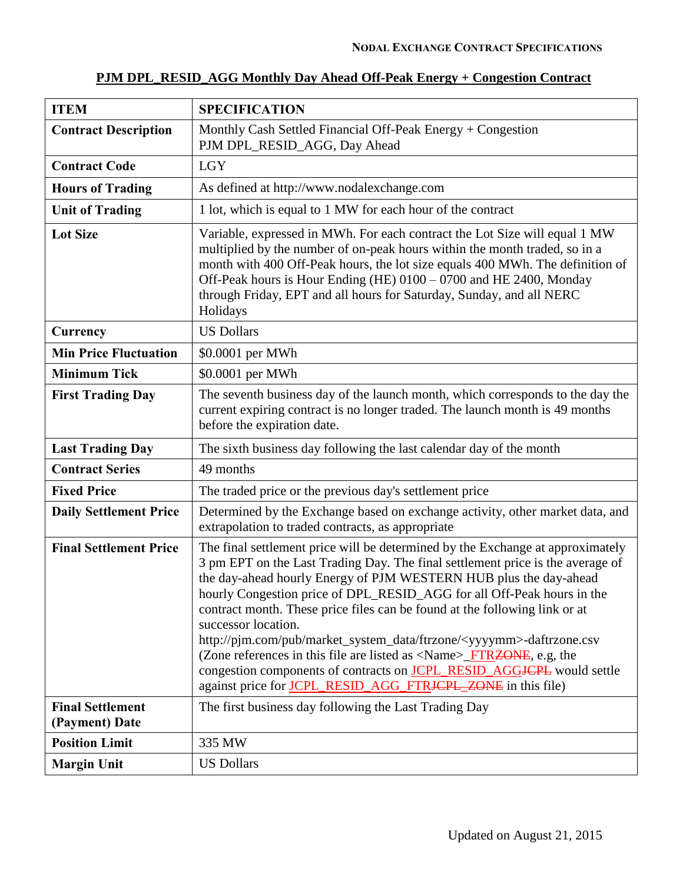**NODAL EXCHANGE CONTRACT SPECIFICATIONS**

# PJM DPL_RESID_AGG Monthly Day Ahead Off-Peak Energy + Congestion Contract

| ITEM | SPECIFICATION |
|---|---|
| **Contract Description** | Monthly Cash Settled Financial Off-Peak Energy + Congestion PJM DPL_RESID_AGG, Day Ahead |
| **Contract Code** | LGY |
| **Hours of Trading** | As defined at http://www.nodalexchange.com |
| **Unit of Trading** | 1 lot, which is equal to 1 MW for each hour of the contract |
| **Lot Size** | Variable, expressed in MWh. For each contract the Lot Size will equal 1 MW multiplied by the number of on-peak hours within the month traded, so in a month with 400 Off-Peak hours, the lot size equals 400 MWh. The definition of Off-Peak hours is Hour Ending (HE) 0100 – 0700 and HE 2400, Monday through Friday, EPT and all hours for Saturday, Sunday, and all NERC Holidays |
| **Currency** | US Dollars |
| **Min Price Fluctuation** | $0.0001 per MWh |
| **Minimum Tick** | $0.0001 per MWh |
| **First Trading Day** | The seventh business day of the launch month, which corresponds to the day the current expiring contract is no longer traded. The launch month is 49 months before the expiration date. |
| **Last Trading Day** | The sixth business day following the last calendar day of the month |
| **Contract Series** | 49 months |
| **Fixed Price** | The traded price or the previous day's settlement price |
| **Daily Settlement Price** | Determined by the Exchange based on exchange activity, other market data, and extrapolation to traded contracts, as appropriate |
| **Final Settlement Price** | The final settlement price will be determined by the Exchange at approximately 3 pm EPT on the Last Trading Day. The final settlement price is the average of the day-ahead hourly Energy of PJM WESTERN HUB plus the day-ahead hourly Congestion price of DPL_RESID_AGG for all Off-Peak hours in the contract month. These price files can be found at the following link or at successor location. http://pjm.com/pub/market_system_data/ftrzone/<yyyymm>-daftrzone.csv (Zone references in this file are listed as <Name>_FTR~~ZONE~~, e.g, the congestion components of contracts on JCPL_RESID_AGG~~JCPL~~ would settle against price for JCPL_RESID_AGG_FTR~~JCPL_ZONE~~ in this file) |
| **Final Settlement (Payment) Date** | The first business day following the Last Trading Day |
| **Position Limit** | 335 MW |
| **Margin Unit** | US Dollars |

Updated on August 21, 2015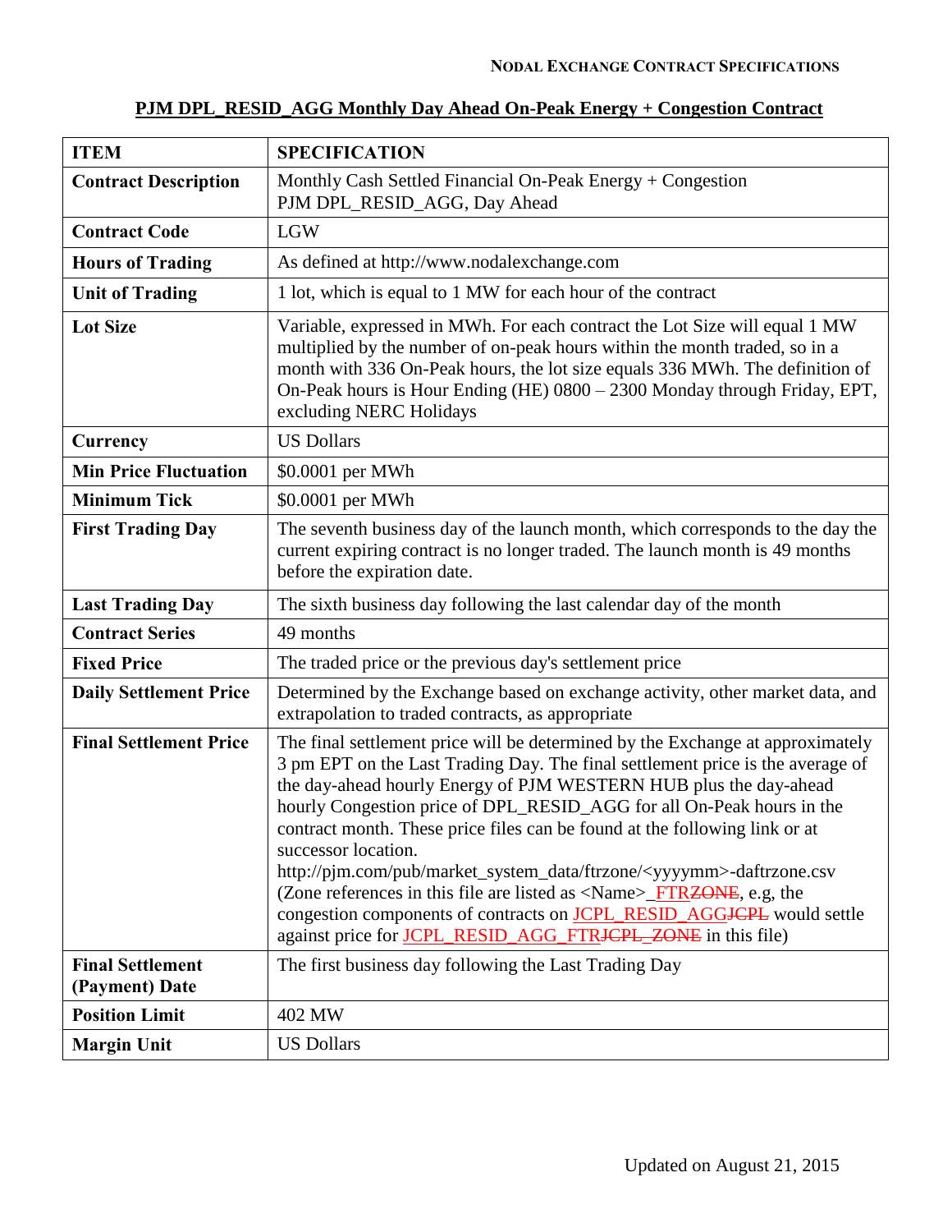NODAL EXCHANGE CONTRACT SPECIFICATIONS

## PJM DPL_RESID_AGG Monthly Day Ahead On-Peak Energy + Congestion Contract

| ITEM | SPECIFICATION |
| --- | --- |
| **Contract Description** | Monthly Cash Settled Financial On-Peak Energy + Congestion PJM DPL_RESID_AGG, Day Ahead |
| **Contract Code** | LGW |
| **Hours of Trading** | As defined at http://www.nodalexchange.com |
| **Unit of Trading** | 1 lot, which is equal to 1 MW for each hour of the contract |
| **Lot Size** | Variable, expressed in MWh. For each contract the Lot Size will equal 1 MW multiplied by the number of on-peak hours within the month traded, so in a month with 336 On-Peak hours, the lot size equals 336 MWh. The definition of On-Peak hours is Hour Ending (HE) 0800 – 2300 Monday through Friday, EPT, excluding NERC Holidays |
| **Currency** | US Dollars |
| **Min Price Fluctuation** | $0.0001 per MWh |
| **Minimum Tick** | $0.0001 per MWh |
| **First Trading Day** | The seventh business day of the launch month, which corresponds to the day the current expiring contract is no longer traded. The launch month is 49 months before the expiration date. |
| **Last Trading Day** | The sixth business day following the last calendar day of the month |
| **Contract Series** | 49 months |
| **Fixed Price** | The traded price or the previous day's settlement price |
| **Daily Settlement Price** | Determined by the Exchange based on exchange activity, other market data, and extrapolation to traded contracts, as appropriate |
| **Final Settlement Price** | The final settlement price will be determined by the Exchange at approximately 3 pm EPT on the Last Trading Day. The final settlement price is the average of the day-ahead hourly Energy of PJM WESTERN HUB plus the day-ahead hourly Congestion price of DPL_RESID_AGG for all On-Peak hours in the contract month. These price files can be found at the following link or at successor location. http://pjm.com/pub/market_system_data/ftrzone/<yyyymm>-daftrzone.csv (Zone references in this file are listed as <Name>_FTR~~ZONE~~, e.g, the congestion components of contracts on JCPL_RESID_AGG~~JCPL~~ would settle against price for JCPL_RESID_AGG_FTR~~JCPL_ZONE~~ in this file) |
| **Final Settlement (Payment) Date** | The first business day following the Last Trading Day |
| **Position Limit** | 402 MW |
| **Margin Unit** | US Dollars |

Updated on August 21, 2015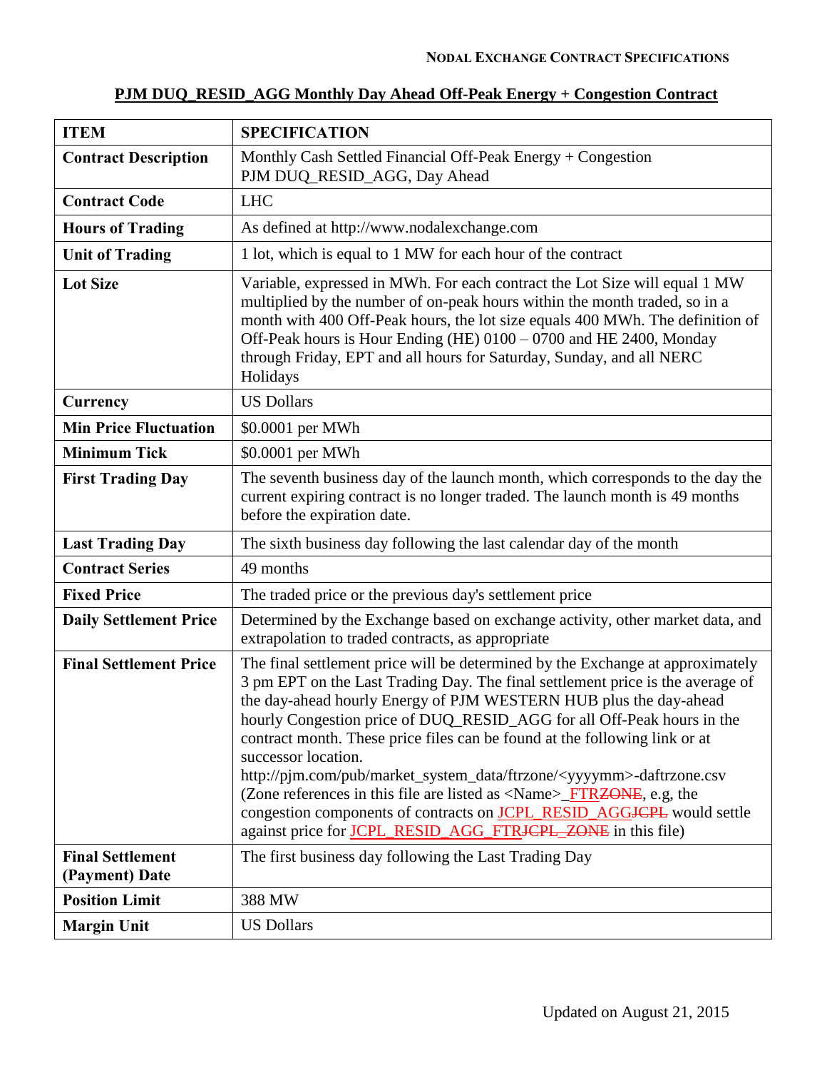## PJM DUQ_RESID_AGG Monthly Day Ahead Off-Peak Energy + Congestion Contract

| ITEM | SPECIFICATION |
|---|---|
| **Contract Description** | Monthly Cash Settled Financial Off-Peak Energy + Congestion PJM DUQ_RESID_AGG, Day Ahead |
| **Contract Code** | LHC |
| **Hours of Trading** | As defined at http://www.nodalexchange.com |
| **Unit of Trading** | 1 lot, which is equal to 1 MW for each hour of the contract |
| **Lot Size** | Variable, expressed in MWh. For each contract the Lot Size will equal 1 MW multiplied by the number of on-peak hours within the month traded, so in a month with 400 Off-Peak hours, the lot size equals 400 MWh. The definition of Off-Peak hours is Hour Ending (HE) 0100 – 0700 and HE 2400, Monday through Friday, EPT and all hours for Saturday, Sunday, and all NERC Holidays |
| **Currency** | US Dollars |
| **Min Price Fluctuation** | $0.0001 per MWh |
| **Minimum Tick** | $0.0001 per MWh |
| **First Trading Day** | The seventh business day of the launch month, which corresponds to the day the current expiring contract is no longer traded. The launch month is 49 months before the expiration date. |
| **Last Trading Day** | The sixth business day following the last calendar day of the month |
| **Contract Series** | 49 months |
| **Fixed Price** | The traded price or the previous day's settlement price |
| **Daily Settlement Price** | Determined by the Exchange based on exchange activity, other market data, and extrapolation to traded contracts, as appropriate |
| **Final Settlement Price** | The final settlement price will be determined by the Exchange at approximately 3 pm EPT on the Last Trading Day. The final settlement price is the average of the day-ahead hourly Energy of PJM WESTERN HUB plus the day-ahead hourly Congestion price of DUQ_RESID_AGG for all Off-Peak hours in the contract month. These price files can be found at the following link or at successor location. http://pjm.com/pub/market_system_data/ftrzone/<yyyymm>-daftrzone.csv (Zone references in this file are listed as <Name>_FTR~~ZONE~~, e.g, the congestion components of contracts on JCPL_RESID_AGG~~JCPL~~ would settle against price for JCPL_RESID_AGG_FTR~~JCPL_ZONE~~ in this file) |
| **Final Settlement (Payment) Date** | The first business day following the Last Trading Day |
| **Position Limit** | 388 MW |
| **Margin Unit** | US Dollars |

Updated on August 21, 2015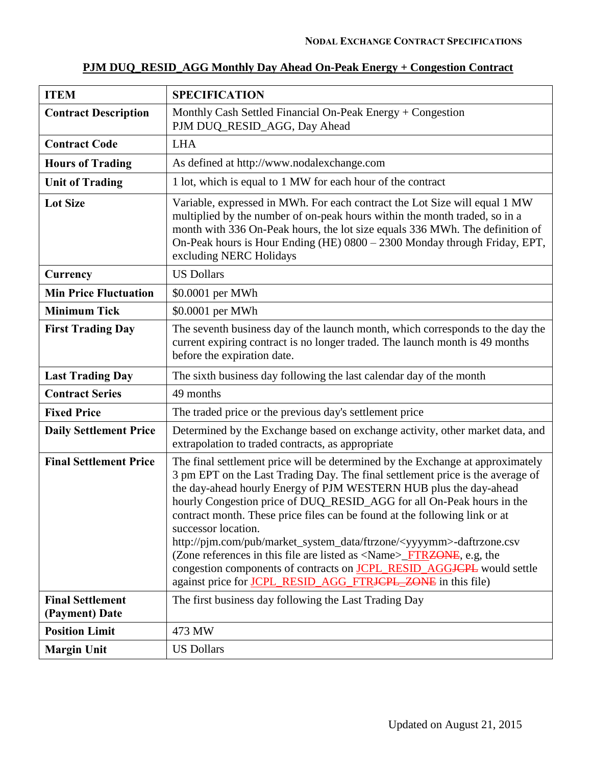**PJM DUQ_RESID_AGG Monthly Day Ahead On-Peak Energy + Congestion Contract**

| ITEM | SPECIFICATION |
|---|---|
| **Contract Description** | Monthly Cash Settled Financial On-Peak Energy + Congestion PJM DUQ_RESID_AGG, Day Ahead |
| **Contract Code** | LHA |
| **Hours of Trading** | As defined at http://www.nodalexchange.com |
| **Unit of Trading** | 1 lot, which is equal to 1 MW for each hour of the contract |
| **Lot Size** | Variable, expressed in MWh. For each contract the Lot Size will equal 1 MW multiplied by the number of on-peak hours within the month traded, so in a month with 336 On-Peak hours, the lot size equals 336 MWh. The definition of On-Peak hours is Hour Ending (HE) 0800 – 2300 Monday through Friday, EPT, excluding NERC Holidays |
| **Currency** | US Dollars |
| **Min Price Fluctuation** | $0.0001 per MWh |
| **Minimum Tick** | $0.0001 per MWh |
| **First Trading Day** | The seventh business day of the launch month, which corresponds to the day the current expiring contract is no longer traded. The launch month is 49 months before the expiration date. |
| **Last Trading Day** | The sixth business day following the last calendar day of the month |
| **Contract Series** | 49 months |
| **Fixed Price** | The traded price or the previous day's settlement price |
| **Daily Settlement Price** | Determined by the Exchange based on exchange activity, other market data, and extrapolation to traded contracts, as appropriate |
| **Final Settlement Price** | The final settlement price will be determined by the Exchange at approximately 3 pm EPT on the Last Trading Day. The final settlement price is the average of the day-ahead hourly Energy of PJM WESTERN HUB plus the day-ahead hourly Congestion price of DUQ_RESID_AGG for all On-Peak hours in the contract month. These price files can be found at the following link or at successor location. http://pjm.com/pub/market_system_data/ftrzone/<yyyymm>-daftrzone.csv (Zone references in this file are listed as <Name>_FTR~~ZONE~~, e.g, the congestion components of contracts on JCPL_RESID_AGG~~JCPL~~ would settle against price for JCPL_RESID_AGG_FTR~~JCPL_ZONE~~ in this file) |
| **Final Settlement (Payment) Date** | The first business day following the Last Trading Day |
| **Position Limit** | 473 MW |
| **Margin Unit** | US Dollars |

Updated on August 21, 2015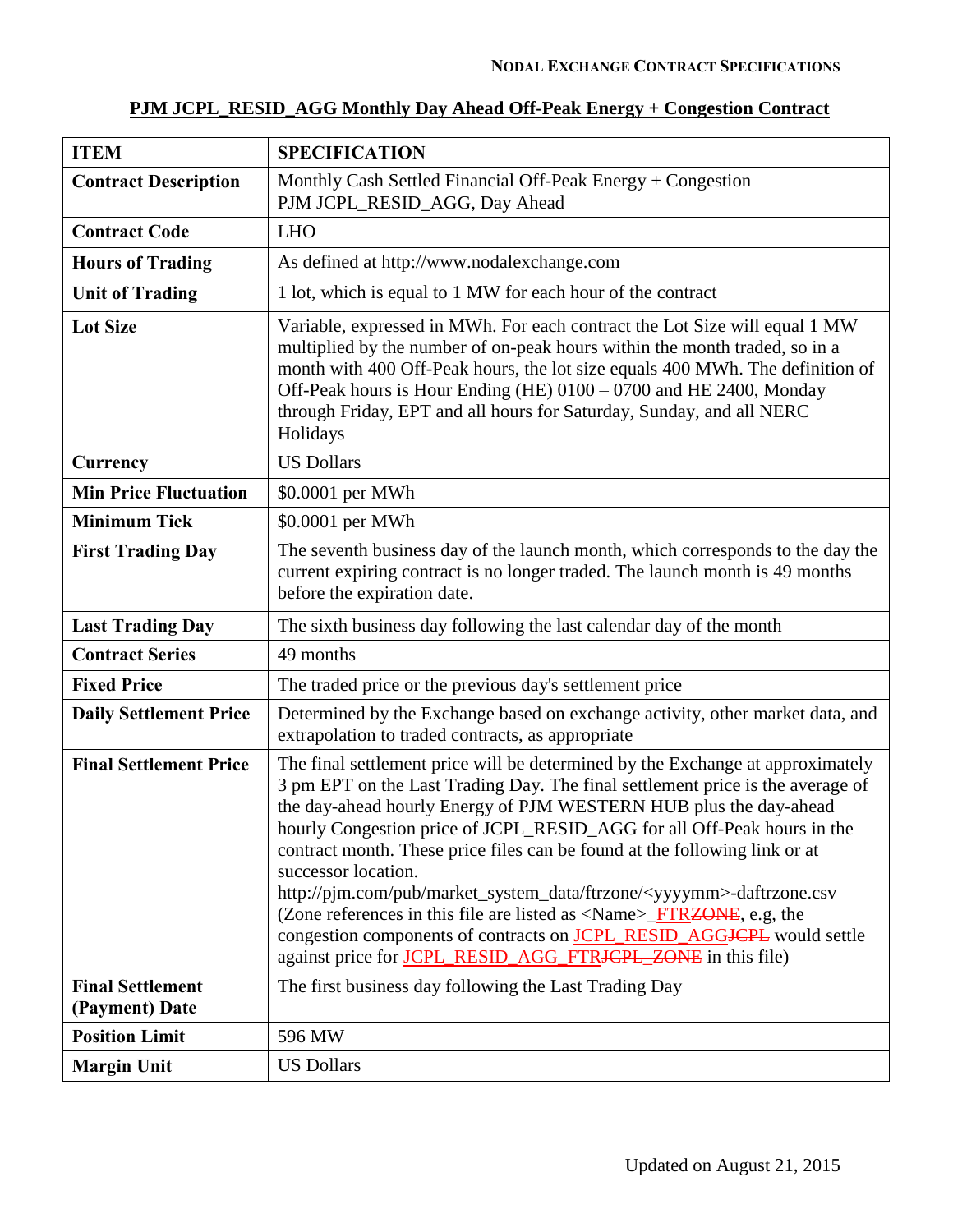NODAL EXCHANGE CONTRACT SPECIFICATIONS

## PJM JCPL_RESID_AGG Monthly Day Ahead Off-Peak Energy + Congestion Contract

| ITEM | SPECIFICATION |
|---|---|
| **Contract Description** | Monthly Cash Settled Financial Off-Peak Energy + Congestion PJM JCPL_RESID_AGG, Day Ahead |
| **Contract Code** | LHO |
| **Hours of Trading** | As defined at http://www.nodalexchange.com |
| **Unit of Trading** | 1 lot, which is equal to 1 MW for each hour of the contract |
| **Lot Size** | Variable, expressed in MWh. For each contract the Lot Size will equal 1 MW multiplied by the number of on-peak hours within the month traded, so in a month with 400 Off-Peak hours, the lot size equals 400 MWh. The definition of Off-Peak hours is Hour Ending (HE) 0100 – 0700 and HE 2400, Monday through Friday, EPT and all hours for Saturday, Sunday, and all NERC Holidays |
| **Currency** | US Dollars |
| **Min Price Fluctuation** | $0.0001 per MWh |
| **Minimum Tick** | $0.0001 per MWh |
| **First Trading Day** | The seventh business day of the launch month, which corresponds to the day the current expiring contract is no longer traded. The launch month is 49 months before the expiration date. |
| **Last Trading Day** | The sixth business day following the last calendar day of the month |
| **Contract Series** | 49 months |
| **Fixed Price** | The traded price or the previous day's settlement price |
| **Daily Settlement Price** | Determined by the Exchange based on exchange activity, other market data, and extrapolation to traded contracts, as appropriate |
| **Final Settlement Price** | The final settlement price will be determined by the Exchange at approximately 3 pm EPT on the Last Trading Day. The final settlement price is the average of the day-ahead hourly Energy of PJM WESTERN HUB plus the day-ahead hourly Congestion price of JCPL_RESID_AGG for all Off-Peak hours in the contract month. These price files can be found at the following link or at successor location. http://pjm.com/pub/market_system_data/ftrzone/<yyyymm>-daftrzone.csv (Zone references in this file are listed as <Name>_FTR~~ZONE~~, e.g, the congestion components of contracts on JCPL_RESID_AGG~~JCPL~~ would settle against price for JCPL_RESID_AGG_FTR~~JCPL_ZONE~~ in this file) |
| **Final Settlement (Payment) Date** | The first business day following the Last Trading Day |
| **Position Limit** | 596 MW |
| **Margin Unit** | US Dollars |

Updated on August 21, 2015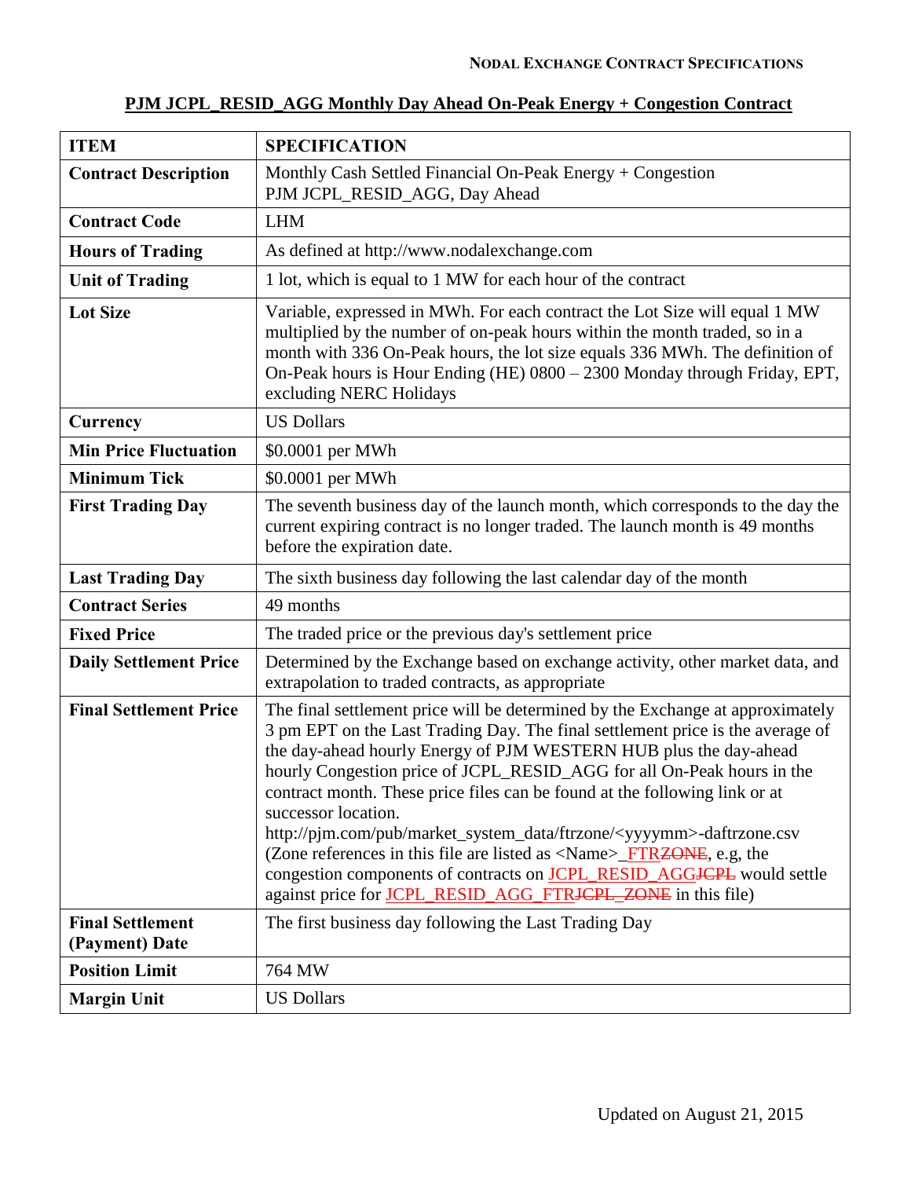**PJM JCPL_RESID_AGG Monthly Day Ahead On-Peak Energy + Congestion Contract**

| ITEM | SPECIFICATION |
|---|---|
| **Contract Description** | Monthly Cash Settled Financial On-Peak Energy + Congestion PJM JCPL_RESID_AGG, Day Ahead |
| **Contract Code** | LHM |
| **Hours of Trading** | As defined at http://www.nodalexchange.com |
| **Unit of Trading** | 1 lot, which is equal to 1 MW for each hour of the contract |
| **Lot Size** | Variable, expressed in MWh. For each contract the Lot Size will equal 1 MW multiplied by the number of on-peak hours within the month traded, so in a month with 336 On-Peak hours, the lot size equals 336 MWh. The definition of On-Peak hours is Hour Ending (HE) 0800 – 2300 Monday through Friday, EPT, excluding NERC Holidays |
| **Currency** | US Dollars |
| **Min Price Fluctuation** | $0.0001 per MWh |
| **Minimum Tick** | $0.0001 per MWh |
| **First Trading Day** | The seventh business day of the launch month, which corresponds to the day the current expiring contract is no longer traded. The launch month is 49 months before the expiration date. |
| **Last Trading Day** | The sixth business day following the last calendar day of the month |
| **Contract Series** | 49 months |
| **Fixed Price** | The traded price or the previous day's settlement price |
| **Daily Settlement Price** | Determined by the Exchange based on exchange activity, other market data, and extrapolation to traded contracts, as appropriate |
| **Final Settlement Price** | The final settlement price will be determined by the Exchange at approximately 3 pm EPT on the Last Trading Day. The final settlement price is the average of the day-ahead hourly Energy of PJM WESTERN HUB plus the day-ahead hourly Congestion price of JCPL_RESID_AGG for all On-Peak hours in the contract month. These price files can be found at the following link or at successor location. http://pjm.com/pub/market_system_data/ftrzone/<yyyymm>-daftrzone.csv (Zone references in this file are listed as <Name>_FTR~~ZONE~~, e.g, the congestion components of contracts on JCPL_RESID_AGG~~JCPL~~ would settle against price for JCPL_RESID_AGG_FTR~~JCPL_ZONE~~ in this file) |
| **Final Settlement (Payment) Date** | The first business day following the Last Trading Day |
| **Position Limit** | 764 MW |
| **Margin Unit** | US Dollars |

Updated on August 21, 2015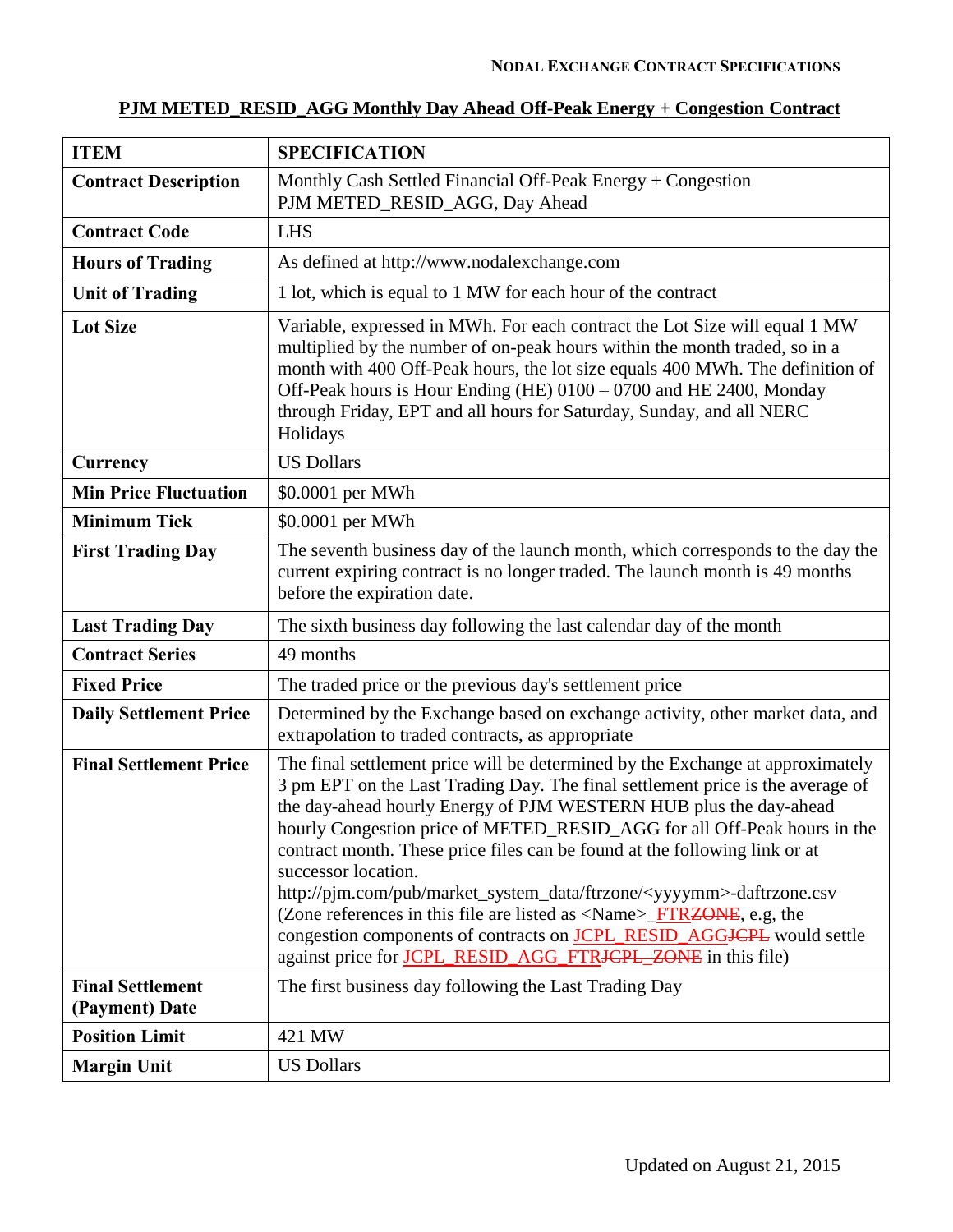**NODAL EXCHANGE CONTRACT SPECIFICATIONS**

## PJM METED_RESID_AGG Monthly Day Ahead Off-Peak Energy + Congestion Contract

| ITEM | SPECIFICATION |
| --- | --- |
| **Contract Description** | Monthly Cash Settled Financial Off-Peak Energy + Congestion PJM METED_RESID_AGG, Day Ahead |
| **Contract Code** | LHS |
| **Hours of Trading** | As defined at http://www.nodalexchange.com |
| **Unit of Trading** | 1 lot, which is equal to 1 MW for each hour of the contract |
| **Lot Size** | Variable, expressed in MWh. For each contract the Lot Size will equal 1 MW multiplied by the number of on-peak hours within the month traded, so in a month with 400 Off-Peak hours, the lot size equals 400 MWh. The definition of Off-Peak hours is Hour Ending (HE) 0100 – 0700 and HE 2400, Monday through Friday, EPT and all hours for Saturday, Sunday, and all NERC Holidays |
| **Currency** | US Dollars |
| **Min Price Fluctuation** | $0.0001 per MWh |
| **Minimum Tick** | $0.0001 per MWh |
| **First Trading Day** | The seventh business day of the launch month, which corresponds to the day the current expiring contract is no longer traded. The launch month is 49 months before the expiration date. |
| **Last Trading Day** | The sixth business day following the last calendar day of the month |
| **Contract Series** | 49 months |
| **Fixed Price** | The traded price or the previous day's settlement price |
| **Daily Settlement Price** | Determined by the Exchange based on exchange activity, other market data, and extrapolation to traded contracts, as appropriate |
| **Final Settlement Price** | The final settlement price will be determined by the Exchange at approximately 3 pm EPT on the Last Trading Day. The final settlement price is the average of the day-ahead hourly Energy of PJM WESTERN HUB plus the day-ahead hourly Congestion price of METED_RESID_AGG for all Off-Peak hours in the contract month. These price files can be found at the following link or at successor location. http://pjm.com/pub/market_system_data/ftrzone/<yyyymm>-daftrzone.csv (Zone references in this file are listed as <Name>_FTR~~ZONE~~, e.g, the congestion components of contracts on JCPL_RESID_AGG~~JCPL~~ would settle against price for JCPL_RESID_AGG_FTR~~JCPL_ZONE~~ in this file) |
| **Final Settlement (Payment) Date** | The first business day following the Last Trading Day |
| **Position Limit** | 421 MW |
| **Margin Unit** | US Dollars |

Updated on August 21, 2015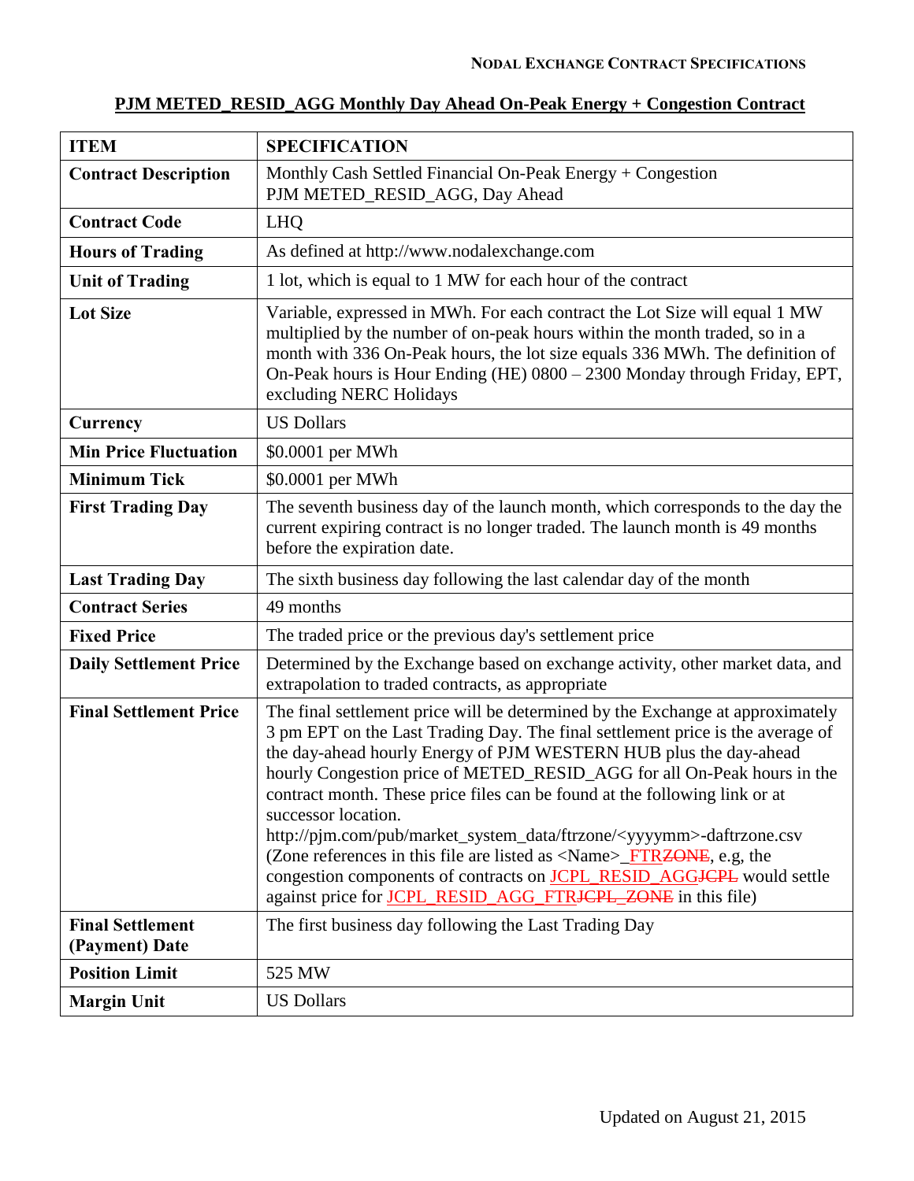**NODAL EXCHANGE CONTRACT SPECIFICATIONS**

## PJM METED_RESID_AGG Monthly Day Ahead On-Peak Energy + Congestion Contract

| ITEM | SPECIFICATION |
|---|---|
| **Contract Description** | Monthly Cash Settled Financial On-Peak Energy + Congestion PJM METED_RESID_AGG, Day Ahead |
| **Contract Code** | LHQ |
| **Hours of Trading** | As defined at http://www.nodalexchange.com |
| **Unit of Trading** | 1 lot, which is equal to 1 MW for each hour of the contract |
| **Lot Size** | Variable, expressed in MWh. For each contract the Lot Size will equal 1 MW multiplied by the number of on-peak hours within the month traded, so in a month with 336 On-Peak hours, the lot size equals 336 MWh. The definition of On-Peak hours is Hour Ending (HE) 0800 – 2300 Monday through Friday, EPT, excluding NERC Holidays |
| **Currency** | US Dollars |
| **Min Price Fluctuation** | $0.0001 per MWh |
| **Minimum Tick** | $0.0001 per MWh |
| **First Trading Day** | The seventh business day of the launch month, which corresponds to the day the current expiring contract is no longer traded. The launch month is 49 months before the expiration date. |
| **Last Trading Day** | The sixth business day following the last calendar day of the month |
| **Contract Series** | 49 months |
| **Fixed Price** | The traded price or the previous day's settlement price |
| **Daily Settlement Price** | Determined by the Exchange based on exchange activity, other market data, and extrapolation to traded contracts, as appropriate |
| **Final Settlement Price** | The final settlement price will be determined by the Exchange at approximately 3 pm EPT on the Last Trading Day. The final settlement price is the average of the day-ahead hourly Energy of PJM WESTERN HUB plus the day-ahead hourly Congestion price of METED_RESID_AGG for all On-Peak hours in the contract month. These price files can be found at the following link or at successor location. http://pjm.com/pub/market_system_data/ftrzone/<yyyymm>-daftrzone.csv (Zone references in this file are listed as <Name>_FTR~~ZONE~~, e.g, the congestion components of contracts on JCPL_RESID_AGG~~JCPL~~ would settle against price for JCPL_RESID_AGG_FTR~~JCPL_ZONE~~ in this file) |
| **Final Settlement (Payment) Date** | The first business day following the Last Trading Day |
| **Position Limit** | 525 MW |
| **Margin Unit** | US Dollars |

Updated on August 21, 2015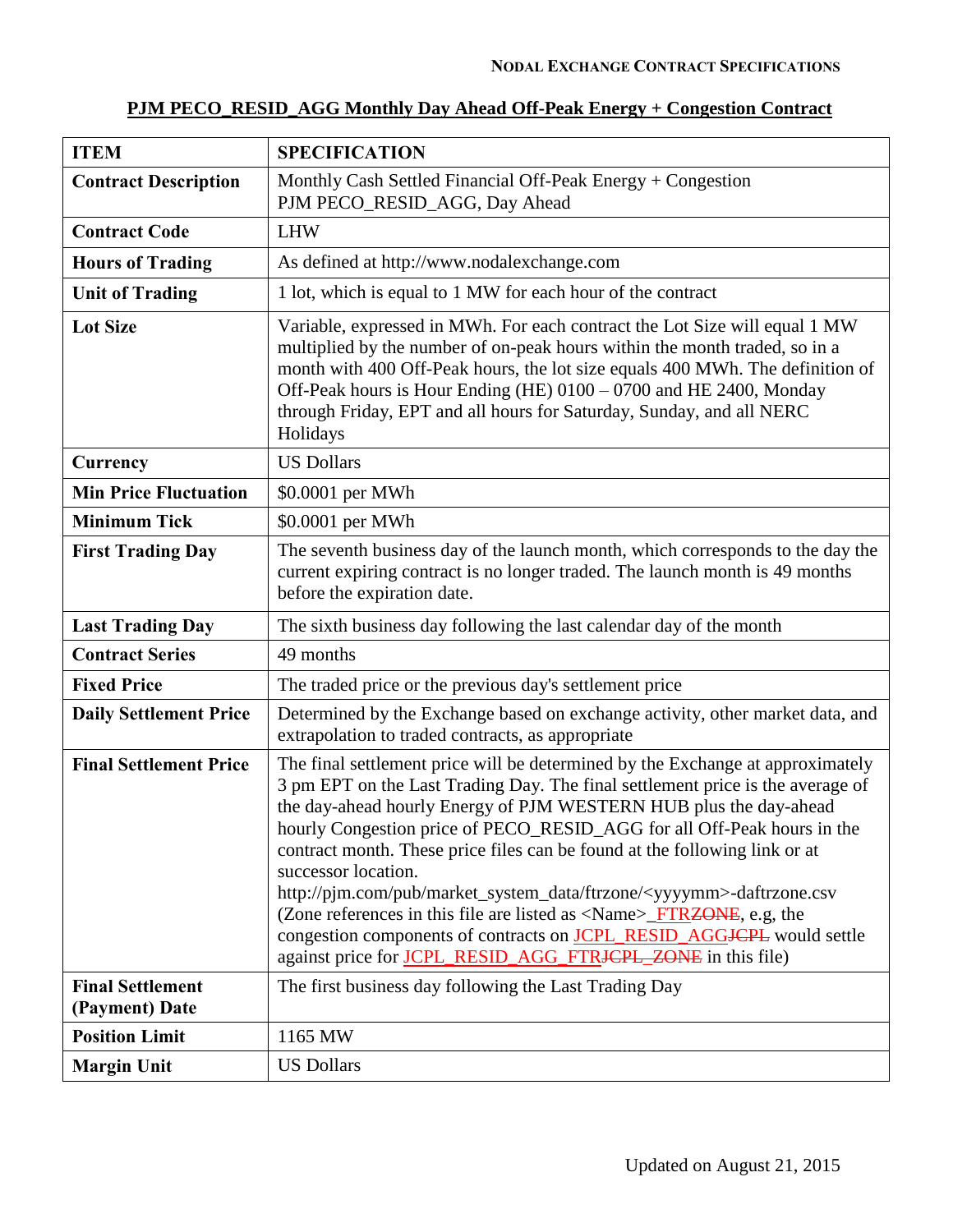## PJM PECO_RESID_AGG Monthly Day Ahead Off-Peak Energy + Congestion Contract

| ITEM | SPECIFICATION |
|---|---|
| **Contract Description** | Monthly Cash Settled Financial Off-Peak Energy + Congestion PJM PECO_RESID_AGG, Day Ahead |
| **Contract Code** | LHW |
| **Hours of Trading** | As defined at http://www.nodalexchange.com |
| **Unit of Trading** | 1 lot, which is equal to 1 MW for each hour of the contract |
| **Lot Size** | Variable, expressed in MWh. For each contract the Lot Size will equal 1 MW multiplied by the number of on-peak hours within the month traded, so in a month with 400 Off-Peak hours, the lot size equals 400 MWh. The definition of Off-Peak hours is Hour Ending (HE) 0100 – 0700 and HE 2400, Monday through Friday, EPT and all hours for Saturday, Sunday, and all NERC Holidays |
| **Currency** | US Dollars |
| **Min Price Fluctuation** | $0.0001 per MWh |
| **Minimum Tick** | $0.0001 per MWh |
| **First Trading Day** | The seventh business day of the launch month, which corresponds to the day the current expiring contract is no longer traded. The launch month is 49 months before the expiration date. |
| **Last Trading Day** | The sixth business day following the last calendar day of the month |
| **Contract Series** | 49 months |
| **Fixed Price** | The traded price or the previous day's settlement price |
| **Daily Settlement Price** | Determined by the Exchange based on exchange activity, other market data, and extrapolation to traded contracts, as appropriate |
| **Final Settlement Price** | The final settlement price will be determined by the Exchange at approximately 3 pm EPT on the Last Trading Day. The final settlement price is the average of the day-ahead hourly Energy of PJM WESTERN HUB plus the day-ahead hourly Congestion price of PECO_RESID_AGG for all Off-Peak hours in the contract month. These price files can be found at the following link or at successor location. http://pjm.com/pub/market_system_data/ftrzone/<yyyymm>-daftrzone.csv (Zone references in this file are listed as <Name>_FTR~~ZONE~~, e.g, the congestion components of contracts on JCPL_RESID_AGG~~JCPL~~ would settle against price for JCPL_RESID_AGG_FTR~~JCPL_ZONE~~ in this file) |
| **Final Settlement (Payment) Date** | The first business day following the Last Trading Day |
| **Position Limit** | 1165 MW |
| **Margin Unit** | US Dollars |

Updated on August 21, 2015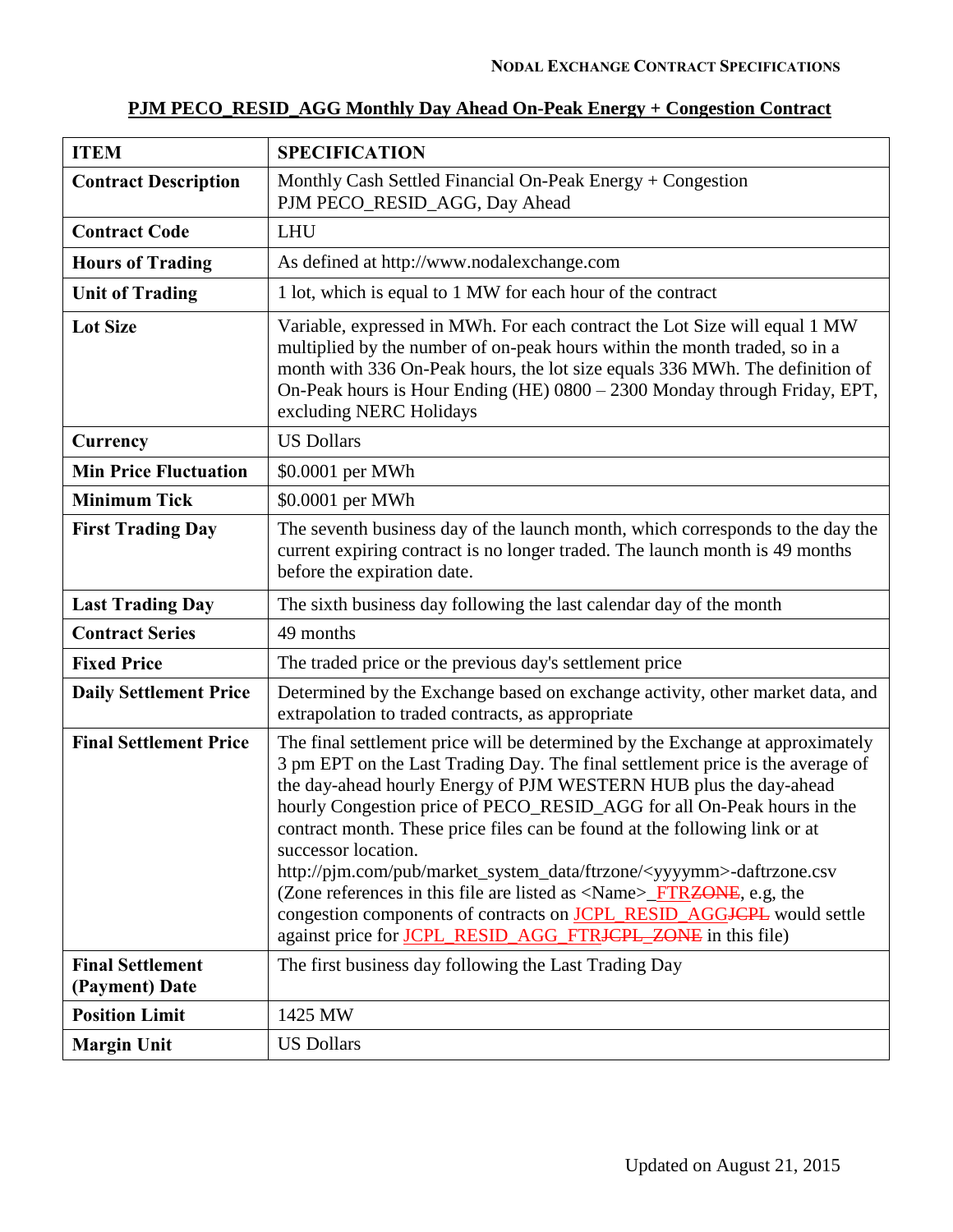NODAL EXCHANGE CONTRACT SPECIFICATIONS

## PJM PECO_RESID_AGG Monthly Day Ahead On-Peak Energy + Congestion Contract

| ITEM | SPECIFICATION |
|---|---|
| **Contract Description** | Monthly Cash Settled Financial On-Peak Energy + Congestion PJM PECO_RESID_AGG, Day Ahead |
| **Contract Code** | LHU |
| **Hours of Trading** | As defined at http://www.nodalexchange.com |
| **Unit of Trading** | 1 lot, which is equal to 1 MW for each hour of the contract |
| **Lot Size** | Variable, expressed in MWh. For each contract the Lot Size will equal 1 MW multiplied by the number of on-peak hours within the month traded, so in a month with 336 On-Peak hours, the lot size equals 336 MWh. The definition of On-Peak hours is Hour Ending (HE) 0800 – 2300 Monday through Friday, EPT, excluding NERC Holidays |
| **Currency** | US Dollars |
| **Min Price Fluctuation** | $0.0001 per MWh |
| **Minimum Tick** | $0.0001 per MWh |
| **First Trading Day** | The seventh business day of the launch month, which corresponds to the day the current expiring contract is no longer traded. The launch month is 49 months before the expiration date. |
| **Last Trading Day** | The sixth business day following the last calendar day of the month |
| **Contract Series** | 49 months |
| **Fixed Price** | The traded price or the previous day's settlement price |
| **Daily Settlement Price** | Determined by the Exchange based on exchange activity, other market data, and extrapolation to traded contracts, as appropriate |
| **Final Settlement Price** | The final settlement price will be determined by the Exchange at approximately 3 pm EPT on the Last Trading Day. The final settlement price is the average of the day-ahead hourly Energy of PJM WESTERN HUB plus the day-ahead hourly Congestion price of PECO_RESID_AGG for all On-Peak hours in the contract month. These price files can be found at the following link or at successor location. http://pjm.com/pub/market_system_data/ftrzone/<yyyymm>-daftrzone.csv (Zone references in this file are listed as <Name>_FTR~~ZONE~~, e.g, the congestion components of contracts on JCPL_RESID_AGG~~JCPL~~ would settle against price for JCPL_RESID_AGG_FTR~~JCPL_ZONE~~ in this file) |
| **Final Settlement (Payment) Date** | The first business day following the Last Trading Day |
| **Position Limit** | 1425 MW |
| **Margin Unit** | US Dollars |

Updated on August 21, 2015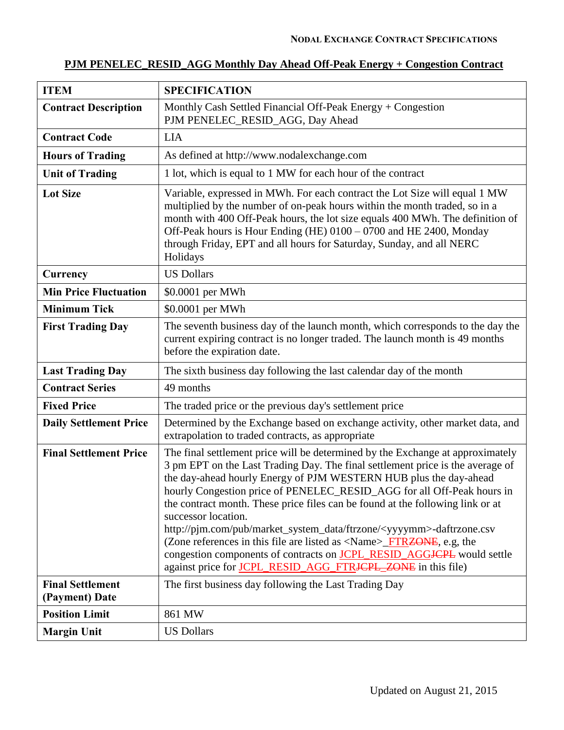## PJM PENELEC_RESID_AGG Monthly Day Ahead Off-Peak Energy + Congestion Contract

| ITEM | SPECIFICATION |
|---|---|
| **Contract Description** | Monthly Cash Settled Financial Off-Peak Energy + Congestion PJM PENELEC_RESID_AGG, Day Ahead |
| **Contract Code** | LIA |
| **Hours of Trading** | As defined at http://www.nodalexchange.com |
| **Unit of Trading** | 1 lot, which is equal to 1 MW for each hour of the contract |
| **Lot Size** | Variable, expressed in MWh. For each contract the Lot Size will equal 1 MW multiplied by the number of on-peak hours within the month traded, so in a month with 400 Off-Peak hours, the lot size equals 400 MWh. The definition of Off-Peak hours is Hour Ending (HE) 0100 – 0700 and HE 2400, Monday through Friday, EPT and all hours for Saturday, Sunday, and all NERC Holidays |
| **Currency** | US Dollars |
| **Min Price Fluctuation** | $0.0001 per MWh |
| **Minimum Tick** | $0.0001 per MWh |
| **First Trading Day** | The seventh business day of the launch month, which corresponds to the day the current expiring contract is no longer traded. The launch month is 49 months before the expiration date. |
| **Last Trading Day** | The sixth business day following the last calendar day of the month |
| **Contract Series** | 49 months |
| **Fixed Price** | The traded price or the previous day's settlement price |
| **Daily Settlement Price** | Determined by the Exchange based on exchange activity, other market data, and extrapolation to traded contracts, as appropriate |
| **Final Settlement Price** | The final settlement price will be determined by the Exchange at approximately 3 pm EPT on the Last Trading Day. The final settlement price is the average of the day-ahead hourly Energy of PJM WESTERN HUB plus the day-ahead hourly Congestion price of PENELEC_RESID_AGG for all Off-Peak hours in the contract month. These price files can be found at the following link or at successor location. http://pjm.com/pub/market_system_data/ftrzone/<yyyymm>-daftrzone.csv (Zone references in this file are listed as <Name>_FTR~~ZONE~~, e.g, the congestion components of contracts on JCPL_RESID_AGG~~JCPL~~ would settle against price for JCPL_RESID_AGG_FTR~~JCPL_ZONE~~ in this file) |
| **Final Settlement (Payment) Date** | The first business day following the Last Trading Day |
| **Position Limit** | 861 MW |
| **Margin Unit** | US Dollars |

Updated on August 21, 2015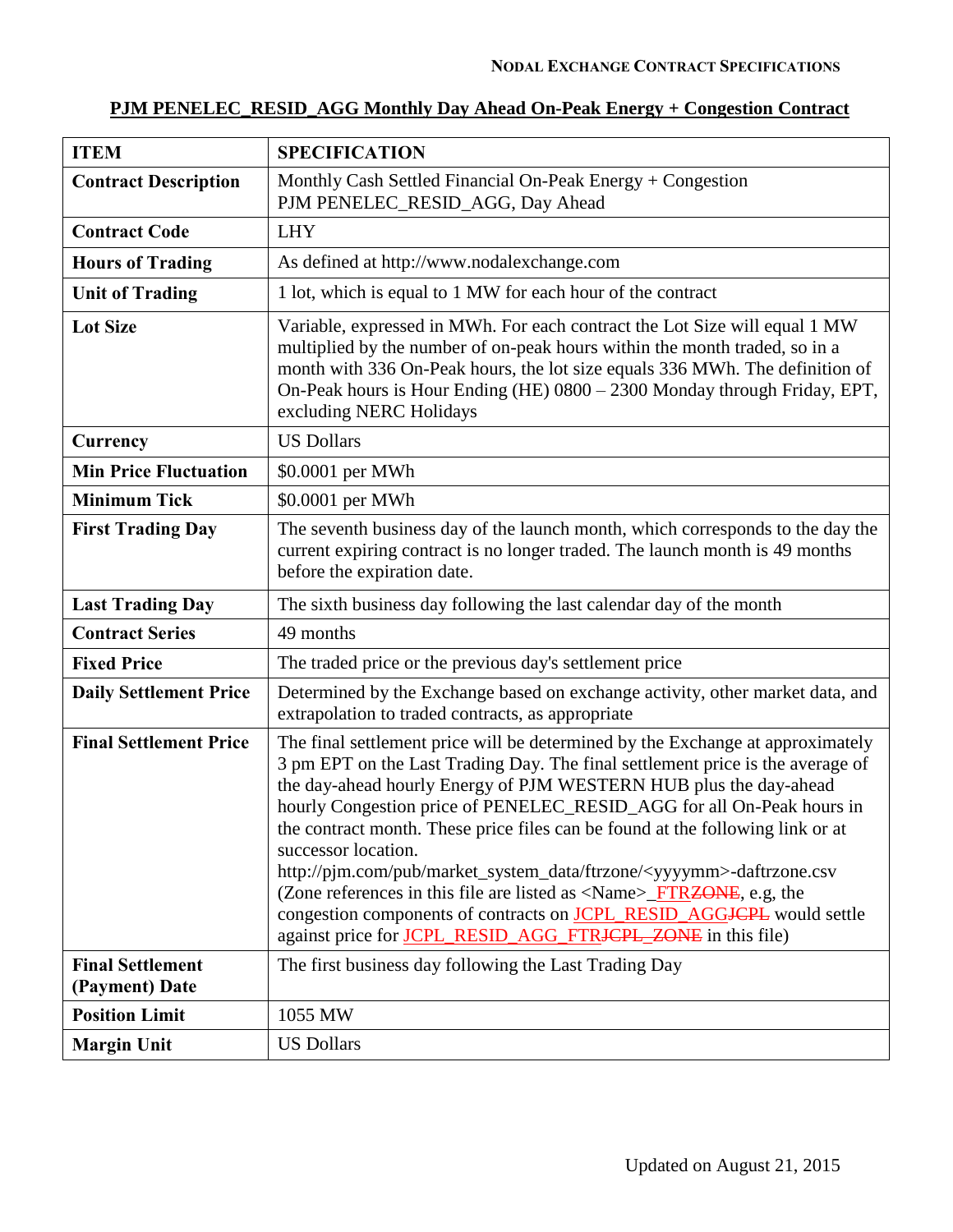## PJM PENELEC_RESID_AGG Monthly Day Ahead On-Peak Energy + Congestion Contract

| ITEM | SPECIFICATION |
|---|---|
| **Contract Description** | Monthly Cash Settled Financial On-Peak Energy + Congestion PJM PENELEC_RESID_AGG, Day Ahead |
| **Contract Code** | LHY |
| **Hours of Trading** | As defined at http://www.nodalexchange.com |
| **Unit of Trading** | 1 lot, which is equal to 1 MW for each hour of the contract |
| **Lot Size** | Variable, expressed in MWh. For each contract the Lot Size will equal 1 MW multiplied by the number of on-peak hours within the month traded, so in a month with 336 On-Peak hours, the lot size equals 336 MWh. The definition of On-Peak hours is Hour Ending (HE) 0800 – 2300 Monday through Friday, EPT, excluding NERC Holidays |
| **Currency** | US Dollars |
| **Min Price Fluctuation** | $0.0001 per MWh |
| **Minimum Tick** | $0.0001 per MWh |
| **First Trading Day** | The seventh business day of the launch month, which corresponds to the day the current expiring contract is no longer traded. The launch month is 49 months before the expiration date. |
| **Last Trading Day** | The sixth business day following the last calendar day of the month |
| **Contract Series** | 49 months |
| **Fixed Price** | The traded price or the previous day's settlement price |
| **Daily Settlement Price** | Determined by the Exchange based on exchange activity, other market data, and extrapolation to traded contracts, as appropriate |
| **Final Settlement Price** | The final settlement price will be determined by the Exchange at approximately 3 pm EPT on the Last Trading Day. The final settlement price is the average of the day-ahead hourly Energy of PJM WESTERN HUB plus the day-ahead hourly Congestion price of PENELEC_RESID_AGG for all On-Peak hours in the contract month. These price files can be found at the following link or at successor location. http://pjm.com/pub/market_system_data/ftrzone/<yyyymm>-daftrzone.csv (Zone references in this file are listed as <Name>_FTR~~ZONE~~, e.g, the congestion components of contracts on JCPL_RESID_AGG~~JCPL~~ would settle against price for JCPL_RESID_AGG_FTR~~JCPL_ZONE~~ in this file) |
| **Final Settlement (Payment) Date** | The first business day following the Last Trading Day |
| **Position Limit** | 1055 MW |
| **Margin Unit** | US Dollars |

Updated on August 21, 2015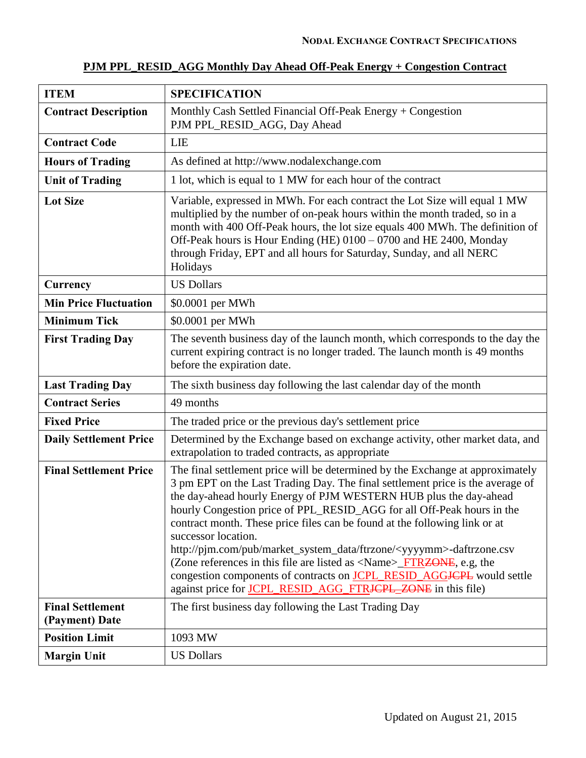## PJM PPL_RESID_AGG Monthly Day Ahead Off-Peak Energy + Congestion Contract

| ITEM | SPECIFICATION |
|---|---|
| **Contract Description** | Monthly Cash Settled Financial Off-Peak Energy + Congestion PJM PPL_RESID_AGG, Day Ahead |
| **Contract Code** | LIE |
| **Hours of Trading** | As defined at http://www.nodalexchange.com |
| **Unit of Trading** | 1 lot, which is equal to 1 MW for each hour of the contract |
| **Lot Size** | Variable, expressed in MWh. For each contract the Lot Size will equal 1 MW multiplied by the number of on-peak hours within the month traded, so in a month with 400 Off-Peak hours, the lot size equals 400 MWh. The definition of Off-Peak hours is Hour Ending (HE) 0100 – 0700 and HE 2400, Monday through Friday, EPT and all hours for Saturday, Sunday, and all NERC Holidays |
| **Currency** | US Dollars |
| **Min Price Fluctuation** | $0.0001 per MWh |
| **Minimum Tick** | $0.0001 per MWh |
| **First Trading Day** | The seventh business day of the launch month, which corresponds to the day the current expiring contract is no longer traded. The launch month is 49 months before the expiration date. |
| **Last Trading Day** | The sixth business day following the last calendar day of the month |
| **Contract Series** | 49 months |
| **Fixed Price** | The traded price or the previous day's settlement price |
| **Daily Settlement Price** | Determined by the Exchange based on exchange activity, other market data, and extrapolation to traded contracts, as appropriate |
| **Final Settlement Price** | The final settlement price will be determined by the Exchange at approximately 3 pm EPT on the Last Trading Day. The final settlement price is the average of the day-ahead hourly Energy of PJM WESTERN HUB plus the day-ahead hourly Congestion price of PPL_RESID_AGG for all Off-Peak hours in the contract month. These price files can be found at the following link or at successor location. http://pjm.com/pub/market_system_data/ftrzone/<yyyymm>-daftrzone.csv (Zone references in this file are listed as <Name>_FTR~~ZONE~~, e.g, the congestion components of contracts on JCPL_RESID_AGG~~JCPL~~ would settle against price for JCPL_RESID_AGG_FTR~~JCPL_ZONE~~ in this file) |
| **Final Settlement (Payment) Date** | The first business day following the Last Trading Day |
| **Position Limit** | 1093 MW |
| **Margin Unit** | US Dollars |

Updated on August 21, 2015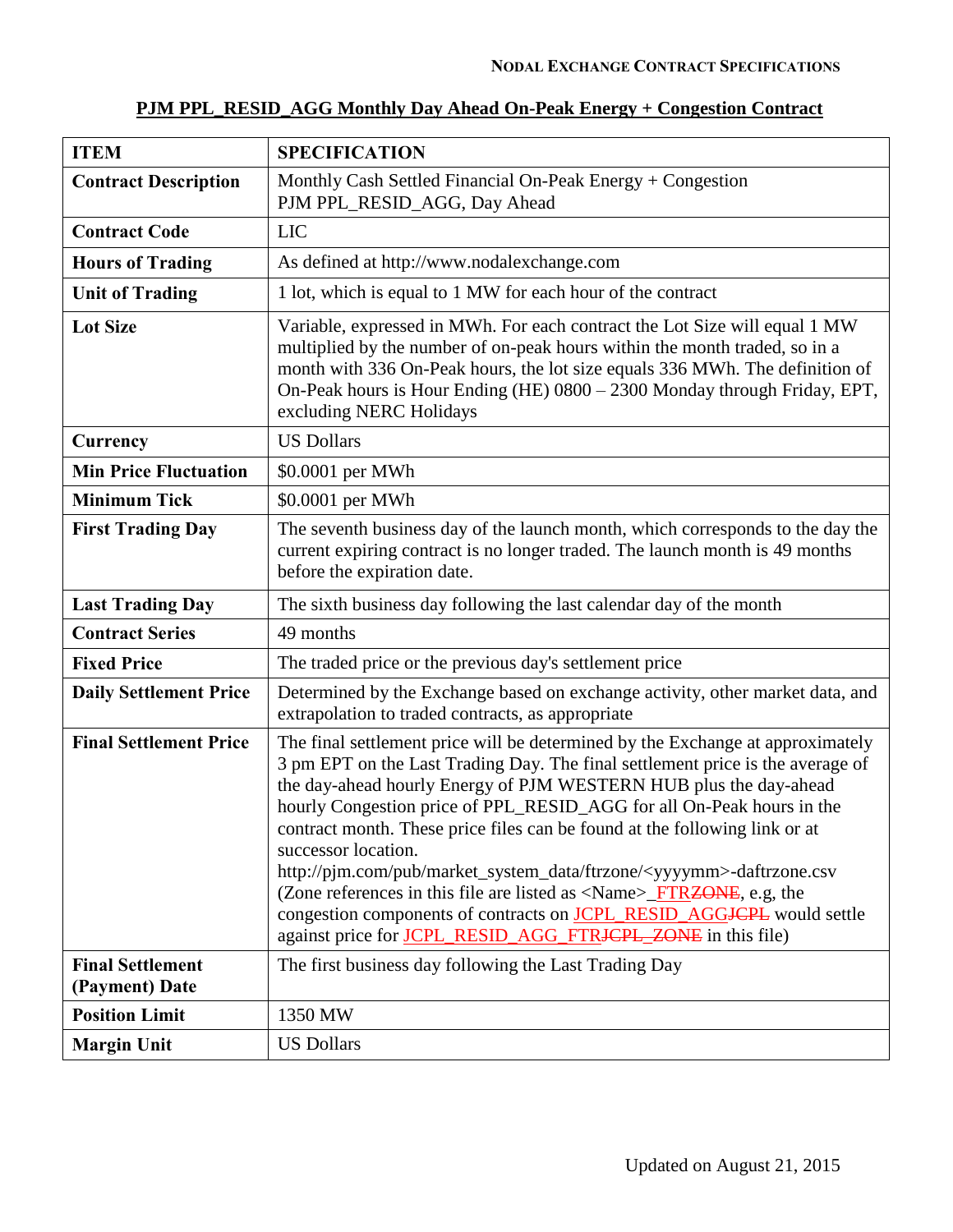**PJM PPL_RESID_AGG Monthly Day Ahead On-Peak Energy + Congestion Contract**

| ITEM | SPECIFICATION |
|---|---|
| **Contract Description** | Monthly Cash Settled Financial On-Peak Energy + Congestion PJM PPL_RESID_AGG, Day Ahead |
| **Contract Code** | LIC |
| **Hours of Trading** | As defined at http://www.nodalexchange.com |
| **Unit of Trading** | 1 lot, which is equal to 1 MW for each hour of the contract |
| **Lot Size** | Variable, expressed in MWh. For each contract the Lot Size will equal 1 MW multiplied by the number of on-peak hours within the month traded, so in a month with 336 On-Peak hours, the lot size equals 336 MWh. The definition of On-Peak hours is Hour Ending (HE) 0800 – 2300 Monday through Friday, EPT, excluding NERC Holidays |
| **Currency** | US Dollars |
| **Min Price Fluctuation** | $0.0001 per MWh |
| **Minimum Tick** | $0.0001 per MWh |
| **First Trading Day** | The seventh business day of the launch month, which corresponds to the day the current expiring contract is no longer traded. The launch month is 49 months before the expiration date. |
| **Last Trading Day** | The sixth business day following the last calendar day of the month |
| **Contract Series** | 49 months |
| **Fixed Price** | The traded price or the previous day's settlement price |
| **Daily Settlement Price** | Determined by the Exchange based on exchange activity, other market data, and extrapolation to traded contracts, as appropriate |
| **Final Settlement Price** | The final settlement price will be determined by the Exchange at approximately 3 pm EPT on the Last Trading Day. The final settlement price is the average of the day-ahead hourly Energy of PJM WESTERN HUB plus the day-ahead hourly Congestion price of PPL_RESID_AGG for all On-Peak hours in the contract month. These price files can be found at the following link or at successor location. http://pjm.com/pub/market_system_data/ftrzone/<yyyymm>-daftrzone.csv (Zone references in this file are listed as <Name>_FTR~~ZONE~~, e.g, the congestion components of contracts on JCPL_RESID_AGG~~JCPL~~ would settle against price for JCPL_RESID_AGG_FTR~~JCPL_ZONE~~ in this file) |
| **Final Settlement (Payment) Date** | The first business day following the Last Trading Day |
| **Position Limit** | 1350 MW |
| **Margin Unit** | US Dollars |

Updated on August 21, 2015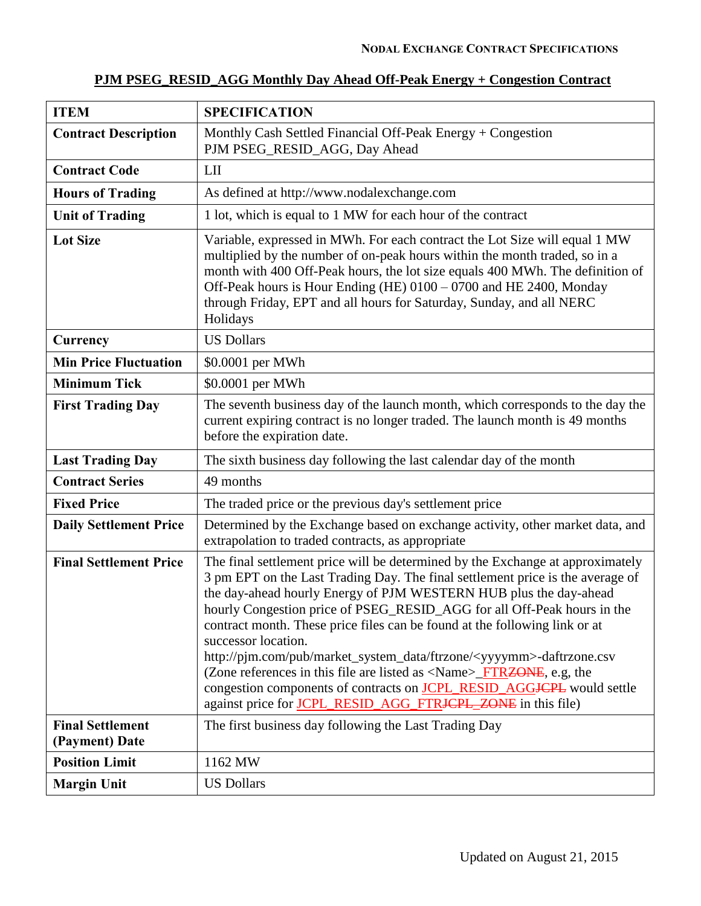**NODAL EXCHANGE CONTRACT SPECIFICATIONS**

## PJM PSEG_RESID_AGG Monthly Day Ahead Off-Peak Energy + Congestion Contract

| ITEM | SPECIFICATION |
|---|---|
| **Contract Description** | Monthly Cash Settled Financial Off-Peak Energy + Congestion PJM PSEG_RESID_AGG, Day Ahead |
| **Contract Code** | LII |
| **Hours of Trading** | As defined at http://www.nodalexchange.com |
| **Unit of Trading** | 1 lot, which is equal to 1 MW for each hour of the contract |
| **Lot Size** | Variable, expressed in MWh. For each contract the Lot Size will equal 1 MW multiplied by the number of on-peak hours within the month traded, so in a month with 400 Off-Peak hours, the lot size equals 400 MWh. The definition of Off-Peak hours is Hour Ending (HE) 0100 – 0700 and HE 2400, Monday through Friday, EPT and all hours for Saturday, Sunday, and all NERC Holidays |
| **Currency** | US Dollars |
| **Min Price Fluctuation** | $0.0001 per MWh |
| **Minimum Tick** | $0.0001 per MWh |
| **First Trading Day** | The seventh business day of the launch month, which corresponds to the day the current expiring contract is no longer traded. The launch month is 49 months before the expiration date. |
| **Last Trading Day** | The sixth business day following the last calendar day of the month |
| **Contract Series** | 49 months |
| **Fixed Price** | The traded price or the previous day's settlement price |
| **Daily Settlement Price** | Determined by the Exchange based on exchange activity, other market data, and extrapolation to traded contracts, as appropriate |
| **Final Settlement Price** | The final settlement price will be determined by the Exchange at approximately 3 pm EPT on the Last Trading Day. The final settlement price is the average of the day-ahead hourly Energy of PJM WESTERN HUB plus the day-ahead hourly Congestion price of PSEG_RESID_AGG for all Off-Peak hours in the contract month. These price files can be found at the following link or at successor location. http://pjm.com/pub/market_system_data/ftrzone/<yyyymm>-daftrzone.csv (Zone references in this file are listed as <Name>_FTR~~ZONE~~, e.g, the congestion components of contracts on JCPL_RESID_AGG~~JCPL~~ would settle against price for JCPL_RESID_AGG_FTR~~JCPL_ZONE~~ in this file) |
| **Final Settlement (Payment) Date** | The first business day following the Last Trading Day |
| **Position Limit** | 1162 MW |
| **Margin Unit** | US Dollars |

Updated on August 21, 2015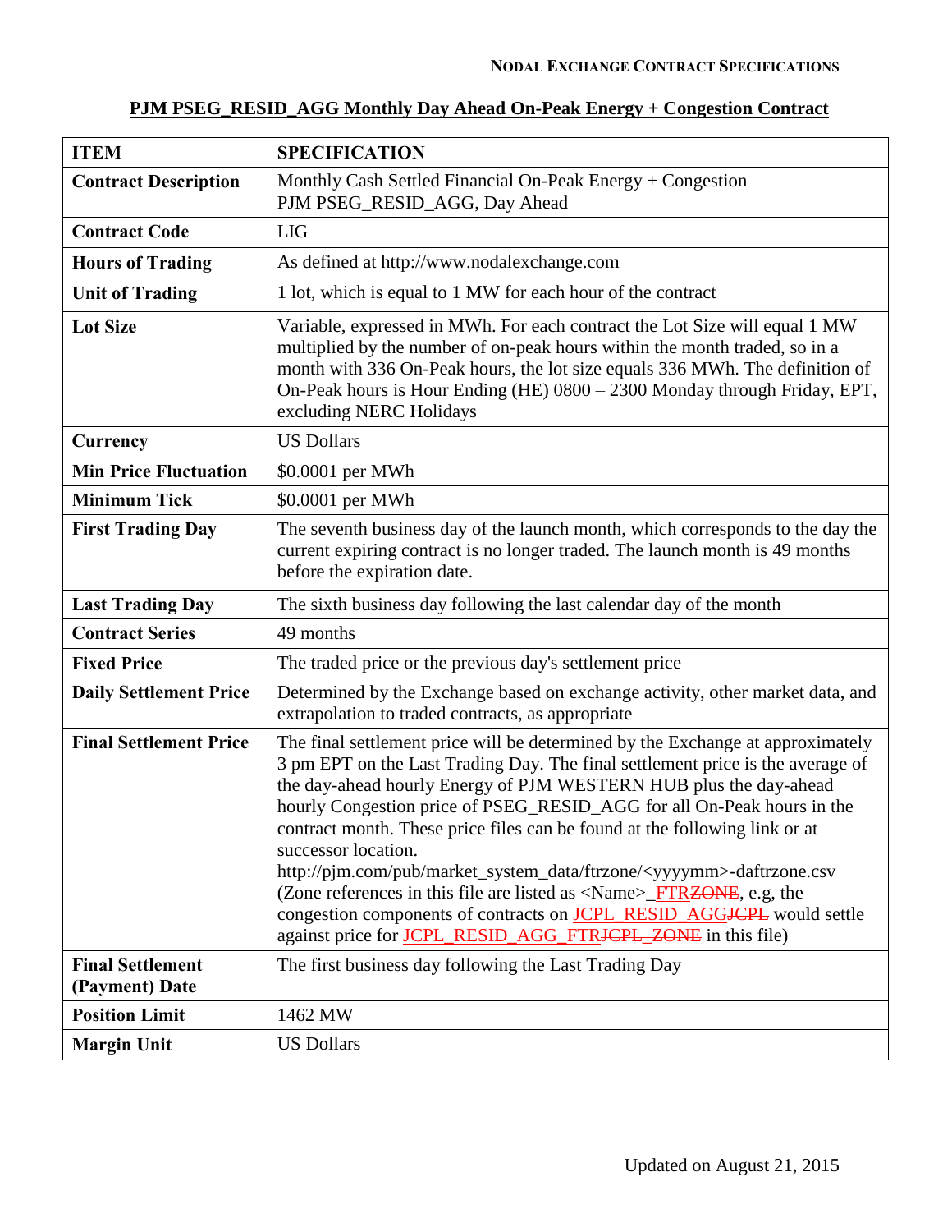**PJM PSEG_RESID_AGG Monthly Day Ahead On-Peak Energy + Congestion Contract**

| ITEM | SPECIFICATION |
|---|---|
| **Contract Description** | Monthly Cash Settled Financial On-Peak Energy + Congestion PJM PSEG_RESID_AGG, Day Ahead |
| **Contract Code** | LIG |
| **Hours of Trading** | As defined at http://www.nodalexchange.com |
| **Unit of Trading** | 1 lot, which is equal to 1 MW for each hour of the contract |
| **Lot Size** | Variable, expressed in MWh. For each contract the Lot Size will equal 1 MW multiplied by the number of on-peak hours within the month traded, so in a month with 336 On-Peak hours, the lot size equals 336 MWh. The definition of On-Peak hours is Hour Ending (HE) 0800 – 2300 Monday through Friday, EPT, excluding NERC Holidays |
| **Currency** | US Dollars |
| **Min Price Fluctuation** | $0.0001 per MWh |
| **Minimum Tick** | $0.0001 per MWh |
| **First Trading Day** | The seventh business day of the launch month, which corresponds to the day the current expiring contract is no longer traded. The launch month is 49 months before the expiration date. |
| **Last Trading Day** | The sixth business day following the last calendar day of the month |
| **Contract Series** | 49 months |
| **Fixed Price** | The traded price or the previous day's settlement price |
| **Daily Settlement Price** | Determined by the Exchange based on exchange activity, other market data, and extrapolation to traded contracts, as appropriate |
| **Final Settlement Price** | The final settlement price will be determined by the Exchange at approximately 3 pm EPT on the Last Trading Day. The final settlement price is the average of the day-ahead hourly Energy of PJM WESTERN HUB plus the day-ahead hourly Congestion price of PSEG_RESID_AGG for all On-Peak hours in the contract month. These price files can be found at the following link or at successor location. http://pjm.com/pub/market_system_data/ftrzone/<yyyymm>-daftrzone.csv (Zone references in this file are listed as <Name>_FTR~~ZONE~~, e.g, the congestion components of contracts on JCPL_RESID_AGG~~JCPL~~ would settle against price for JCPL_RESID_AGG_FTR~~JCPL_ZONE~~ in this file) |
| **Final Settlement (Payment) Date** | The first business day following the Last Trading Day |
| **Position Limit** | 1462 MW |
| **Margin Unit** | US Dollars |

Updated on August 21, 2015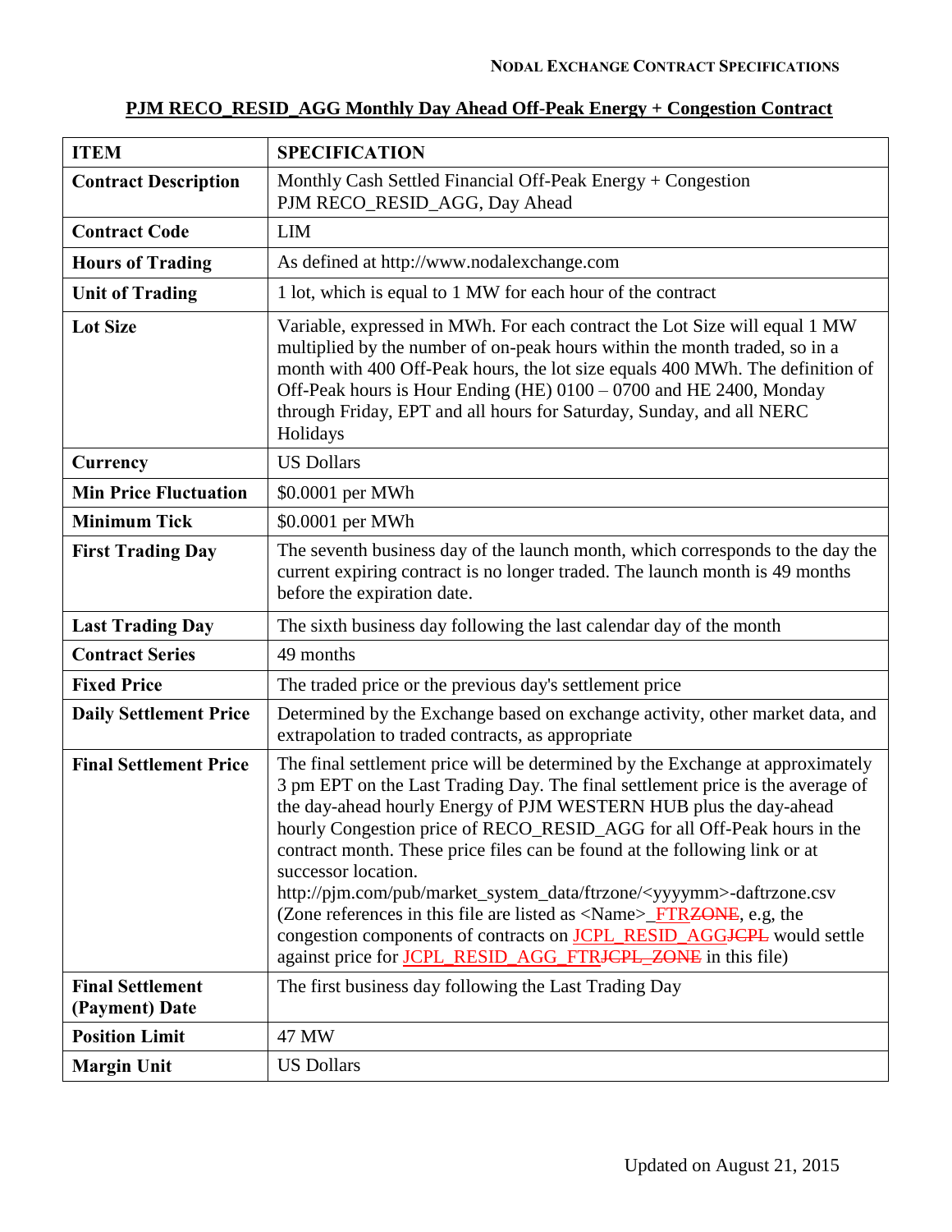**NODAL EXCHANGE CONTRACT SPECIFICATIONS**

## PJM RECO_RESID_AGG Monthly Day Ahead Off-Peak Energy + Congestion Contract

| ITEM | SPECIFICATION |
|---|---|
| **Contract Description** | Monthly Cash Settled Financial Off-Peak Energy + Congestion PJM RECO_RESID_AGG, Day Ahead |
| **Contract Code** | LIM |
| **Hours of Trading** | As defined at http://www.nodalexchange.com |
| **Unit of Trading** | 1 lot, which is equal to 1 MW for each hour of the contract |
| **Lot Size** | Variable, expressed in MWh. For each contract the Lot Size will equal 1 MW multiplied by the number of on-peak hours within the month traded, so in a month with 400 Off-Peak hours, the lot size equals 400 MWh. The definition of Off-Peak hours is Hour Ending (HE) 0100 – 0700 and HE 2400, Monday through Friday, EPT and all hours for Saturday, Sunday, and all NERC Holidays |
| **Currency** | US Dollars |
| **Min Price Fluctuation** | $0.0001 per MWh |
| **Minimum Tick** | $0.0001 per MWh |
| **First Trading Day** | The seventh business day of the launch month, which corresponds to the day the current expiring contract is no longer traded. The launch month is 49 months before the expiration date. |
| **Last Trading Day** | The sixth business day following the last calendar day of the month |
| **Contract Series** | 49 months |
| **Fixed Price** | The traded price or the previous day's settlement price |
| **Daily Settlement Price** | Determined by the Exchange based on exchange activity, other market data, and extrapolation to traded contracts, as appropriate |
| **Final Settlement Price** | The final settlement price will be determined by the Exchange at approximately 3 pm EPT on the Last Trading Day. The final settlement price is the average of the day-ahead hourly Energy of PJM WESTERN HUB plus the day-ahead hourly Congestion price of RECO_RESID_AGG for all Off-Peak hours in the contract month. These price files can be found at the following link or at successor location. http://pjm.com/pub/market_system_data/ftrzone/<yyyymm>-daftrzone.csv (Zone references in this file are listed as <Name>_FTR~~ZONE~~, e.g, the congestion components of contracts on JCPL_RESID_AGG~~JCPL~~ would settle against price for JCPL_RESID_AGG_FTR~~JCPL_ZONE~~ in this file) |
| **Final Settlement (Payment) Date** | The first business day following the Last Trading Day |
| **Position Limit** | 47 MW |
| **Margin Unit** | US Dollars |

Updated on August 21, 2015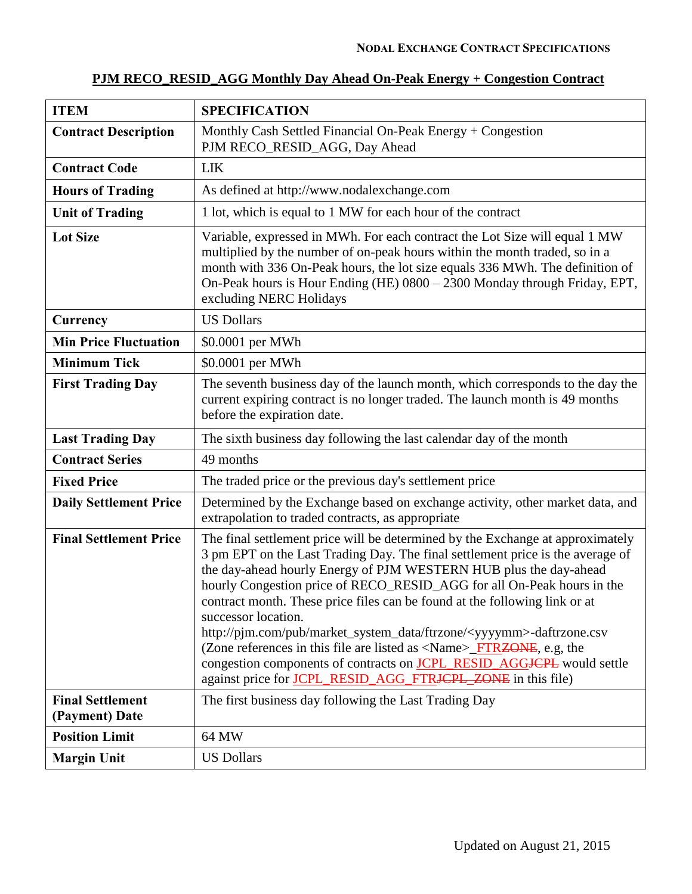**PJM RECO_RESID_AGG Monthly Day Ahead On-Peak Energy + Congestion Contract**

| ITEM | SPECIFICATION |
|---|---|
| **Contract Description** | Monthly Cash Settled Financial On-Peak Energy + Congestion PJM RECO_RESID_AGG, Day Ahead |
| **Contract Code** | LIK |
| **Hours of Trading** | As defined at http://www.nodalexchange.com |
| **Unit of Trading** | 1 lot, which is equal to 1 MW for each hour of the contract |
| **Lot Size** | Variable, expressed in MWh. For each contract the Lot Size will equal 1 MW multiplied by the number of on-peak hours within the month traded, so in a month with 336 On-Peak hours, the lot size equals 336 MWh. The definition of On-Peak hours is Hour Ending (HE) 0800 – 2300 Monday through Friday, EPT, excluding NERC Holidays |
| **Currency** | US Dollars |
| **Min Price Fluctuation** | $0.0001 per MWh |
| **Minimum Tick** | $0.0001 per MWh |
| **First Trading Day** | The seventh business day of the launch month, which corresponds to the day the current expiring contract is no longer traded. The launch month is 49 months before the expiration date. |
| **Last Trading Day** | The sixth business day following the last calendar day of the month |
| **Contract Series** | 49 months |
| **Fixed Price** | The traded price or the previous day's settlement price |
| **Daily Settlement Price** | Determined by the Exchange based on exchange activity, other market data, and extrapolation to traded contracts, as appropriate |
| **Final Settlement Price** | The final settlement price will be determined by the Exchange at approximately 3 pm EPT on the Last Trading Day. The final settlement price is the average of the day-ahead hourly Energy of PJM WESTERN HUB plus the day-ahead hourly Congestion price of RECO_RESID_AGG for all On-Peak hours in the contract month. These price files can be found at the following link or at successor location. http://pjm.com/pub/market_system_data/ftrzone/<yyyymm>-daftrzone.csv (Zone references in this file are listed as <Name>_FTRZONE, e.g, the congestion components of contracts on JCPL_RESID_AGGJCPL would settle against price for JCPL_RESID_AGG_FTRJCPL_ZONE in this file) |
| **Final Settlement (Payment) Date** | The first business day following the Last Trading Day |
| **Position Limit** | 64 MW |
| **Margin Unit** | US Dollars |

Updated on August 21, 2015